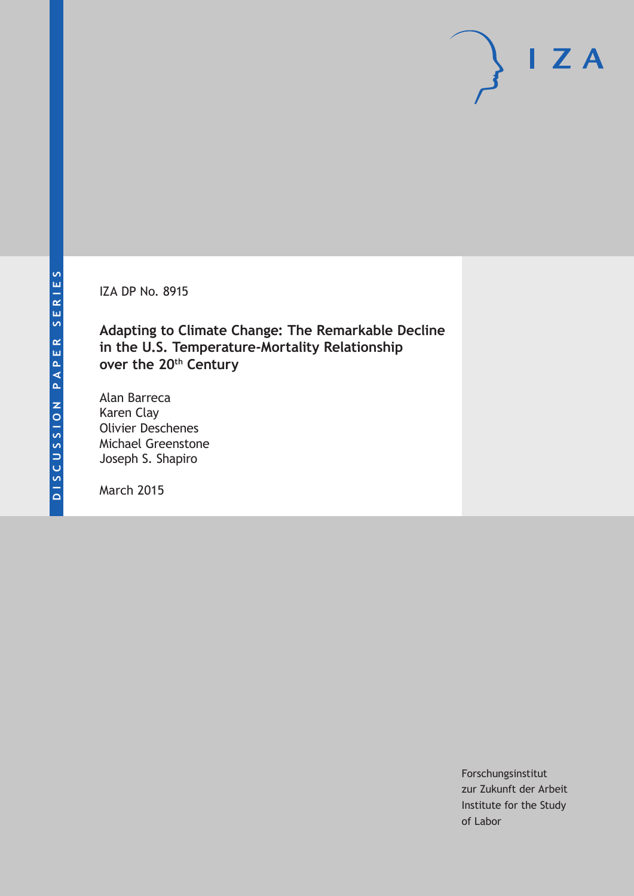DISCUSSION PAPER SERIES

IZA DP No. 8915

# Adapting to Climate Change: The Remarkable Decline in the U.S. Temperature-Mortality Relationship over the 20th Century

Alan Barreca
Karen Clay
Olivier Deschenes
Michael Greenstone
Joseph S. Shapiro

March 2015

Forschungsinstitut
zur Zukunft der Arbeit
Institute for the Study
of Labor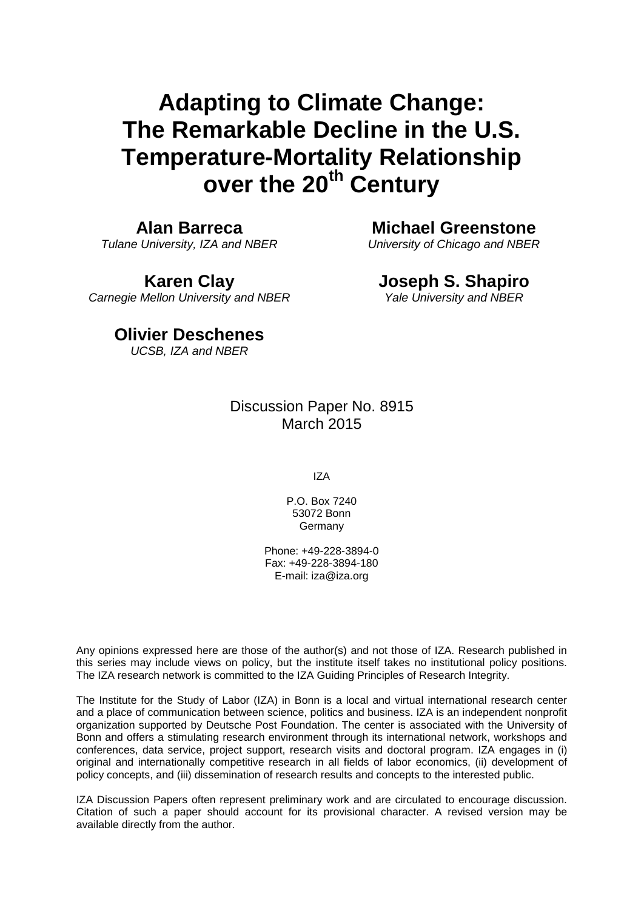// Adapting to Climate Change: The Remarkable Decline in the U.S. Temperature-Mortality Relationship over the 20[th] Century

# Adapting to Climate Change: The Remarkable Decline in the U.S. Temperature-Mortality Relationship over the 20$^{th}$ Century

**Alan Barreca**
*Tulane University, IZA and NBER*

**Michael Greenstone**
*University of Chicago and NBER*

**Karen Clay**
*Carnegie Mellon University and NBER*

**Joseph S. Shapiro**
*Yale University and NBER*

**Olivier Deschenes**
*UCSB, IZA and NBER*

Discussion Paper No. 8915
March 2015

IZA

P.O. Box 7240
53072 Bonn
Germany

Phone: +49-228-3894-0
Fax: +49-228-3894-180
E-mail: iza@iza.org

Any opinions expressed here are those of the author(s) and not those of IZA. Research published in this series may include views on policy, but the institute itself takes no institutional policy positions. The IZA research network is committed to the IZA Guiding Principles of Research Integrity.

The Institute for the Study of Labor (IZA) in Bonn is a local and virtual international research center and a place of communication between science, politics and business. IZA is an independent nonprofit organization supported by Deutsche Post Foundation. The center is associated with the University of Bonn and offers a stimulating research environment through its international network, workshops and conferences, data service, project support, research visits and doctoral program. IZA engages in (i) original and internationally competitive research in all fields of labor economics, (ii) development of policy concepts, and (iii) dissemination of research results and concepts to the interested public.

IZA Discussion Papers often represent preliminary work and are circulated to encourage discussion. Citation of such a paper should account for its provisional character. A revised version may be available directly from the author.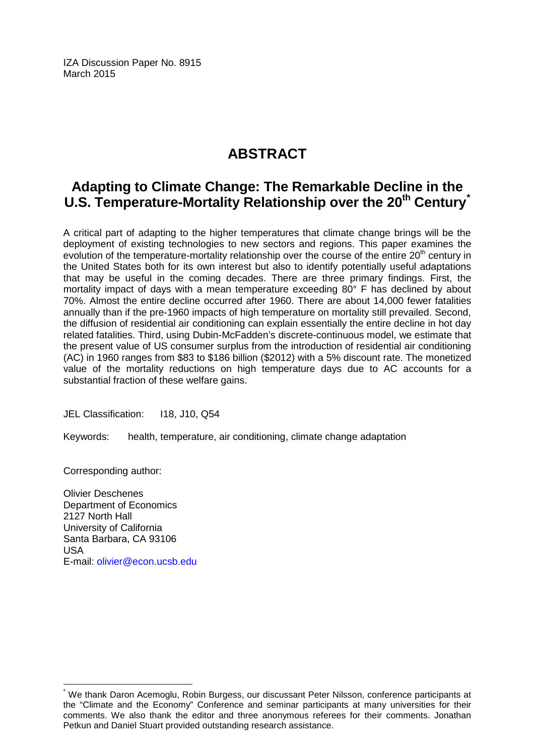IZA Discussion Paper No. 8915
March 2015

# ABSTRACT

## Adapting to Climate Change: The Remarkable Decline in the U.S. Temperature-Mortality Relationship over the 20th Century*

A critical part of adapting to the higher temperatures that climate change brings will be the deployment of existing technologies to new sectors and regions. This paper examines the evolution of the temperature-mortality relationship over the course of the entire 20th century in the United States both for its own interest but also to identify potentially useful adaptations that may be useful in the coming decades. There are three primary findings. First, the mortality impact of days with a mean temperature exceeding 80° F has declined by about 70%. Almost the entire decline occurred after 1960. There are about 14,000 fewer fatalities annually than if the pre-1960 impacts of high temperature on mortality still prevailed. Second, the diffusion of residential air conditioning can explain essentially the entire decline in hot day related fatalities. Third, using Dubin-McFadden's discrete-continuous model, we estimate that the present value of US consumer surplus from the introduction of residential air conditioning (AC) in 1960 ranges from $83 to $186 billion ($2012) with a 5% discount rate. The monetized value of the mortality reductions on high temperature days due to AC accounts for a substantial fraction of these welfare gains.

JEL Classification: I18, J10, Q54

Keywords: health, temperature, air conditioning, climate change adaptation

Corresponding author:

Olivier Deschenes
Department of Economics
2127 North Hall
University of California
Santa Barbara, CA 93106
USA
E-mail: olivier@econ.ucsb.edu

---

* We thank Daron Acemoglu, Robin Burgess, our discussant Peter Nilsson, conference participants at the "Climate and the Economy" Conference and seminar participants at many universities for their comments. We also thank the editor and three anonymous referees for their comments. Jonathan Petkun and Daniel Stuart provided outstanding research assistance.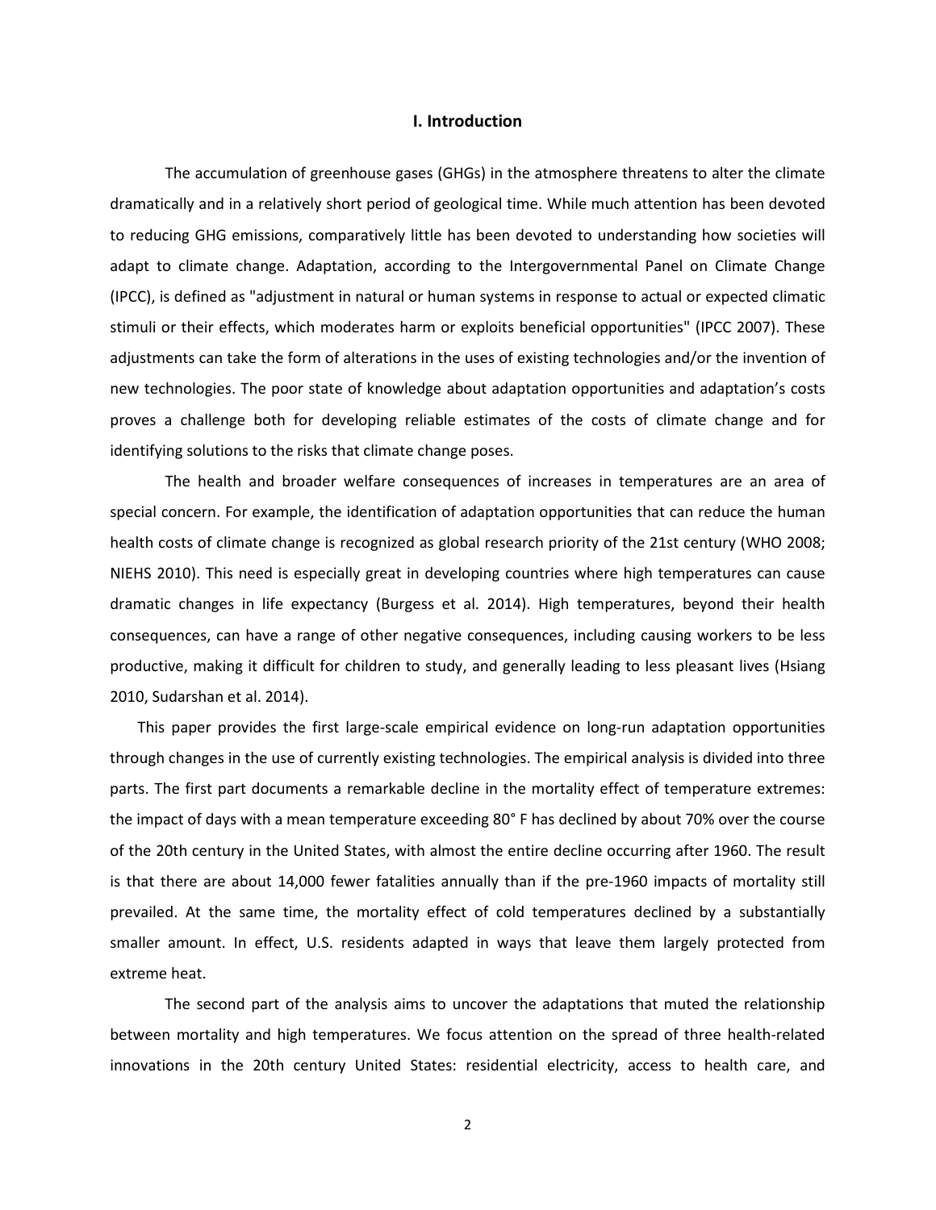# I. Introduction

The accumulation of greenhouse gases (GHGs) in the atmosphere threatens to alter the climate dramatically and in a relatively short period of geological time. While much attention has been devoted to reducing GHG emissions, comparatively little has been devoted to understanding how societies will adapt to climate change. Adaptation, according to the Intergovernmental Panel on Climate Change (IPCC), is defined as "adjustment in natural or human systems in response to actual or expected climatic stimuli or their effects, which moderates harm or exploits beneficial opportunities" (IPCC 2007). These adjustments can take the form of alterations in the uses of existing technologies and/or the invention of new technologies. The poor state of knowledge about adaptation opportunities and adaptation's costs proves a challenge both for developing reliable estimates of the costs of climate change and for identifying solutions to the risks that climate change poses.

The health and broader welfare consequences of increases in temperatures are an area of special concern. For example, the identification of adaptation opportunities that can reduce the human health costs of climate change is recognized as global research priority of the 21st century (WHO 2008; NIEHS 2010). This need is especially great in developing countries where high temperatures can cause dramatic changes in life expectancy (Burgess et al. 2014). High temperatures, beyond their health consequences, can have a range of other negative consequences, including causing workers to be less productive, making it difficult for children to study, and generally leading to less pleasant lives (Hsiang 2010, Sudarshan et al. 2014).

This paper provides the first large-scale empirical evidence on long-run adaptation opportunities through changes in the use of currently existing technologies. The empirical analysis is divided into three parts. The first part documents a remarkable decline in the mortality effect of temperature extremes: the impact of days with a mean temperature exceeding 80° F has declined by about 70% over the course of the 20th century in the United States, with almost the entire decline occurring after 1960. The result is that there are about 14,000 fewer fatalities annually than if the pre-1960 impacts of mortality still prevailed. At the same time, the mortality effect of cold temperatures declined by a substantially smaller amount. In effect, U.S. residents adapted in ways that leave them largely protected from extreme heat.

The second part of the analysis aims to uncover the adaptations that muted the relationship between mortality and high temperatures. We focus attention on the spread of three health-related innovations in the 20th century United States: residential electricity, access to health care, and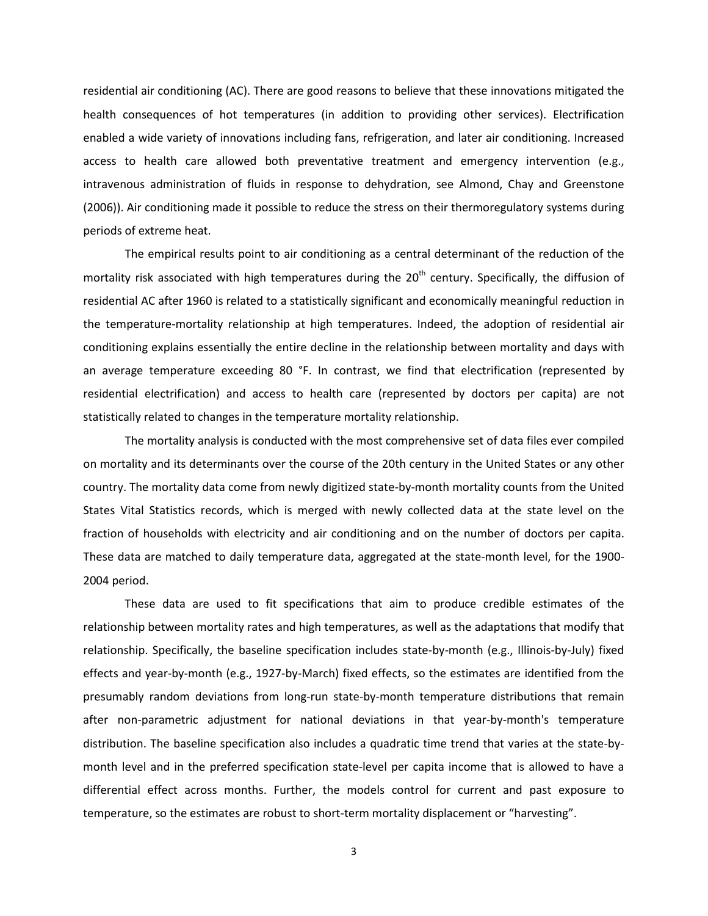residential air conditioning (AC). There are good reasons to believe that these innovations mitigated the health consequences of hot temperatures (in addition to providing other services). Electrification enabled a wide variety of innovations including fans, refrigeration, and later air conditioning. Increased access to health care allowed both preventative treatment and emergency intervention (e.g., intravenous administration of fluids in response to dehydration, see Almond, Chay and Greenstone (2006)). Air conditioning made it possible to reduce the stress on their thermoregulatory systems during periods of extreme heat.

The empirical results point to air conditioning as a central determinant of the reduction of the mortality risk associated with high temperatures during the 20th century. Specifically, the diffusion of residential AC after 1960 is related to a statistically significant and economically meaningful reduction in the temperature-mortality relationship at high temperatures. Indeed, the adoption of residential air conditioning explains essentially the entire decline in the relationship between mortality and days with an average temperature exceeding 80 °F. In contrast, we find that electrification (represented by residential electrification) and access to health care (represented by doctors per capita) are not statistically related to changes in the temperature mortality relationship.

The mortality analysis is conducted with the most comprehensive set of data files ever compiled on mortality and its determinants over the course of the 20th century in the United States or any other country. The mortality data come from newly digitized state-by-month mortality counts from the United States Vital Statistics records, which is merged with newly collected data at the state level on the fraction of households with electricity and air conditioning and on the number of doctors per capita. These data are matched to daily temperature data, aggregated at the state-month level, for the 1900-2004 period.

These data are used to fit specifications that aim to produce credible estimates of the relationship between mortality rates and high temperatures, as well as the adaptations that modify that relationship. Specifically, the baseline specification includes state-by-month (e.g., Illinois-by-July) fixed effects and year-by-month (e.g., 1927-by-March) fixed effects, so the estimates are identified from the presumably random deviations from long-run state-by-month temperature distributions that remain after non-parametric adjustment for national deviations in that year-by-month's temperature distribution. The baseline specification also includes a quadratic time trend that varies at the state-by-month level and in the preferred specification state-level per capita income that is allowed to have a differential effect across months. Further, the models control for current and past exposure to temperature, so the estimates are robust to short-term mortality displacement or "harvesting".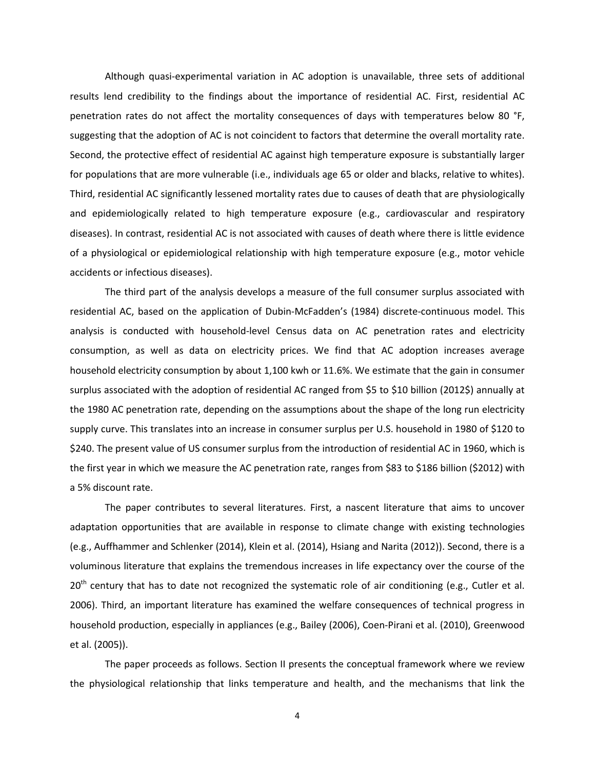Although quasi-experimental variation in AC adoption is unavailable, three sets of additional results lend credibility to the findings about the importance of residential AC. First, residential AC penetration rates do not affect the mortality consequences of days with temperatures below 80 °F, suggesting that the adoption of AC is not coincident to factors that determine the overall mortality rate. Second, the protective effect of residential AC against high temperature exposure is substantially larger for populations that are more vulnerable (i.e., individuals age 65 or older and blacks, relative to whites). Third, residential AC significantly lessened mortality rates due to causes of death that are physiologically and epidemiologically related to high temperature exposure (e.g., cardiovascular and respiratory diseases). In contrast, residential AC is not associated with causes of death where there is little evidence of a physiological or epidemiological relationship with high temperature exposure (e.g., motor vehicle accidents or infectious diseases).

The third part of the analysis develops a measure of the full consumer surplus associated with residential AC, based on the application of Dubin-McFadden's (1984) discrete-continuous model. This analysis is conducted with household-level Census data on AC penetration rates and electricity consumption, as well as data on electricity prices. We find that AC adoption increases average household electricity consumption by about 1,100 kwh or 11.6%. We estimate that the gain in consumer surplus associated with the adoption of residential AC ranged from $5 to $10 billion (2012$) annually at the 1980 AC penetration rate, depending on the assumptions about the shape of the long run electricity supply curve. This translates into an increase in consumer surplus per U.S. household in 1980 of $120 to $240. The present value of US consumer surplus from the introduction of residential AC in 1960, which is the first year in which we measure the AC penetration rate, ranges from $83 to $186 billion ($2012) with a 5% discount rate.

The paper contributes to several literatures. First, a nascent literature that aims to uncover adaptation opportunities that are available in response to climate change with existing technologies (e.g., Auffhammer and Schlenker (2014), Klein et al. (2014), Hsiang and Narita (2012)). Second, there is a voluminous literature that explains the tremendous increases in life expectancy over the course of the 20th century that has to date not recognized the systematic role of air conditioning (e.g., Cutler et al. 2006). Third, an important literature has examined the welfare consequences of technical progress in household production, especially in appliances (e.g., Bailey (2006), Coen-Pirani et al. (2010), Greenwood et al. (2005)).

The paper proceeds as follows. Section II presents the conceptual framework where we review the physiological relationship that links temperature and health, and the mechanisms that link the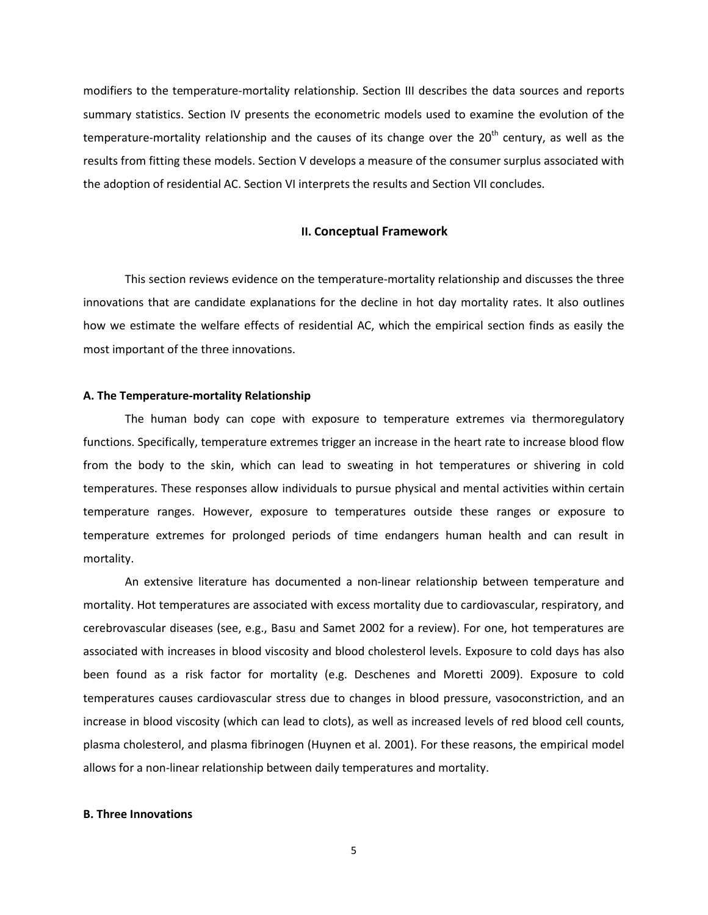modifiers to the temperature-mortality relationship. Section III describes the data sources and reports summary statistics. Section IV presents the econometric models used to examine the evolution of the temperature-mortality relationship and the causes of its change over the 20$^{th}$ century, as well as the results from fitting these models. Section V develops a measure of the consumer surplus associated with the adoption of residential AC. Section VI interprets the results and Section VII concludes.

## II. Conceptual Framework

This section reviews evidence on the temperature-mortality relationship and discusses the three innovations that are candidate explanations for the decline in hot day mortality rates. It also outlines how we estimate the welfare effects of residential AC, which the empirical section finds as easily the most important of the three innovations.

### A. The Temperature-mortality Relationship

The human body can cope with exposure to temperature extremes via thermoregulatory functions. Specifically, temperature extremes trigger an increase in the heart rate to increase blood flow from the body to the skin, which can lead to sweating in hot temperatures or shivering in cold temperatures. These responses allow individuals to pursue physical and mental activities within certain temperature ranges. However, exposure to temperatures outside these ranges or exposure to temperature extremes for prolonged periods of time endangers human health and can result in mortality.

An extensive literature has documented a non-linear relationship between temperature and mortality. Hot temperatures are associated with excess mortality due to cardiovascular, respiratory, and cerebrovascular diseases (see, e.g., Basu and Samet 2002 for a review). For one, hot temperatures are associated with increases in blood viscosity and blood cholesterol levels. Exposure to cold days has also been found as a risk factor for mortality (e.g. Deschenes and Moretti 2009). Exposure to cold temperatures causes cardiovascular stress due to changes in blood pressure, vasoconstriction, and an increase in blood viscosity (which can lead to clots), as well as increased levels of red blood cell counts, plasma cholesterol, and plasma fibrinogen (Huynen et al. 2001). For these reasons, the empirical model allows for a non-linear relationship between daily temperatures and mortality.

### B. Three Innovations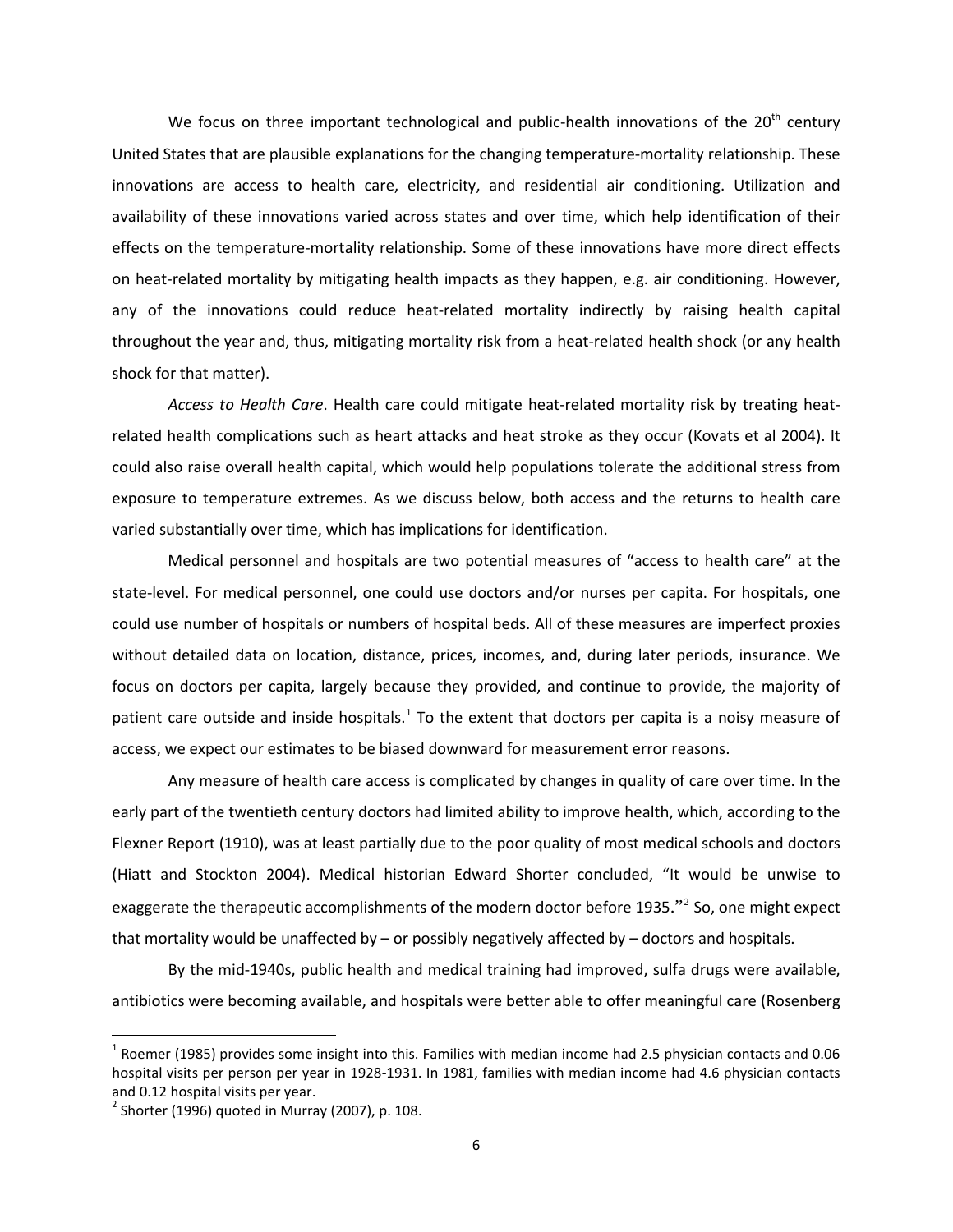We focus on three important technological and public-health innovations of the 20th century United States that are plausible explanations for the changing temperature-mortality relationship. These innovations are access to health care, electricity, and residential air conditioning. Utilization and availability of these innovations varied across states and over time, which help identification of their effects on the temperature-mortality relationship. Some of these innovations have more direct effects on heat-related mortality by mitigating health impacts as they happen, e.g. air conditioning. However, any of the innovations could reduce heat-related mortality indirectly by raising health capital throughout the year and, thus, mitigating mortality risk from a heat-related health shock (or any health shock for that matter).

*Access to Health Care*. Health care could mitigate heat-related mortality risk by treating heat-related health complications such as heart attacks and heat stroke as they occur (Kovats et al 2004). It could also raise overall health capital, which would help populations tolerate the additional stress from exposure to temperature extremes. As we discuss below, both access and the returns to health care varied substantially over time, which has implications for identification.

Medical personnel and hospitals are two potential measures of "access to health care" at the state-level. For medical personnel, one could use doctors and/or nurses per capita. For hospitals, one could use number of hospitals or numbers of hospital beds. All of these measures are imperfect proxies without detailed data on location, distance, prices, incomes, and, during later periods, insurance. We focus on doctors per capita, largely because they provided, and continue to provide, the majority of patient care outside and inside hospitals.[1] To the extent that doctors per capita is a noisy measure of access, we expect our estimates to be biased downward for measurement error reasons.

Any measure of health care access is complicated by changes in quality of care over time. In the early part of the twentieth century doctors had limited ability to improve health, which, according to the Flexner Report (1910), was at least partially due to the poor quality of most medical schools and doctors (Hiatt and Stockton 2004). Medical historian Edward Shorter concluded, "It would be unwise to exaggerate the therapeutic accomplishments of the modern doctor before 1935."[2] So, one might expect that mortality would be unaffected by – or possibly negatively affected by – doctors and hospitals.

By the mid-1940s, public health and medical training had improved, sulfa drugs were available, antibiotics were becoming available, and hospitals were better able to offer meaningful care (Rosenberg

---

[1] Roemer (1985) provides some insight into this. Families with median income had 2.5 physician contacts and 0.06 hospital visits per person per year in 1928-1931. In 1981, families with median income had 4.6 physician contacts and 0.12 hospital visits per year.

[2] Shorter (1996) quoted in Murray (2007), p. 108.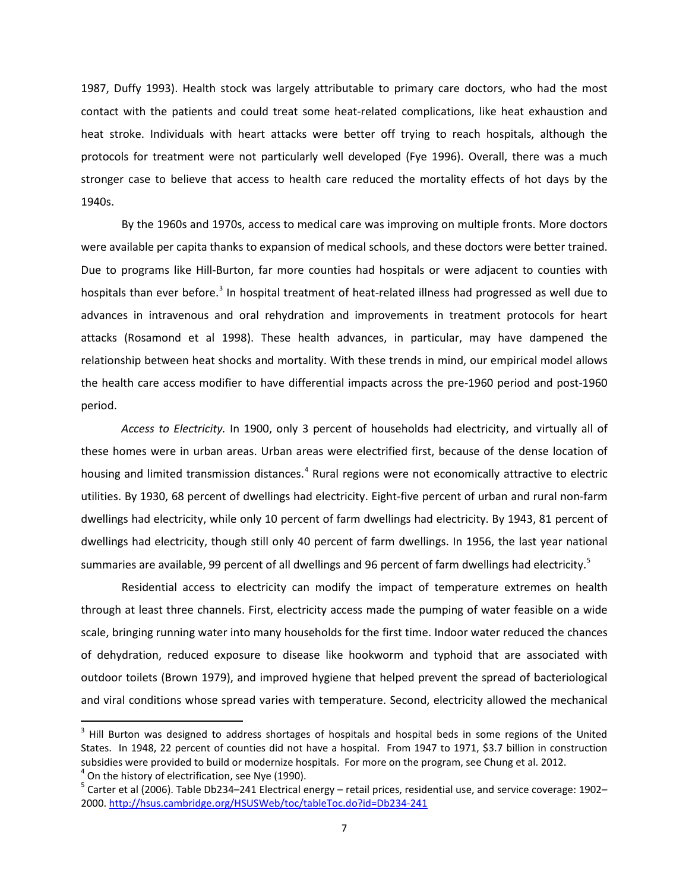1987, Duffy 1993). Health stock was largely attributable to primary care doctors, who had the most contact with the patients and could treat some heat-related complications, like heat exhaustion and heat stroke. Individuals with heart attacks were better off trying to reach hospitals, although the protocols for treatment were not particularly well developed (Fye 1996). Overall, there was a much stronger case to believe that access to health care reduced the mortality effects of hot days by the 1940s.

By the 1960s and 1970s, access to medical care was improving on multiple fronts. More doctors were available per capita thanks to expansion of medical schools, and these doctors were better trained. Due to programs like Hill-Burton, far more counties had hospitals or were adjacent to counties with hospitals than ever before.[3] In hospital treatment of heat-related illness had progressed as well due to advances in intravenous and oral rehydration and improvements in treatment protocols for heart attacks (Rosamond et al 1998). These health advances, in particular, may have dampened the relationship between heat shocks and mortality. With these trends in mind, our empirical model allows the health care access modifier to have differential impacts across the pre-1960 period and post-1960 period.

*Access to Electricity.* In 1900, only 3 percent of households had electricity, and virtually all of these homes were in urban areas. Urban areas were electrified first, because of the dense location of housing and limited transmission distances.[4] Rural regions were not economically attractive to electric utilities. By 1930, 68 percent of dwellings had electricity. Eight-five percent of urban and rural non-farm dwellings had electricity, while only 10 percent of farm dwellings had electricity. By 1943, 81 percent of dwellings had electricity, though still only 40 percent of farm dwellings. In 1956, the last year national summaries are available, 99 percent of all dwellings and 96 percent of farm dwellings had electricity.[5]

Residential access to electricity can modify the impact of temperature extremes on health through at least three channels. First, electricity access made the pumping of water feasible on a wide scale, bringing running water into many households for the first time. Indoor water reduced the chances of dehydration, reduced exposure to disease like hookworm and typhoid that are associated with outdoor toilets (Brown 1979), and improved hygiene that helped prevent the spread of bacteriological and viral conditions whose spread varies with temperature. Second, electricity allowed the mechanical

---

[3] Hill Burton was designed to address shortages of hospitals and hospital beds in some regions of the United States. In 1948, 22 percent of counties did not have a hospital. From 1947 to 1971, $3.7 billion in construction subsidies were provided to build or modernize hospitals. For more on the program, see Chung et al. 2012.

[4] On the history of electrification, see Nye (1990).

[5] Carter et al (2006). Table Db234–241 Electrical energy – retail prices, residential use, and service coverage: 1902–2000. http://hsus.cambridge.org/HSUSWeb/toc/tableToc.do?id=Db234-241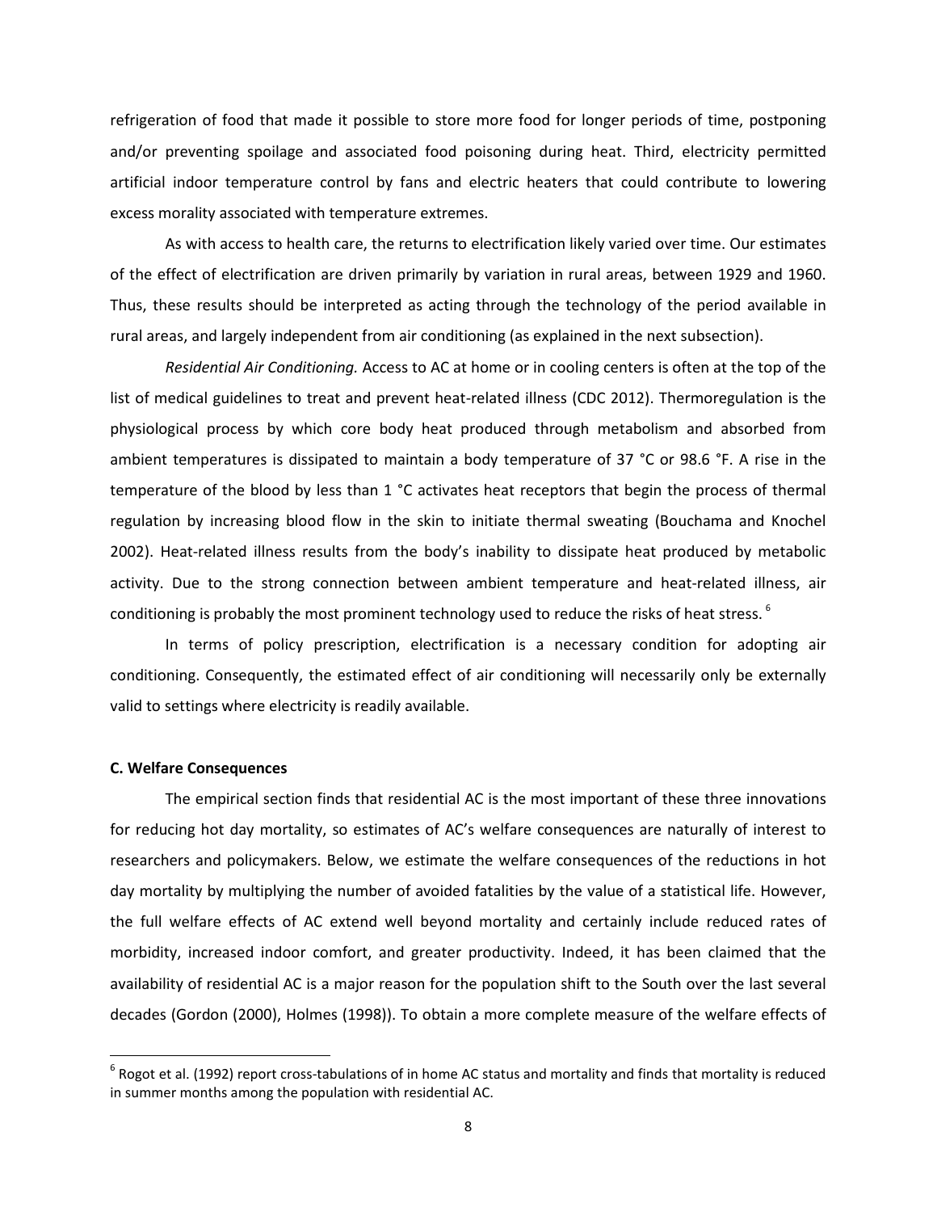refrigeration of food that made it possible to store more food for longer periods of time, postponing and/or preventing spoilage and associated food poisoning during heat. Third, electricity permitted artificial indoor temperature control by fans and electric heaters that could contribute to lowering excess morality associated with temperature extremes.

As with access to health care, the returns to electrification likely varied over time. Our estimates of the effect of electrification are driven primarily by variation in rural areas, between 1929 and 1960. Thus, these results should be interpreted as acting through the technology of the period available in rural areas, and largely independent from air conditioning (as explained in the next subsection).

*Residential Air Conditioning.* Access to AC at home or in cooling centers is often at the top of the list of medical guidelines to treat and prevent heat-related illness (CDC 2012). Thermoregulation is the physiological process by which core body heat produced through metabolism and absorbed from ambient temperatures is dissipated to maintain a body temperature of 37 °C or 98.6 °F. A rise in the temperature of the blood by less than 1 °C activates heat receptors that begin the process of thermal regulation by increasing blood flow in the skin to initiate thermal sweating (Bouchama and Knochel 2002). Heat-related illness results from the body's inability to dissipate heat produced by metabolic activity. Due to the strong connection between ambient temperature and heat-related illness, air conditioning is probably the most prominent technology used to reduce the risks of heat stress. [6]

In terms of policy prescription, electrification is a necessary condition for adopting air conditioning. Consequently, the estimated effect of air conditioning will necessarily only be externally valid to settings where electricity is readily available.

**C. Welfare Consequences**

The empirical section finds that residential AC is the most important of these three innovations for reducing hot day mortality, so estimates of AC's welfare consequences are naturally of interest to researchers and policymakers. Below, we estimate the welfare consequences of the reductions in hot day mortality by multiplying the number of avoided fatalities by the value of a statistical life. However, the full welfare effects of AC extend well beyond mortality and certainly include reduced rates of morbidity, increased indoor comfort, and greater productivity. Indeed, it has been claimed that the availability of residential AC is a major reason for the population shift to the South over the last several decades (Gordon (2000), Holmes (1998)). To obtain a more complete measure of the welfare effects of

[6] Rogot et al. (1992) report cross-tabulations of in home AC status and mortality and finds that mortality is reduced in summer months among the population with residential AC.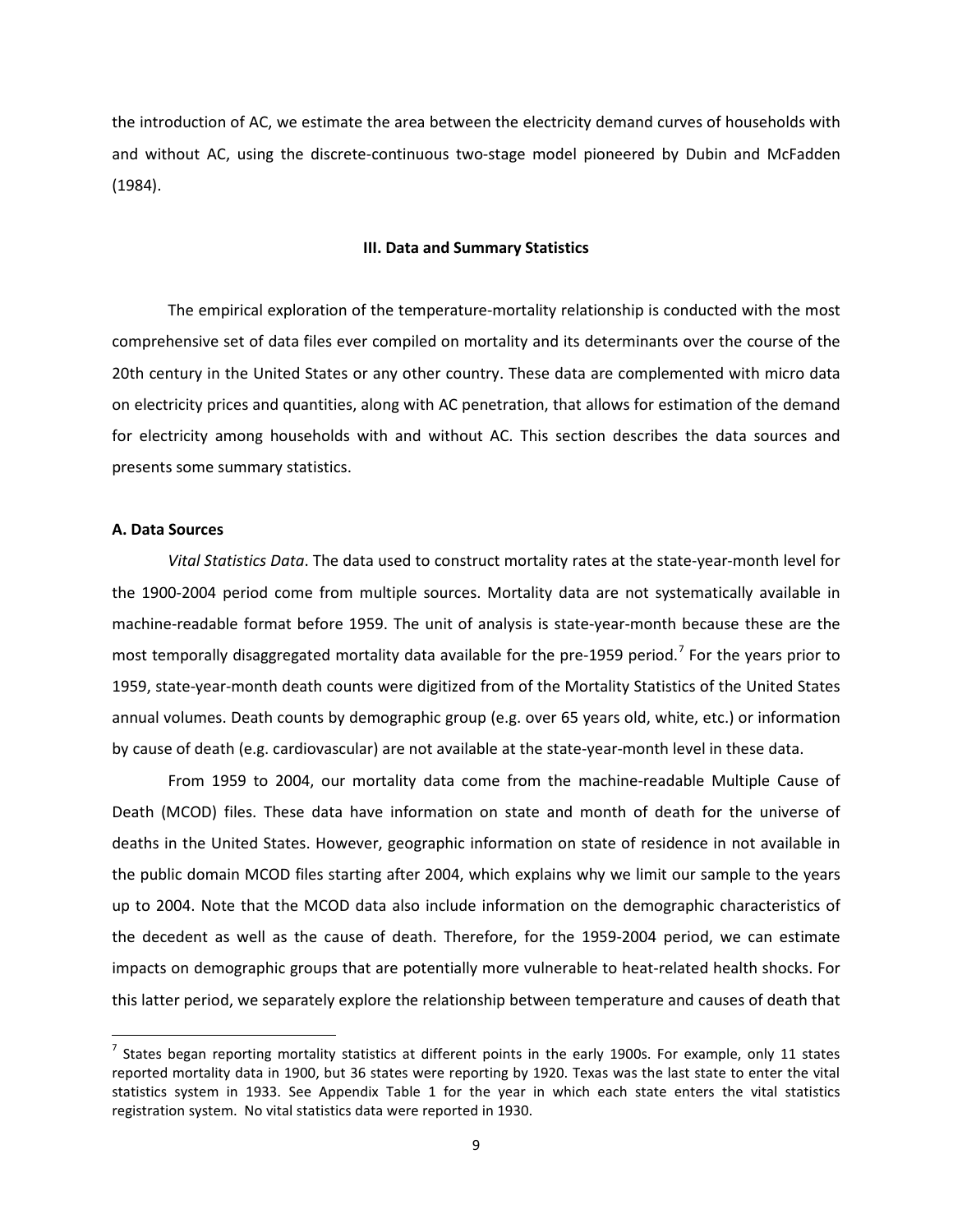the introduction of AC, we estimate the area between the electricity demand curves of households with and without AC, using the discrete-continuous two-stage model pioneered by Dubin and McFadden (1984).

## III. Data and Summary Statistics

The empirical exploration of the temperature-mortality relationship is conducted with the most comprehensive set of data files ever compiled on mortality and its determinants over the course of the 20th century in the United States or any other country. These data are complemented with micro data on electricity prices and quantities, along with AC penetration, that allows for estimation of the demand for electricity among households with and without AC. This section describes the data sources and presents some summary statistics.

### A. Data Sources

*Vital Statistics Data*. The data used to construct mortality rates at the state-year-month level for the 1900-2004 period come from multiple sources. Mortality data are not systematically available in machine-readable format before 1959. The unit of analysis is state-year-month because these are the most temporally disaggregated mortality data available for the pre-1959 period.[7] For the years prior to 1959, state-year-month death counts were digitized from of the Mortality Statistics of the United States annual volumes. Death counts by demographic group (e.g. over 65 years old, white, etc.) or information by cause of death (e.g. cardiovascular) are not available at the state-year-month level in these data.

From 1959 to 2004, our mortality data come from the machine-readable Multiple Cause of Death (MCOD) files. These data have information on state and month of death for the universe of deaths in the United States. However, geographic information on state of residence in not available in the public domain MCOD files starting after 2004, which explains why we limit our sample to the years up to 2004. Note that the MCOD data also include information on the demographic characteristics of the decedent as well as the cause of death. Therefore, for the 1959-2004 period, we can estimate impacts on demographic groups that are potentially more vulnerable to heat-related health shocks. For this latter period, we separately explore the relationship between temperature and causes of death that

[7] States began reporting mortality statistics at different points in the early 1900s. For example, only 11 states reported mortality data in 1900, but 36 states were reporting by 1920. Texas was the last state to enter the vital statistics system in 1933. See Appendix Table 1 for the year in which each state enters the vital statistics registration system. No vital statistics data were reported in 1930.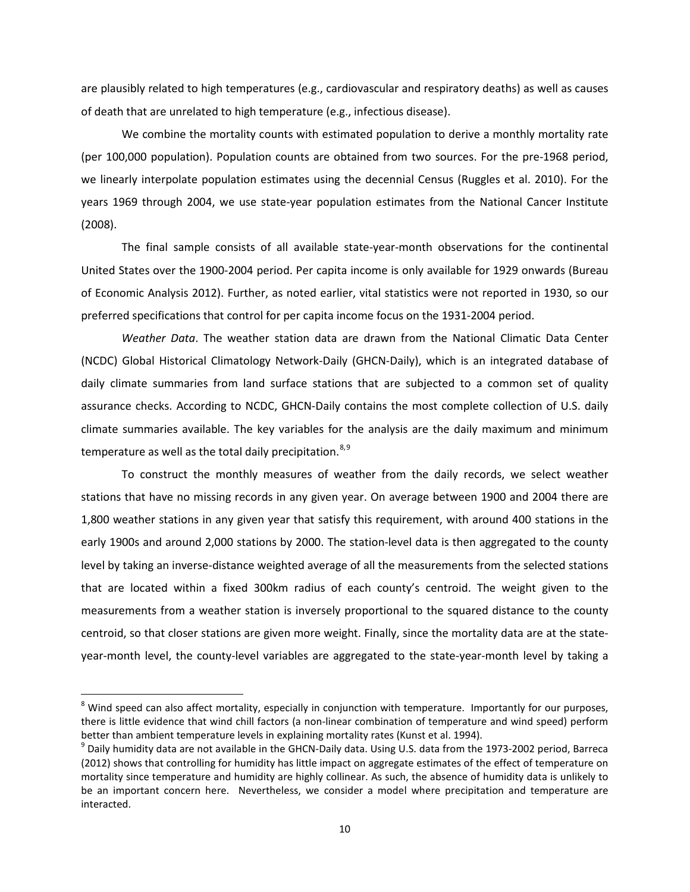are plausibly related to high temperatures (e.g., cardiovascular and respiratory deaths) as well as causes of death that are unrelated to high temperature (e.g., infectious disease).

We combine the mortality counts with estimated population to derive a monthly mortality rate (per 100,000 population). Population counts are obtained from two sources. For the pre-1968 period, we linearly interpolate population estimates using the decennial Census (Ruggles et al. 2010). For the years 1969 through 2004, we use state-year population estimates from the National Cancer Institute (2008).

The final sample consists of all available state-year-month observations for the continental United States over the 1900-2004 period. Per capita income is only available for 1929 onwards (Bureau of Economic Analysis 2012). Further, as noted earlier, vital statistics were not reported in 1930, so our preferred specifications that control for per capita income focus on the 1931-2004 period.

*Weather Data*. The weather station data are drawn from the National Climatic Data Center (NCDC) Global Historical Climatology Network-Daily (GHCN-Daily), which is an integrated database of daily climate summaries from land surface stations that are subjected to a common set of quality assurance checks. According to NCDC, GHCN-Daily contains the most complete collection of U.S. daily climate summaries available. The key variables for the analysis are the daily maximum and minimum temperature as well as the total daily precipitation.[8,9]

To construct the monthly measures of weather from the daily records, we select weather stations that have no missing records in any given year. On average between 1900 and 2004 there are 1,800 weather stations in any given year that satisfy this requirement, with around 400 stations in the early 1900s and around 2,000 stations by 2000. The station-level data is then aggregated to the county level by taking an inverse-distance weighted average of all the measurements from the selected stations that are located within a fixed 300km radius of each county's centroid. The weight given to the measurements from a weather station is inversely proportional to the squared distance to the county centroid, so that closer stations are given more weight. Finally, since the mortality data are at the state-year-month level, the county-level variables are aggregated to the state-year-month level by taking a

[8] Wind speed can also affect mortality, especially in conjunction with temperature. Importantly for our purposes, there is little evidence that wind chill factors (a non-linear combination of temperature and wind speed) perform better than ambient temperature levels in explaining mortality rates (Kunst et al. 1994).

[9] Daily humidity data are not available in the GHCN-Daily data. Using U.S. data from the 1973-2002 period, Barreca (2012) shows that controlling for humidity has little impact on aggregate estimates of the effect of temperature on mortality since temperature and humidity are highly collinear. As such, the absence of humidity data is unlikely to be an important concern here. Nevertheless, we consider a model where precipitation and temperature are interacted.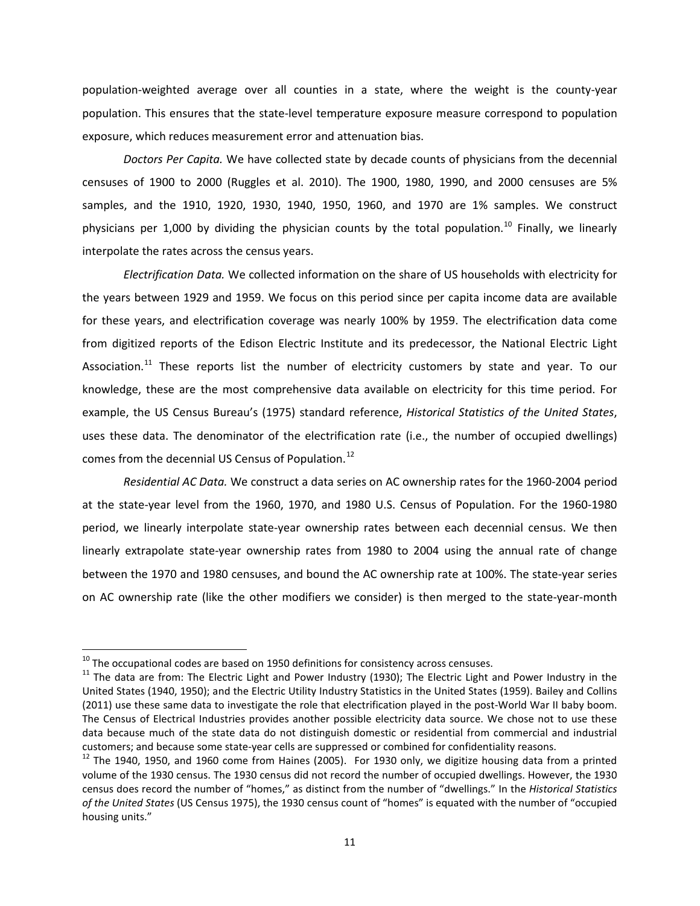population-weighted average over all counties in a state, where the weight is the county-year population. This ensures that the state-level temperature exposure measure correspond to population exposure, which reduces measurement error and attenuation bias.

*Doctors Per Capita.* We have collected state by decade counts of physicians from the decennial censuses of 1900 to 2000 (Ruggles et al. 2010). The 1900, 1980, 1990, and 2000 censuses are 5% samples, and the 1910, 1920, 1930, 1940, 1950, 1960, and 1970 are 1% samples. We construct physicians per 1,000 by dividing the physician counts by the total population.[10] Finally, we linearly interpolate the rates across the census years.

*Electrification Data.* We collected information on the share of US households with electricity for the years between 1929 and 1959. We focus on this period since per capita income data are available for these years, and electrification coverage was nearly 100% by 1959. The electrification data come from digitized reports of the Edison Electric Institute and its predecessor, the National Electric Light Association.[11] These reports list the number of electricity customers by state and year. To our knowledge, these are the most comprehensive data available on electricity for this time period. For example, the US Census Bureau's (1975) standard reference, *Historical Statistics of the United States*, uses these data. The denominator of the electrification rate (i.e., the number of occupied dwellings) comes from the decennial US Census of Population.[12]

*Residential AC Data.* We construct a data series on AC ownership rates for the 1960-2004 period at the state-year level from the 1960, 1970, and 1980 U.S. Census of Population. For the 1960-1980 period, we linearly interpolate state-year ownership rates between each decennial census. We then linearly extrapolate state-year ownership rates from 1980 to 2004 using the annual rate of change between the 1970 and 1980 censuses, and bound the AC ownership rate at 100%. The state-year series on AC ownership rate (like the other modifiers we consider) is then merged to the state-year-month

---

[10] The occupational codes are based on 1950 definitions for consistency across censuses.

[11] The data are from: The Electric Light and Power Industry (1930); The Electric Light and Power Industry in the United States (1940, 1950); and the Electric Utility Industry Statistics in the United States (1959). Bailey and Collins (2011) use these same data to investigate the role that electrification played in the post-World War II baby boom. The Census of Electrical Industries provides another possible electricity data source. We chose not to use these data because much of the state data do not distinguish domestic or residential from commercial and industrial customers; and because some state-year cells are suppressed or combined for confidentiality reasons.

[12] The 1940, 1950, and 1960 come from Haines (2005). For 1930 only, we digitize housing data from a printed volume of the 1930 census. The 1930 census did not record the number of occupied dwellings. However, the 1930 census does record the number of "homes," as distinct from the number of "dwellings." In the *Historical Statistics of the United States* (US Census 1975), the 1930 census count of "homes" is equated with the number of "occupied housing units."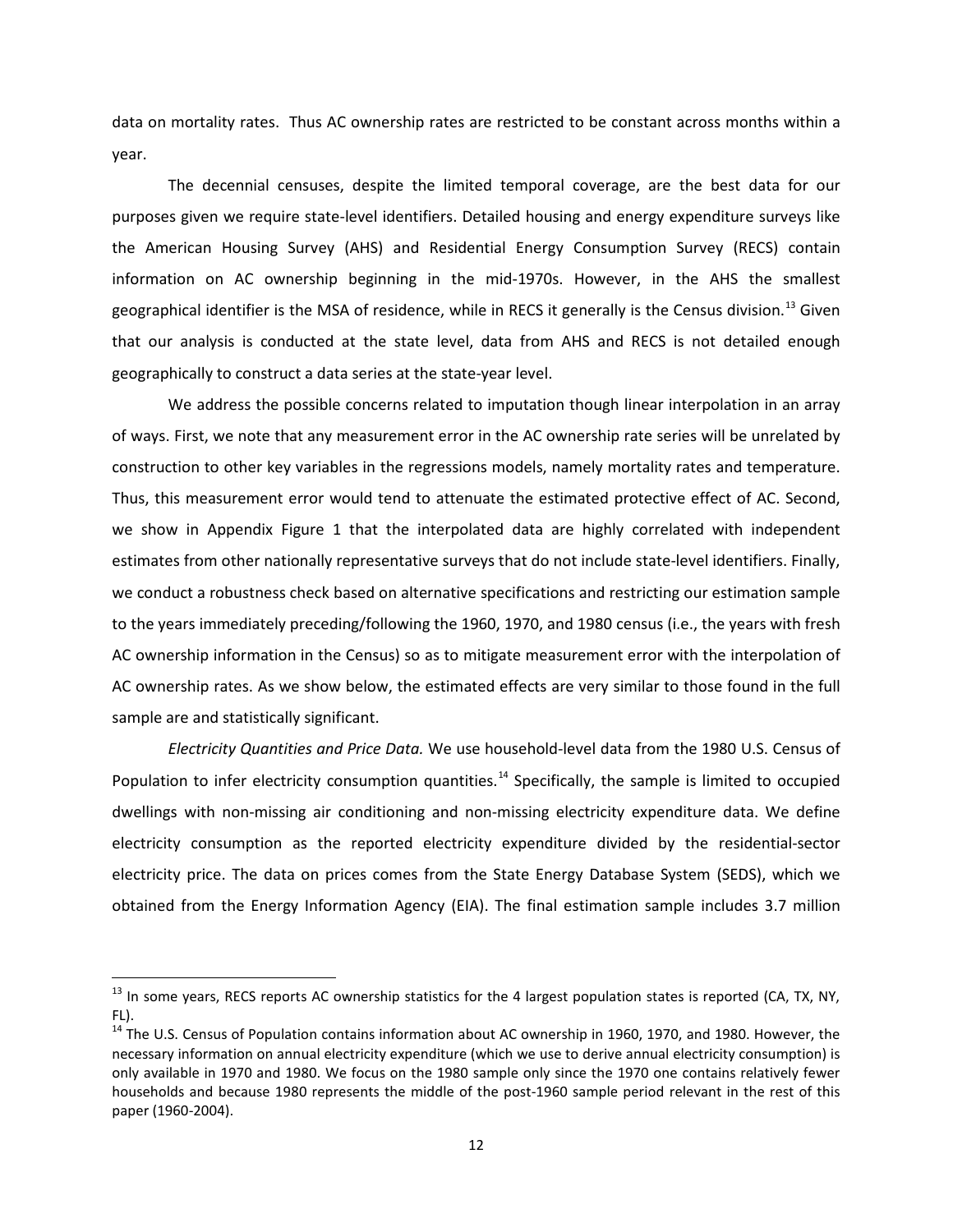data on mortality rates. Thus AC ownership rates are restricted to be constant across months within a year.

The decennial censuses, despite the limited temporal coverage, are the best data for our purposes given we require state-level identifiers. Detailed housing and energy expenditure surveys like the American Housing Survey (AHS) and Residential Energy Consumption Survey (RECS) contain information on AC ownership beginning in the mid-1970s. However, in the AHS the smallest geographical identifier is the MSA of residence, while in RECS it generally is the Census division.[13] Given that our analysis is conducted at the state level, data from AHS and RECS is not detailed enough geographically to construct a data series at the state-year level.

We address the possible concerns related to imputation though linear interpolation in an array of ways. First, we note that any measurement error in the AC ownership rate series will be unrelated by construction to other key variables in the regressions models, namely mortality rates and temperature. Thus, this measurement error would tend to attenuate the estimated protective effect of AC. Second, we show in Appendix Figure 1 that the interpolated data are highly correlated with independent estimates from other nationally representative surveys that do not include state-level identifiers. Finally, we conduct a robustness check based on alternative specifications and restricting our estimation sample to the years immediately preceding/following the 1960, 1970, and 1980 census (i.e., the years with fresh AC ownership information in the Census) so as to mitigate measurement error with the interpolation of AC ownership rates. As we show below, the estimated effects are very similar to those found in the full sample are and statistically significant.

*Electricity Quantities and Price Data.* We use household-level data from the 1980 U.S. Census of Population to infer electricity consumption quantities.[14] Specifically, the sample is limited to occupied dwellings with non-missing air conditioning and non-missing electricity expenditure data. We define electricity consumption as the reported electricity expenditure divided by the residential-sector electricity price. The data on prices comes from the State Energy Database System (SEDS), which we obtained from the Energy Information Agency (EIA). The final estimation sample includes 3.7 million

---

[13] In some years, RECS reports AC ownership statistics for the 4 largest population states is reported (CA, TX, NY, FL).

[14] The U.S. Census of Population contains information about AC ownership in 1960, 1970, and 1980. However, the necessary information on annual electricity expenditure (which we use to derive annual electricity consumption) is only available in 1970 and 1980. We focus on the 1980 sample only since the 1970 one contains relatively fewer households and because 1980 represents the middle of the post-1960 sample period relevant in the rest of this paper (1960-2004).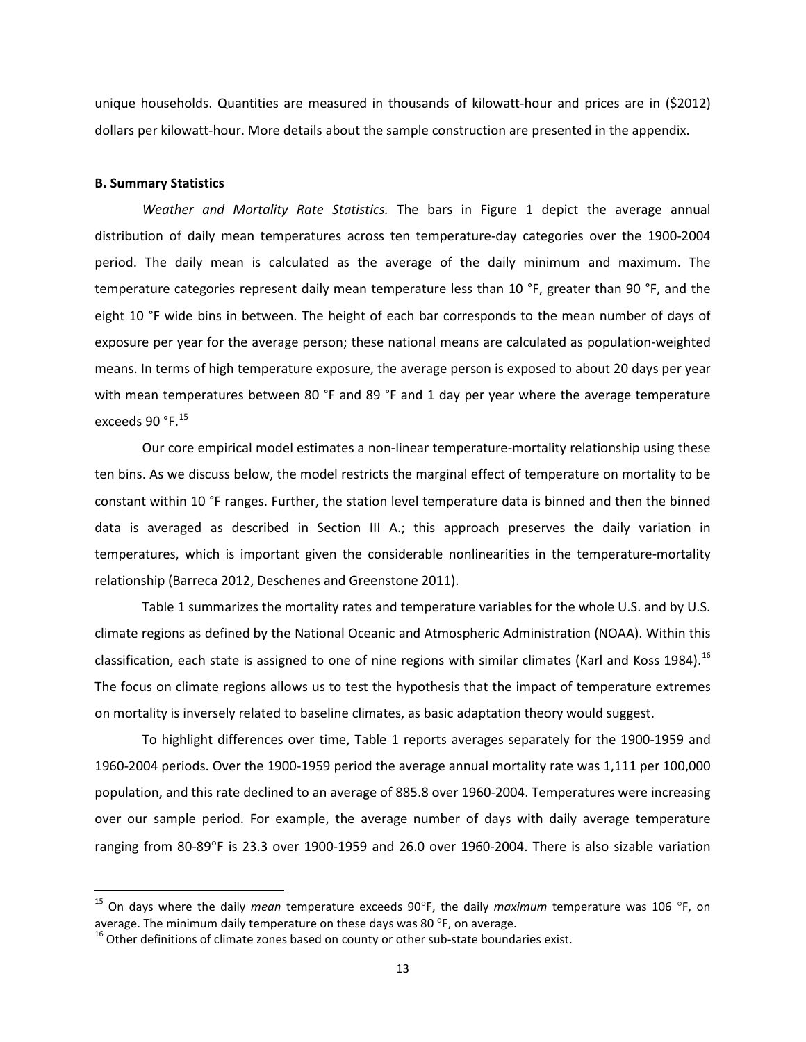unique households. Quantities are measured in thousands of kilowatt-hour and prices are in ($2012) dollars per kilowatt-hour. More details about the sample construction are presented in the appendix.

**B. Summary Statistics**

*Weather and Mortality Rate Statistics.* The bars in Figure 1 depict the average annual distribution of daily mean temperatures across ten temperature-day categories over the 1900-2004 period. The daily mean is calculated as the average of the daily minimum and maximum. The temperature categories represent daily mean temperature less than 10 °F, greater than 90 °F, and the eight 10 °F wide bins in between. The height of each bar corresponds to the mean number of days of exposure per year for the average person; these national means are calculated as population-weighted means. In terms of high temperature exposure, the average person is exposed to about 20 days per year with mean temperatures between 80 °F and 89 °F and 1 day per year where the average temperature exceeds 90 °F.[15]

Our core empirical model estimates a non-linear temperature-mortality relationship using these ten bins. As we discuss below, the model restricts the marginal effect of temperature on mortality to be constant within 10 °F ranges. Further, the station level temperature data is binned and then the binned data is averaged as described in Section III A.; this approach preserves the daily variation in temperatures, which is important given the considerable nonlinearities in the temperature-mortality relationship (Barreca 2012, Deschenes and Greenstone 2011).

Table 1 summarizes the mortality rates and temperature variables for the whole U.S. and by U.S. climate regions as defined by the National Oceanic and Atmospheric Administration (NOAA). Within this classification, each state is assigned to one of nine regions with similar climates (Karl and Koss 1984).[16] The focus on climate regions allows us to test the hypothesis that the impact of temperature extremes on mortality is inversely related to baseline climates, as basic adaptation theory would suggest.

To highlight differences over time, Table 1 reports averages separately for the 1900-1959 and 1960-2004 periods. Over the 1900-1959 period the average annual mortality rate was 1,111 per 100,000 population, and this rate declined to an average of 885.8 over 1960-2004. Temperatures were increasing over our sample period. For example, the average number of days with daily average temperature ranging from 80-89°F is 23.3 over 1900-1959 and 26.0 over 1960-2004. There is also sizable variation

[15] On days where the daily *mean* temperature exceeds 90°F, the daily *maximum* temperature was 106 °F, on average. The minimum daily temperature on these days was 80 °F, on average.

[16] Other definitions of climate zones based on county or other sub-state boundaries exist.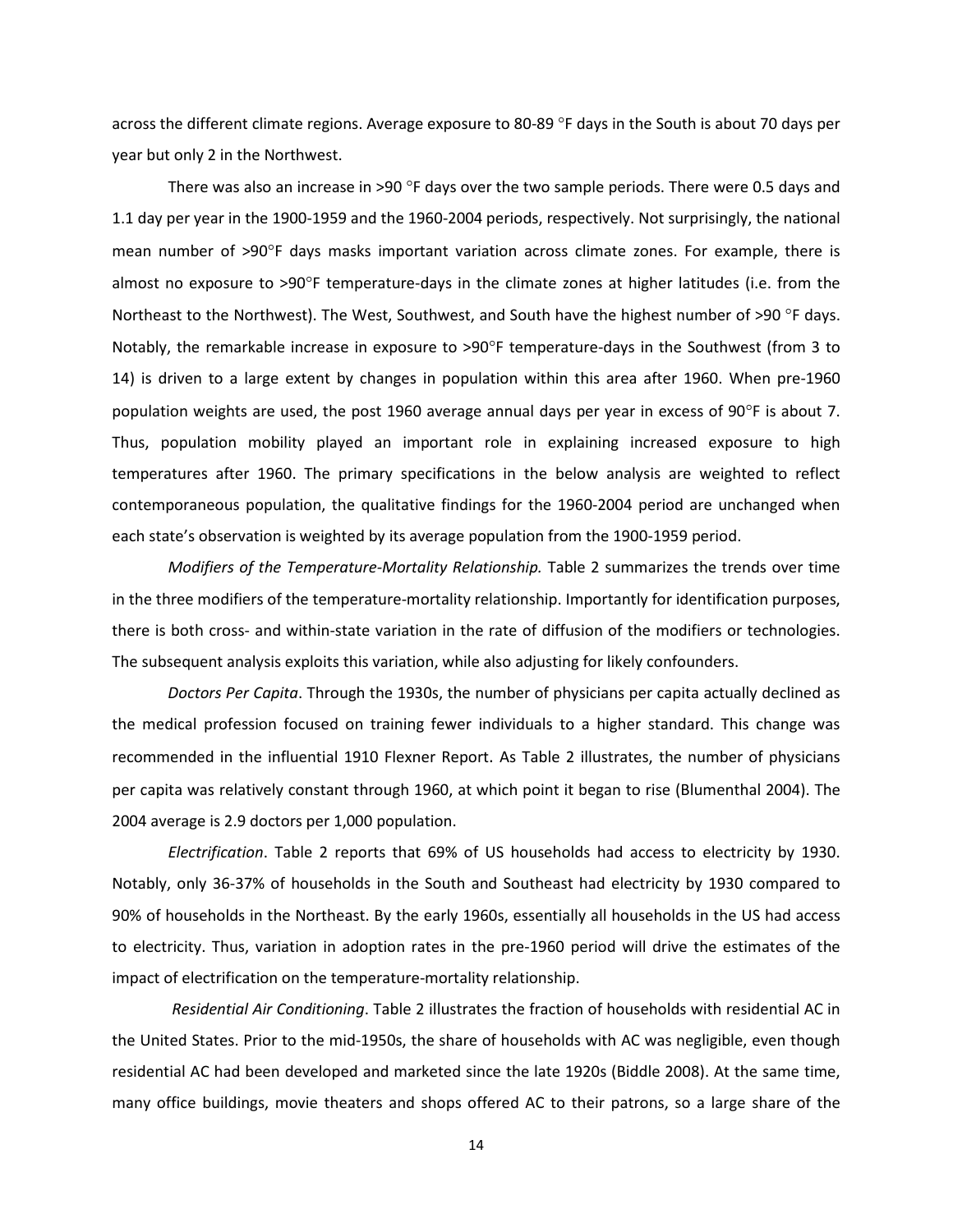across the different climate regions. Average exposure to 80-89 °F days in the South is about 70 days per year but only 2 in the Northwest.

There was also an increase in >90 °F days over the two sample periods. There were 0.5 days and 1.1 day per year in the 1900-1959 and the 1960-2004 periods, respectively. Not surprisingly, the national mean number of >90°F days masks important variation across climate zones. For example, there is almost no exposure to >90°F temperature-days in the climate zones at higher latitudes (i.e. from the Northeast to the Northwest). The West, Southwest, and South have the highest number of >90 °F days. Notably, the remarkable increase in exposure to >90°F temperature-days in the Southwest (from 3 to 14) is driven to a large extent by changes in population within this area after 1960. When pre-1960 population weights are used, the post 1960 average annual days per year in excess of 90°F is about 7. Thus, population mobility played an important role in explaining increased exposure to high temperatures after 1960. The primary specifications in the below analysis are weighted to reflect contemporaneous population, the qualitative findings for the 1960-2004 period are unchanged when each state's observation is weighted by its average population from the 1900-1959 period.

*Modifiers of the Temperature-Mortality Relationship.* Table 2 summarizes the trends over time in the three modifiers of the temperature-mortality relationship. Importantly for identification purposes, there is both cross- and within-state variation in the rate of diffusion of the modifiers or technologies. The subsequent analysis exploits this variation, while also adjusting for likely confounders.

*Doctors Per Capita*. Through the 1930s, the number of physicians per capita actually declined as the medical profession focused on training fewer individuals to a higher standard. This change was recommended in the influential 1910 Flexner Report. As Table 2 illustrates, the number of physicians per capita was relatively constant through 1960, at which point it began to rise (Blumenthal 2004). The 2004 average is 2.9 doctors per 1,000 population.

*Electrification*. Table 2 reports that 69% of US households had access to electricity by 1930. Notably, only 36-37% of households in the South and Southeast had electricity by 1930 compared to 90% of households in the Northeast. By the early 1960s, essentially all households in the US had access to electricity. Thus, variation in adoption rates in the pre-1960 period will drive the estimates of the impact of electrification on the temperature-mortality relationship.

*Residential Air Conditioning*. Table 2 illustrates the fraction of households with residential AC in the United States. Prior to the mid-1950s, the share of households with AC was negligible, even though residential AC had been developed and marketed since the late 1920s (Biddle 2008). At the same time, many office buildings, movie theaters and shops offered AC to their patrons, so a large share of the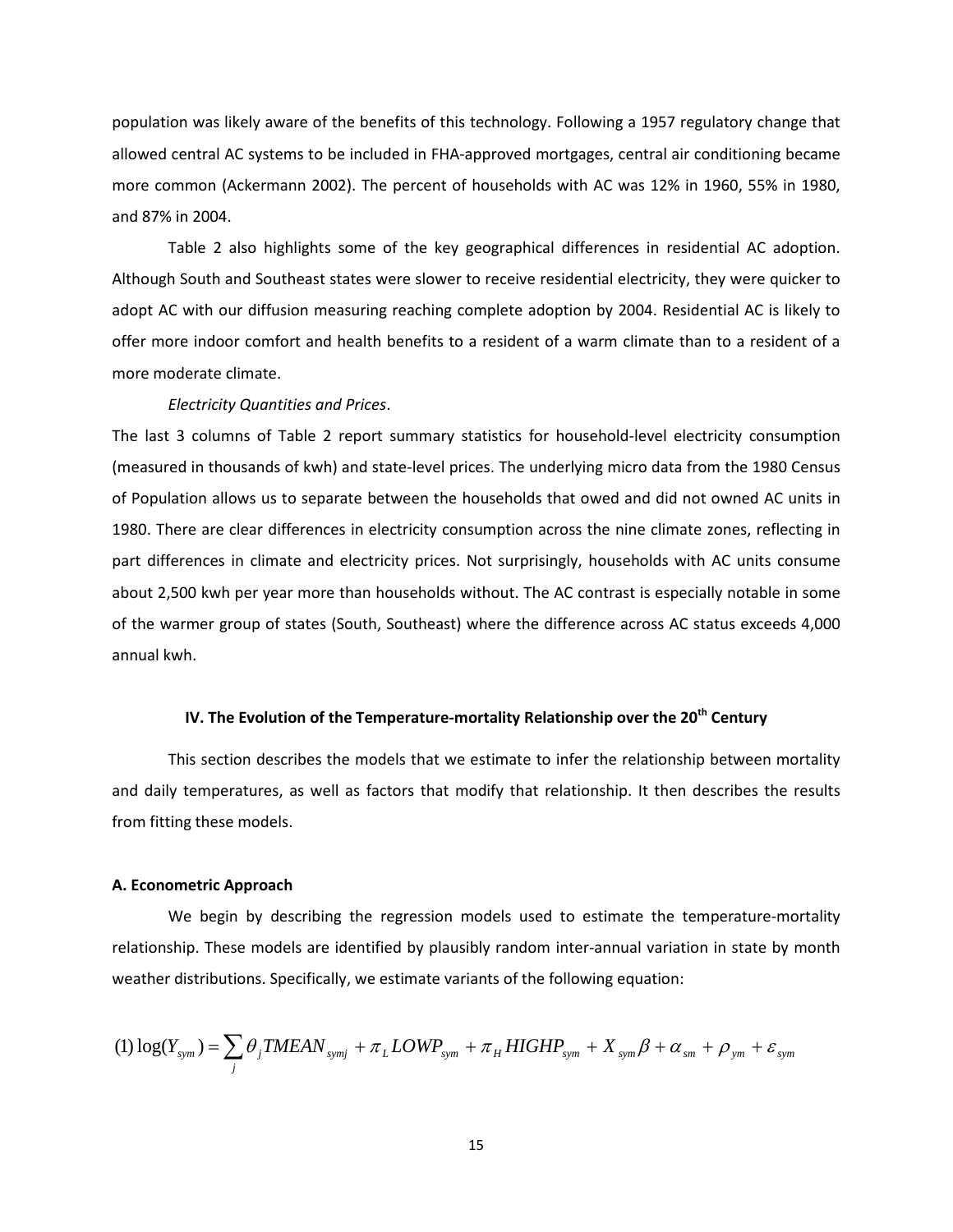population was likely aware of the benefits of this technology. Following a 1957 regulatory change that allowed central AC systems to be included in FHA-approved mortgages, central air conditioning became more common (Ackermann 2002). The percent of households with AC was 12% in 1960, 55% in 1980, and 87% in 2004.

Table 2 also highlights some of the key geographical differences in residential AC adoption. Although South and Southeast states were slower to receive residential electricity, they were quicker to adopt AC with our diffusion measuring reaching complete adoption by 2004. Residential AC is likely to offer more indoor comfort and health benefits to a resident of a warm climate than to a resident of a more moderate climate.

*Electricity Quantities and Prices*.

The last 3 columns of Table 2 report summary statistics for household-level electricity consumption (measured in thousands of kwh) and state-level prices. The underlying micro data from the 1980 Census of Population allows us to separate between the households that owed and did not owned AC units in 1980. There are clear differences in electricity consumption across the nine climate zones, reflecting in part differences in climate and electricity prices. Not surprisingly, households with AC units consume about 2,500 kwh per year more than households without. The AC contrast is especially notable in some of the warmer group of states (South, Southeast) where the difference across AC status exceeds 4,000 annual kwh.

## IV. The Evolution of the Temperature-mortality Relationship over the 20th Century

This section describes the models that we estimate to infer the relationship between mortality and daily temperatures, as well as factors that modify that relationship. It then describes the results from fitting these models.

### A. Econometric Approach

We begin by describing the regression models used to estimate the temperature-mortality relationship. These models are identified by plausibly random inter-annual variation in state by month weather distributions. Specifically, we estimate variants of the following equation:

$$(1)\ \log(Y_{sym}) = \sum_{j} \theta_j TMEAN_{symj} + \pi_L LOWP_{sym} + \pi_H HIGHP_{sym} + X_{sym}\beta + \alpha_{sm} + \rho_{ym} + \varepsilon_{sym}$$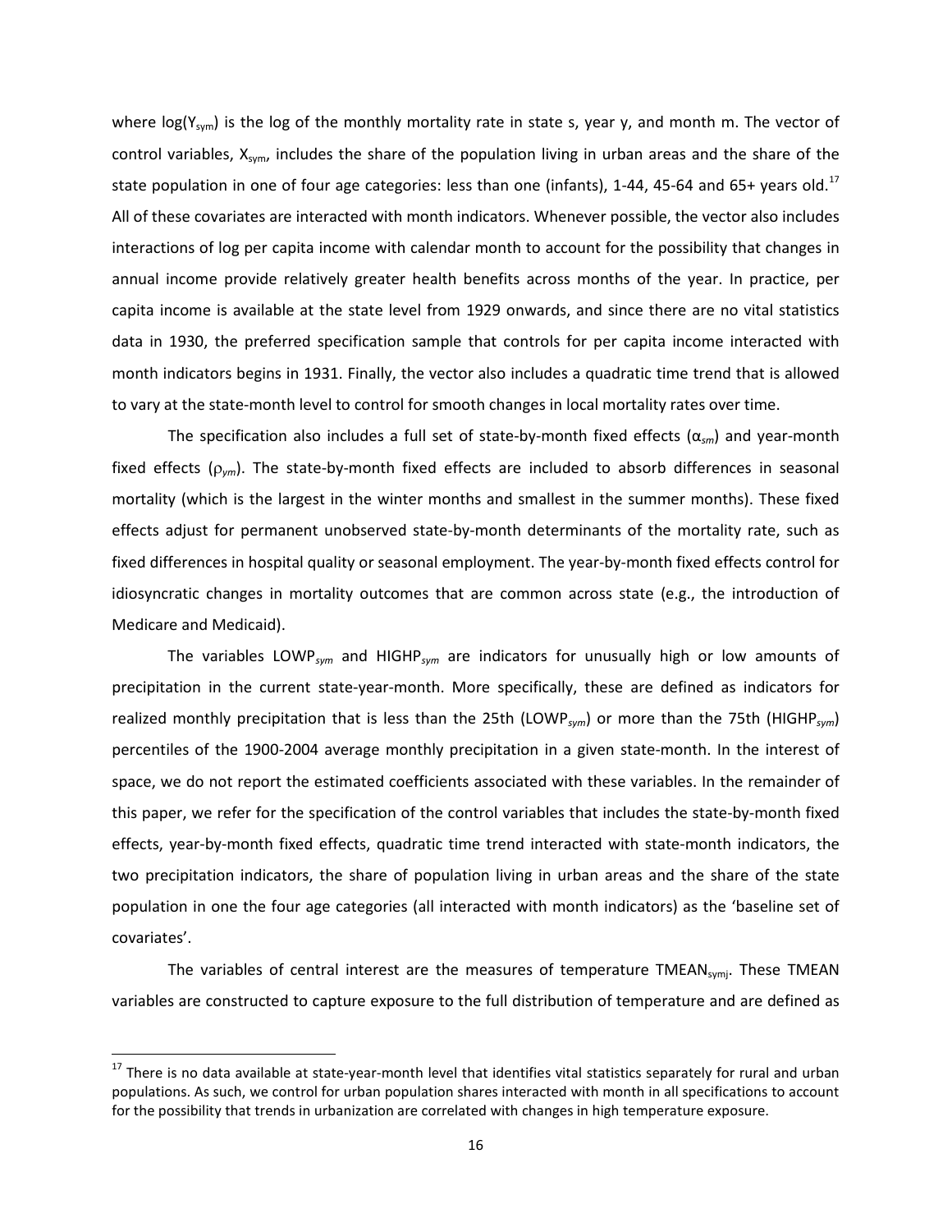where $\log(Y_{sym})$ is the log of the monthly mortality rate in state s, year y, and month m. The vector of control variables, $X_{sym}$, includes the share of the population living in urban areas and the share of the state population in one of four age categories: less than one (infants), 1-44, 45-64 and 65+ years old.[17] All of these covariates are interacted with month indicators. Whenever possible, the vector also includes interactions of log per capita income with calendar month to account for the possibility that changes in annual income provide relatively greater health benefits across months of the year. In practice, per capita income is available at the state level from 1929 onwards, and since there are no vital statistics data in 1930, the preferred specification sample that controls for per capita income interacted with month indicators begins in 1931. Finally, the vector also includes a quadratic time trend that is allowed to vary at the state-month level to control for smooth changes in local mortality rates over time.

The specification also includes a full set of state-by-month fixed effects ($\alpha_{sm}$) and year-month fixed effects ($\rho_{ym}$). The state-by-month fixed effects are included to absorb differences in seasonal mortality (which is the largest in the winter months and smallest in the summer months). These fixed effects adjust for permanent unobserved state-by-month determinants of the mortality rate, such as fixed differences in hospital quality or seasonal employment. The year-by-month fixed effects control for idiosyncratic changes in mortality outcomes that are common across state (e.g., the introduction of Medicare and Medicaid).

The variables $LOWP_{sym}$ and $HIGHP_{sym}$ are indicators for unusually high or low amounts of precipitation in the current state-year-month. More specifically, these are defined as indicators for realized monthly precipitation that is less than the 25th ($LOWP_{sym}$) or more than the 75th ($HIGHP_{sym}$) percentiles of the 1900-2004 average monthly precipitation in a given state-month. In the interest of space, we do not report the estimated coefficients associated with these variables. In the remainder of this paper, we refer for the specification of the control variables that includes the state-by-month fixed effects, year-by-month fixed effects, quadratic time trend interacted with state-month indicators, the two precipitation indicators, the share of population living in urban areas and the share of the state population in one the four age categories (all interacted with month indicators) as the 'baseline set of covariates'.

The variables of central interest are the measures of temperature $TMEAN_{symj}$. These TMEAN variables are constructed to capture exposure to the full distribution of temperature and are defined as

[17] There is no data available at state-year-month level that identifies vital statistics separately for rural and urban populations. As such, we control for urban population shares interacted with month in all specifications to account for the possibility that trends in urbanization are correlated with changes in high temperature exposure.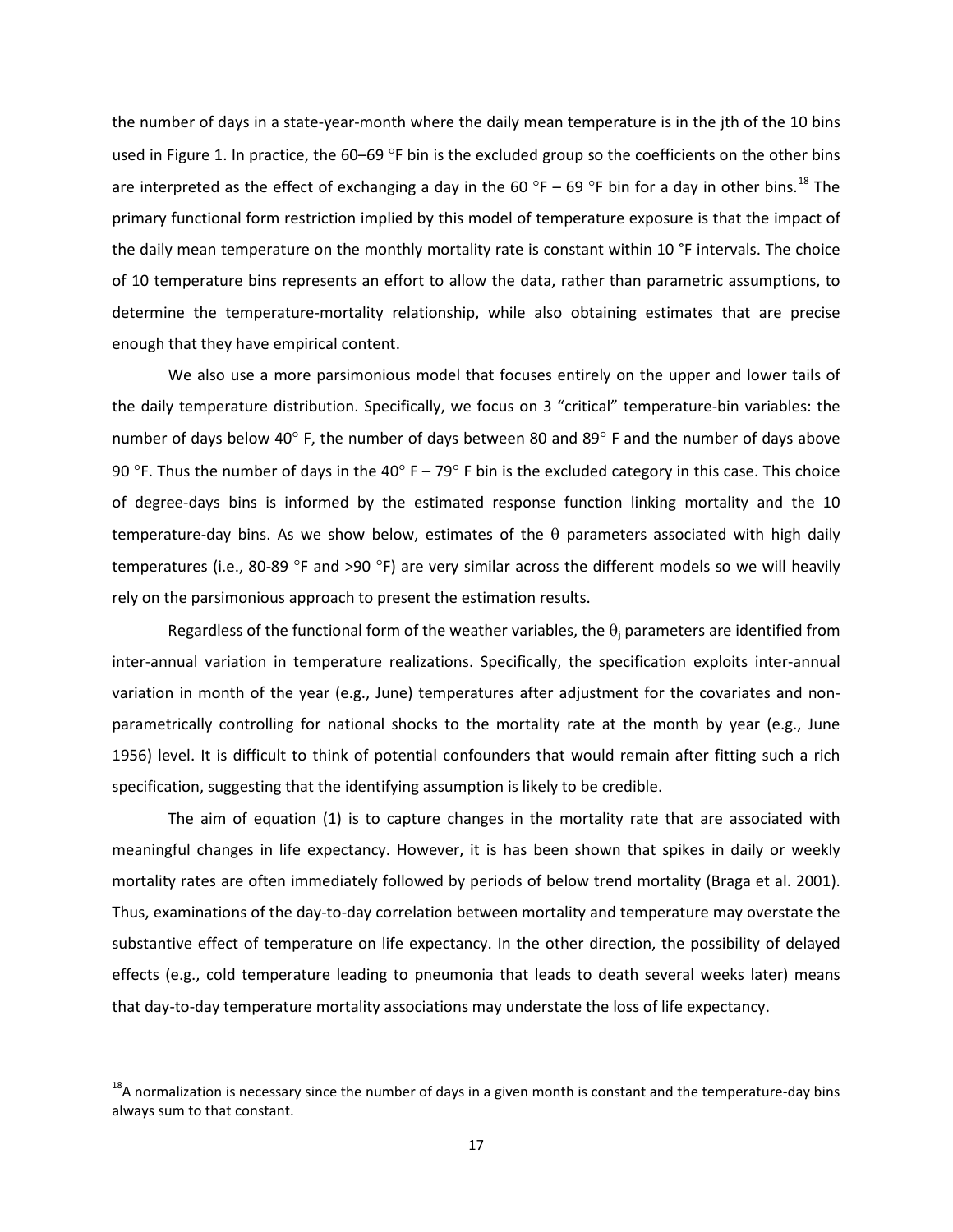the number of days in a state-year-month where the daily mean temperature is in the jth of the 10 bins used in Figure 1. In practice, the 60–69 °F bin is the excluded group so the coefficients on the other bins are interpreted as the effect of exchanging a day in the 60 °F – 69 °F bin for a day in other bins.[18] The primary functional form restriction implied by this model of temperature exposure is that the impact of the daily mean temperature on the monthly mortality rate is constant within 10 °F intervals. The choice of 10 temperature bins represents an effort to allow the data, rather than parametric assumptions, to determine the temperature-mortality relationship, while also obtaining estimates that are precise enough that they have empirical content.

We also use a more parsimonious model that focuses entirely on the upper and lower tails of the daily temperature distribution. Specifically, we focus on 3 "critical" temperature-bin variables: the number of days below 40° F, the number of days between 80 and 89° F and the number of days above 90 °F. Thus the number of days in the 40° F – 79° F bin is the excluded category in this case. This choice of degree-days bins is informed by the estimated response function linking mortality and the 10 temperature-day bins. As we show below, estimates of the $\theta$ parameters associated with high daily temperatures (i.e., 80-89 °F and >90 °F) are very similar across the different models so we will heavily rely on the parsimonious approach to present the estimation results.

Regardless of the functional form of the weather variables, the $\theta_j$ parameters are identified from inter-annual variation in temperature realizations. Specifically, the specification exploits inter-annual variation in month of the year (e.g., June) temperatures after adjustment for the covariates and non-parametrically controlling for national shocks to the mortality rate at the month by year (e.g., June 1956) level. It is difficult to think of potential confounders that would remain after fitting such a rich specification, suggesting that the identifying assumption is likely to be credible.

The aim of equation (1) is to capture changes in the mortality rate that are associated with meaningful changes in life expectancy. However, it is has been shown that spikes in daily or weekly mortality rates are often immediately followed by periods of below trend mortality (Braga et al. 2001). Thus, examinations of the day-to-day correlation between mortality and temperature may overstate the substantive effect of temperature on life expectancy. In the other direction, the possibility of delayed effects (e.g., cold temperature leading to pneumonia that leads to death several weeks later) means that day-to-day temperature mortality associations may understate the loss of life expectancy.

---

[18] A normalization is necessary since the number of days in a given month is constant and the temperature-day bins always sum to that constant.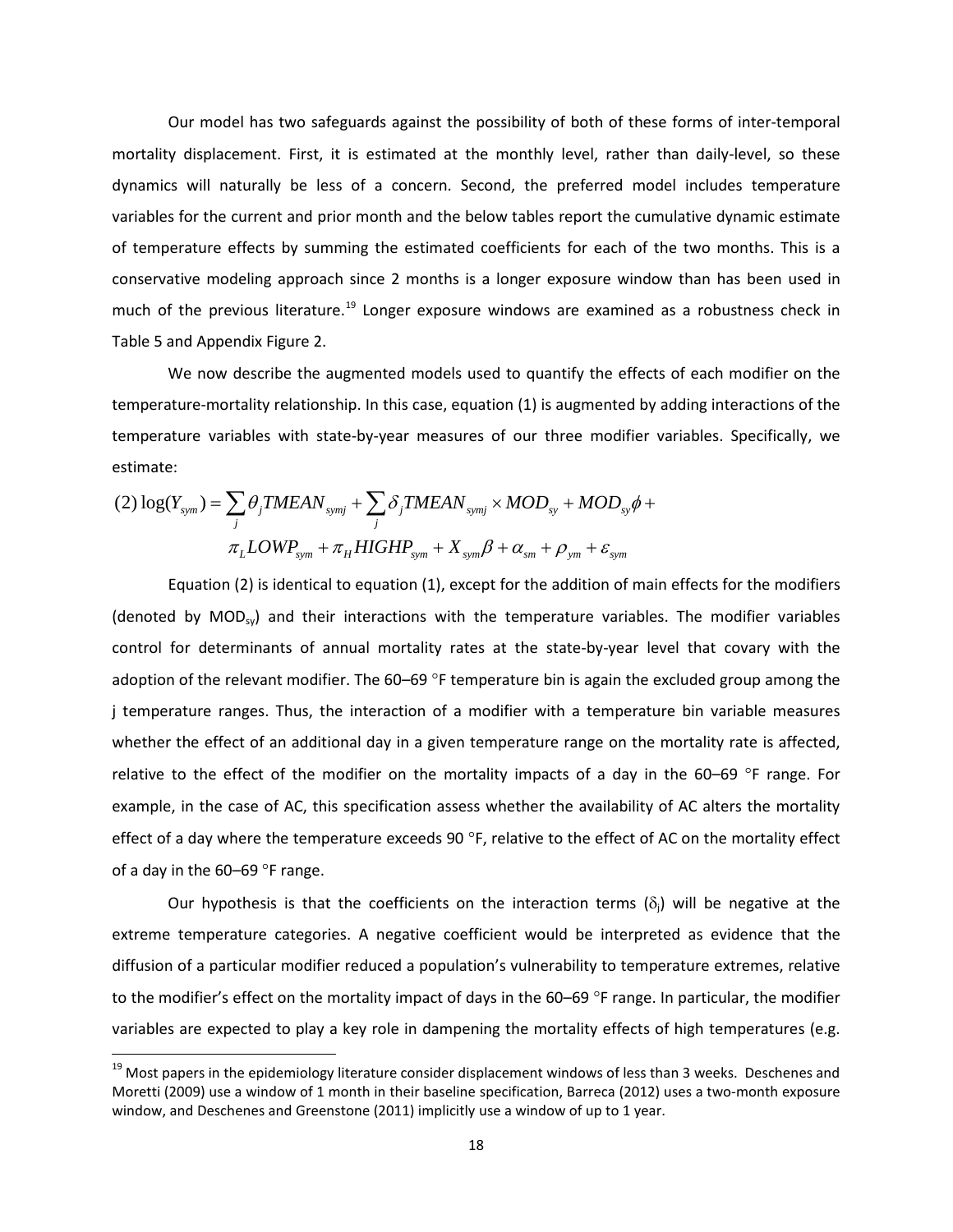Our model has two safeguards against the possibility of both of these forms of inter-temporal mortality displacement. First, it is estimated at the monthly level, rather than daily-level, so these dynamics will naturally be less of a concern. Second, the preferred model includes temperature variables for the current and prior month and the below tables report the cumulative dynamic estimate of temperature effects by summing the estimated coefficients for each of the two months. This is a conservative modeling approach since 2 months is a longer exposure window than has been used in much of the previous literature.[19] Longer exposure windows are examined as a robustness check in Table 5 and Appendix Figure 2.

We now describe the augmented models used to quantify the effects of each modifier on the temperature-mortality relationship. In this case, equation (1) is augmented by adding interactions of the temperature variables with state-by-year measures of our three modifier variables. Specifically, we estimate:

$$(2) \log(Y_{sym}) = \sum_j \theta_j TMEAN_{symj} + \sum_j \delta_j TMEAN_{symj} \times MOD_{sy} + MOD_{sy}\phi + \pi_L LOWP_{sym} + \pi_H HIGHP_{sym} + X_{sym}\beta + \alpha_{sm} + \rho_{ym} + \varepsilon_{sym}$$

Equation (2) is identical to equation (1), except for the addition of main effects for the modifiers (denoted by $MOD_{sy}$) and their interactions with the temperature variables. The modifier variables control for determinants of annual mortality rates at the state-by-year level that covary with the adoption of the relevant modifier. The 60–69 °F temperature bin is again the excluded group among the j temperature ranges. Thus, the interaction of a modifier with a temperature bin variable measures whether the effect of an additional day in a given temperature range on the mortality rate is affected, relative to the effect of the modifier on the mortality impacts of a day in the 60–69 °F range. For example, in the case of AC, this specification assess whether the availability of AC alters the mortality effect of a day where the temperature exceeds 90 °F, relative to the effect of AC on the mortality effect of a day in the 60–69 °F range.

Our hypothesis is that the coefficients on the interaction terms ($\delta_j$) will be negative at the extreme temperature categories. A negative coefficient would be interpreted as evidence that the diffusion of a particular modifier reduced a population's vulnerability to temperature extremes, relative to the modifier's effect on the mortality impact of days in the 60–69 °F range. In particular, the modifier variables are expected to play a key role in dampening the mortality effects of high temperatures (e.g.

[19] Most papers in the epidemiology literature consider displacement windows of less than 3 weeks. Deschenes and Moretti (2009) use a window of 1 month in their baseline specification, Barreca (2012) uses a two-month exposure window, and Deschenes and Greenstone (2011) implicitly use a window of up to 1 year.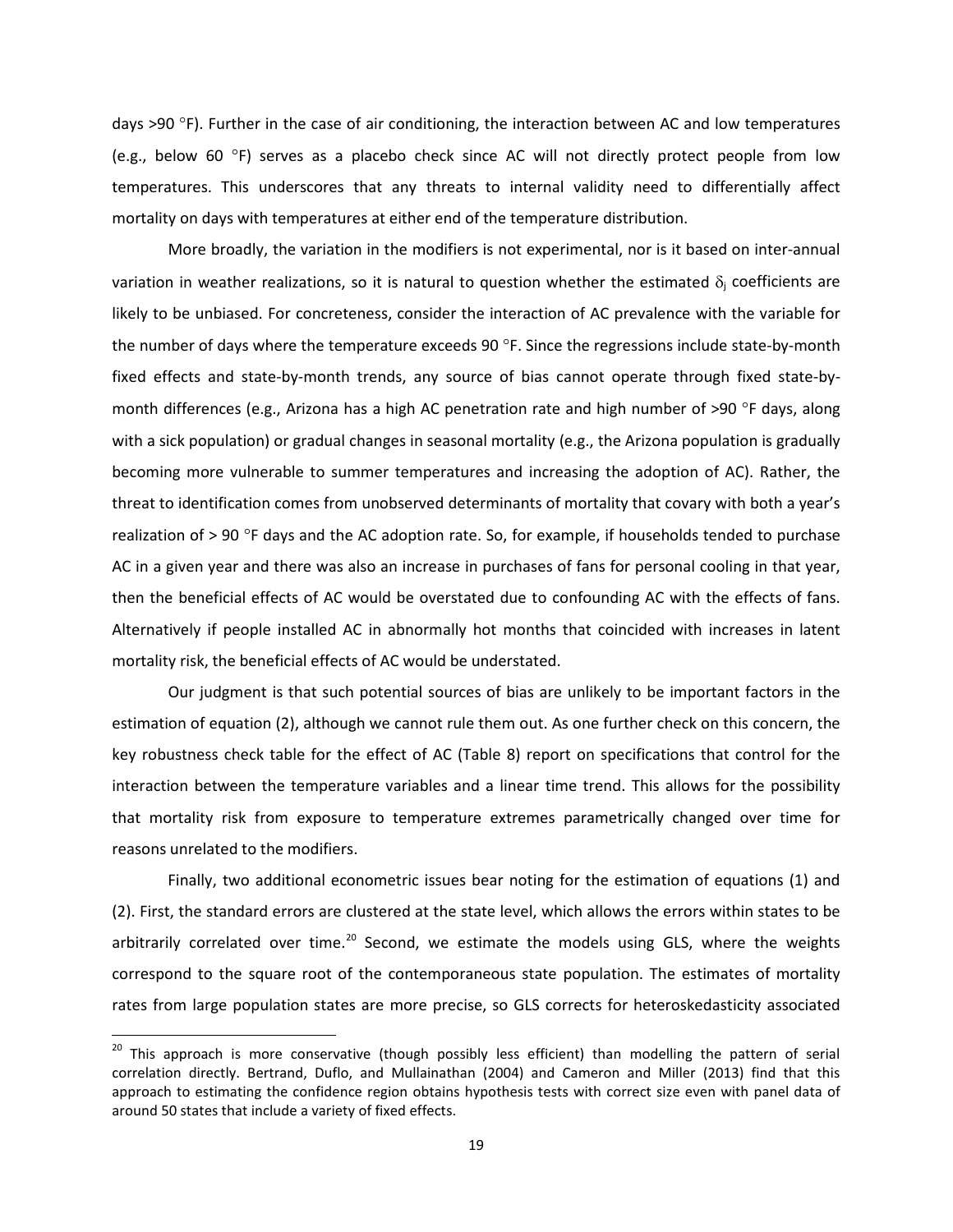days >90 °F). Further in the case of air conditioning, the interaction between AC and low temperatures (e.g., below 60 °F) serves as a placebo check since AC will not directly protect people from low temperatures. This underscores that any threats to internal validity need to differentially affect mortality on days with temperatures at either end of the temperature distribution.

More broadly, the variation in the modifiers is not experimental, nor is it based on inter-annual variation in weather realizations, so it is natural to question whether the estimated $\delta_j$ coefficients are likely to be unbiased. For concreteness, consider the interaction of AC prevalence with the variable for the number of days where the temperature exceeds 90 °F. Since the regressions include state-by-month fixed effects and state-by-month trends, any source of bias cannot operate through fixed state-by-month differences (e.g., Arizona has a high AC penetration rate and high number of >90 °F days, along with a sick population) or gradual changes in seasonal mortality (e.g., the Arizona population is gradually becoming more vulnerable to summer temperatures and increasing the adoption of AC). Rather, the threat to identification comes from unobserved determinants of mortality that covary with both a year's realization of > 90 °F days and the AC adoption rate. So, for example, if households tended to purchase AC in a given year and there was also an increase in purchases of fans for personal cooling in that year, then the beneficial effects of AC would be overstated due to confounding AC with the effects of fans. Alternatively if people installed AC in abnormally hot months that coincided with increases in latent mortality risk, the beneficial effects of AC would be understated.

Our judgment is that such potential sources of bias are unlikely to be important factors in the estimation of equation (2), although we cannot rule them out. As one further check on this concern, the key robustness check table for the effect of AC (Table 8) report on specifications that control for the interaction between the temperature variables and a linear time trend. This allows for the possibility that mortality risk from exposure to temperature extremes parametrically changed over time for reasons unrelated to the modifiers.

Finally, two additional econometric issues bear noting for the estimation of equations (1) and (2). First, the standard errors are clustered at the state level, which allows the errors within states to be arbitrarily correlated over time.[20] Second, we estimate the models using GLS, where the weights correspond to the square root of the contemporaneous state population. The estimates of mortality rates from large population states are more precise, so GLS corrects for heteroskedasticity associated

[20] This approach is more conservative (though possibly less efficient) than modelling the pattern of serial correlation directly. Bertrand, Duflo, and Mullainathan (2004) and Cameron and Miller (2013) find that this approach to estimating the confidence region obtains hypothesis tests with correct size even with panel data of around 50 states that include a variety of fixed effects.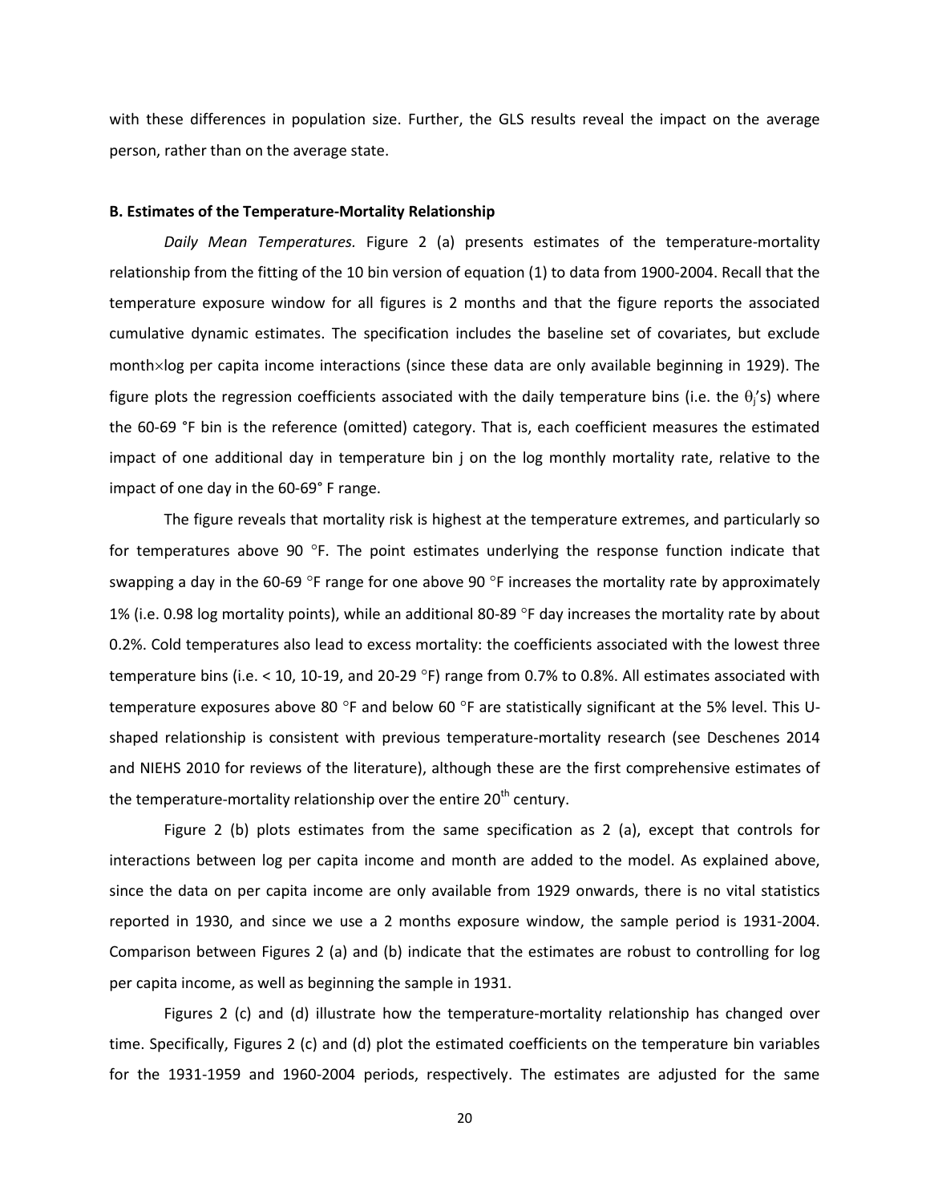with these differences in population size. Further, the GLS results reveal the impact on the average person, rather than on the average state.

**B. Estimates of the Temperature-Mortality Relationship**

*Daily Mean Temperatures.* Figure 2 (a) presents estimates of the temperature-mortality relationship from the fitting of the 10 bin version of equation (1) to data from 1900-2004. Recall that the temperature exposure window for all figures is 2 months and that the figure reports the associated cumulative dynamic estimates. The specification includes the baseline set of covariates, but exclude month×log per capita income interactions (since these data are only available beginning in 1929). The figure plots the regression coefficients associated with the daily temperature bins (i.e. the $\theta_j$'s) where the 60-69 °F bin is the reference (omitted) category. That is, each coefficient measures the estimated impact of one additional day in temperature bin j on the log monthly mortality rate, relative to the impact of one day in the 60-69° F range.

The figure reveals that mortality risk is highest at the temperature extremes, and particularly so for temperatures above 90 °F. The point estimates underlying the response function indicate that swapping a day in the 60-69 °F range for one above 90 °F increases the mortality rate by approximately 1% (i.e. 0.98 log mortality points), while an additional 80-89 °F day increases the mortality rate by about 0.2%. Cold temperatures also lead to excess mortality: the coefficients associated with the lowest three temperature bins (i.e. < 10, 10-19, and 20-29 °F) range from 0.7% to 0.8%. All estimates associated with temperature exposures above 80 °F and below 60 °F are statistically significant at the 5% level. This U-shaped relationship is consistent with previous temperature-mortality research (see Deschenes 2014 and NIEHS 2010 for reviews of the literature), although these are the first comprehensive estimates of the temperature-mortality relationship over the entire 20th century.

Figure 2 (b) plots estimates from the same specification as 2 (a), except that controls for interactions between log per capita income and month are added to the model. As explained above, since the data on per capita income are only available from 1929 onwards, there is no vital statistics reported in 1930, and since we use a 2 months exposure window, the sample period is 1931-2004. Comparison between Figures 2 (a) and (b) indicate that the estimates are robust to controlling for log per capita income, as well as beginning the sample in 1931.

Figures 2 (c) and (d) illustrate how the temperature-mortality relationship has changed over time. Specifically, Figures 2 (c) and (d) plot the estimated coefficients on the temperature bin variables for the 1931-1959 and 1960-2004 periods, respectively. The estimates are adjusted for the same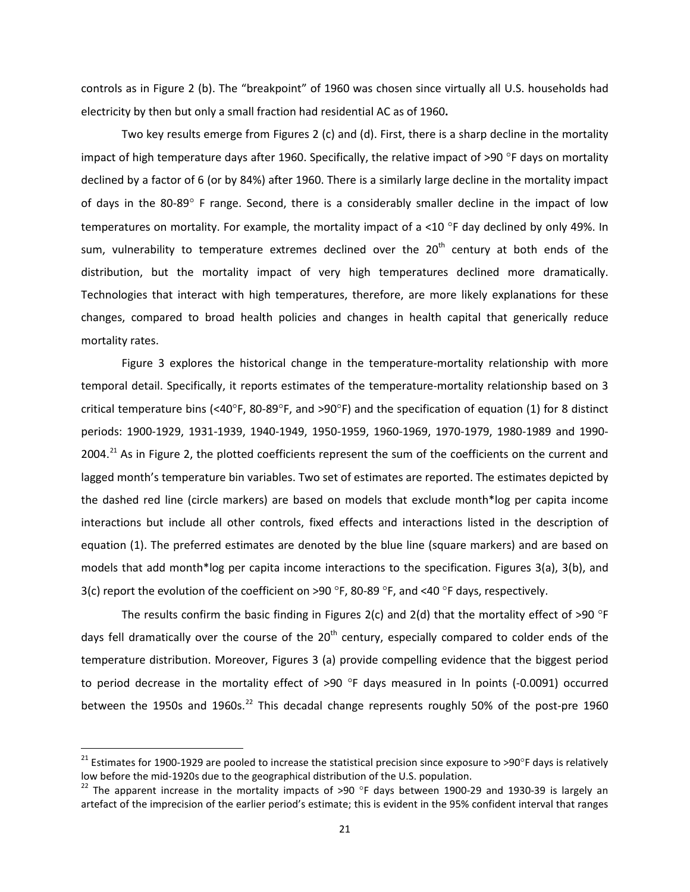controls as in Figure 2 (b). The "breakpoint" of 1960 was chosen since virtually all U.S. households had electricity by then but only a small fraction had residential AC as of 1960**.**

Two key results emerge from Figures 2 (c) and (d). First, there is a sharp decline in the mortality impact of high temperature days after 1960. Specifically, the relative impact of >90 °F days on mortality declined by a factor of 6 (or by 84%) after 1960. There is a similarly large decline in the mortality impact of days in the 80-89° F range. Second, there is a considerably smaller decline in the impact of low temperatures on mortality. For example, the mortality impact of a <10 °F day declined by only 49%. In sum, vulnerability to temperature extremes declined over the 20th century at both ends of the distribution, but the mortality impact of very high temperatures declined more dramatically. Technologies that interact with high temperatures, therefore, are more likely explanations for these changes, compared to broad health policies and changes in health capital that generically reduce mortality rates.

Figure 3 explores the historical change in the temperature-mortality relationship with more temporal detail. Specifically, it reports estimates of the temperature-mortality relationship based on 3 critical temperature bins (<40°F, 80-89°F, and >90°F) and the specification of equation (1) for 8 distinct periods: 1900-1929, 1931-1939, 1940-1949, 1950-1959, 1960-1969, 1970-1979, 1980-1989 and 1990-2004.[21] As in Figure 2, the plotted coefficients represent the sum of the coefficients on the current and lagged month's temperature bin variables. Two set of estimates are reported. The estimates depicted by the dashed red line (circle markers) are based on models that exclude month*log per capita income interactions but include all other controls, fixed effects and interactions listed in the description of equation (1). The preferred estimates are denoted by the blue line (square markers) and are based on models that add month*log per capita income interactions to the specification. Figures 3(a), 3(b), and 3(c) report the evolution of the coefficient on >90 °F, 80-89 °F, and <40 °F days, respectively.

The results confirm the basic finding in Figures 2(c) and 2(d) that the mortality effect of >90 °F days fell dramatically over the course of the 20th century, especially compared to colder ends of the temperature distribution. Moreover, Figures 3 (a) provide compelling evidence that the biggest period to period decrease in the mortality effect of >90 °F days measured in ln points (-0.0091) occurred between the 1950s and 1960s.[22] This decadal change represents roughly 50% of the post-pre 1960

[21] Estimates for 1900-1929 are pooled to increase the statistical precision since exposure to >90°F days is relatively low before the mid-1920s due to the geographical distribution of the U.S. population.

[22] The apparent increase in the mortality impacts of >90 °F days between 1900-29 and 1930-39 is largely an artefact of the imprecision of the earlier period's estimate; this is evident in the 95% confident interval that ranges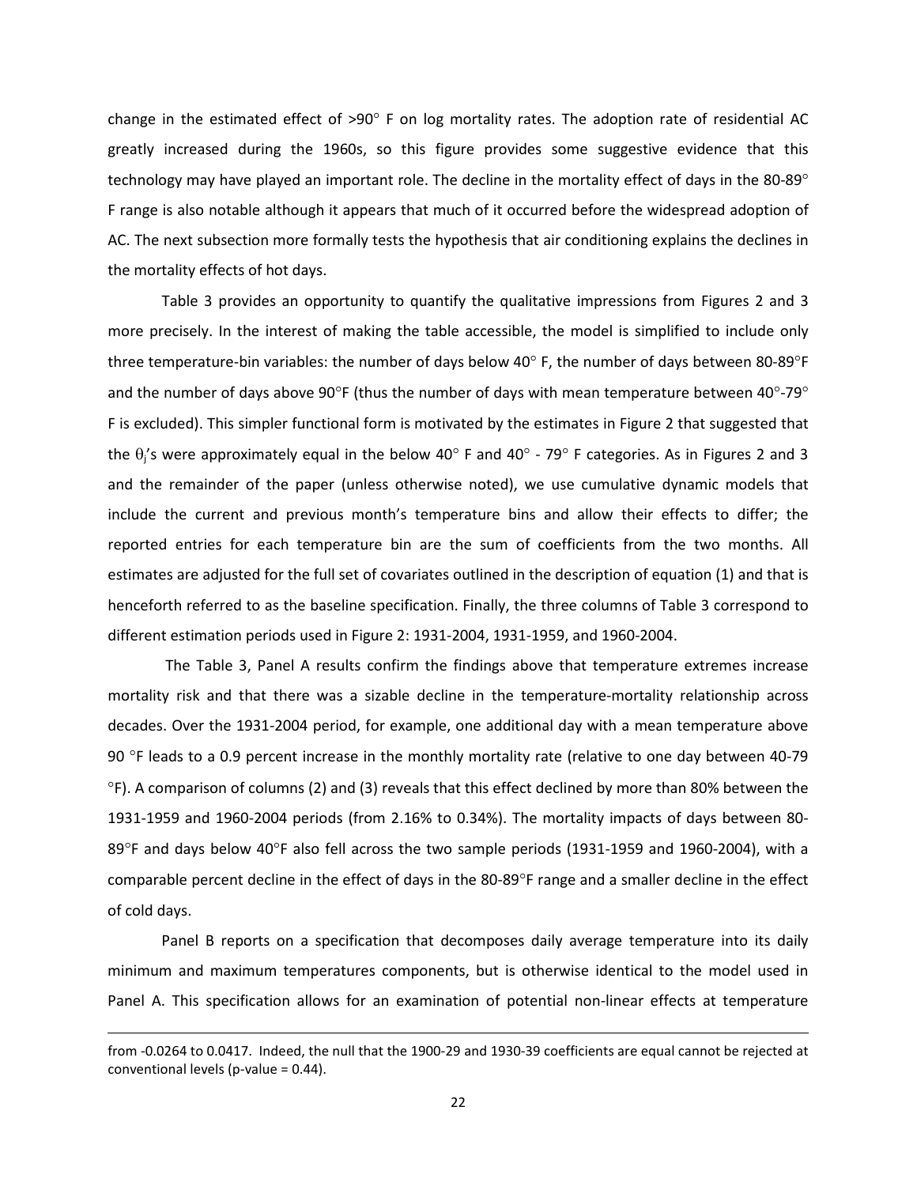change in the estimated effect of >90° F on log mortality rates. The adoption rate of residential AC greatly increased during the 1960s, so this figure provides some suggestive evidence that this technology may have played an important role. The decline in the mortality effect of days in the 80-89° F range is also notable although it appears that much of it occurred before the widespread adoption of AC. The next subsection more formally tests the hypothesis that air conditioning explains the declines in the mortality effects of hot days.

Table 3 provides an opportunity to quantify the qualitative impressions from Figures 2 and 3 more precisely. In the interest of making the table accessible, the model is simplified to include only three temperature-bin variables: the number of days below 40° F, the number of days between 80-89°F and the number of days above 90°F (thus the number of days with mean temperature between 40°-79° F is excluded). This simpler functional form is motivated by the estimates in Figure 2 that suggested that the $\theta_j$'s were approximately equal in the below 40° F and 40° - 79° F categories. As in Figures 2 and 3 and the remainder of the paper (unless otherwise noted), we use cumulative dynamic models that include the current and previous month's temperature bins and allow their effects to differ; the reported entries for each temperature bin are the sum of coefficients from the two months. All estimates are adjusted for the full set of covariates outlined in the description of equation (1) and that is henceforth referred to as the baseline specification. Finally, the three columns of Table 3 correspond to different estimation periods used in Figure 2: 1931-2004, 1931-1959, and 1960-2004.

The Table 3, Panel A results confirm the findings above that temperature extremes increase mortality risk and that there was a sizable decline in the temperature-mortality relationship across decades. Over the 1931-2004 period, for example, one additional day with a mean temperature above 90 °F leads to a 0.9 percent increase in the monthly mortality rate (relative to one day between 40-79 °F). A comparison of columns (2) and (3) reveals that this effect declined by more than 80% between the 1931-1959 and 1960-2004 periods (from 2.16% to 0.34%). The mortality impacts of days between 80-89°F and days below 40°F also fell across the two sample periods (1931-1959 and 1960-2004), with a comparable percent decline in the effect of days in the 80-89°F range and a smaller decline in the effect of cold days.

Panel B reports on a specification that decomposes daily average temperature into its daily minimum and maximum temperatures components, but is otherwise identical to the model used in Panel A. This specification allows for an examination of potential non-linear effects at temperature

---

from -0.0264 to 0.0417. Indeed, the null that the 1900-29 and 1930-39 coefficients are equal cannot be rejected at conventional levels (p-value = 0.44).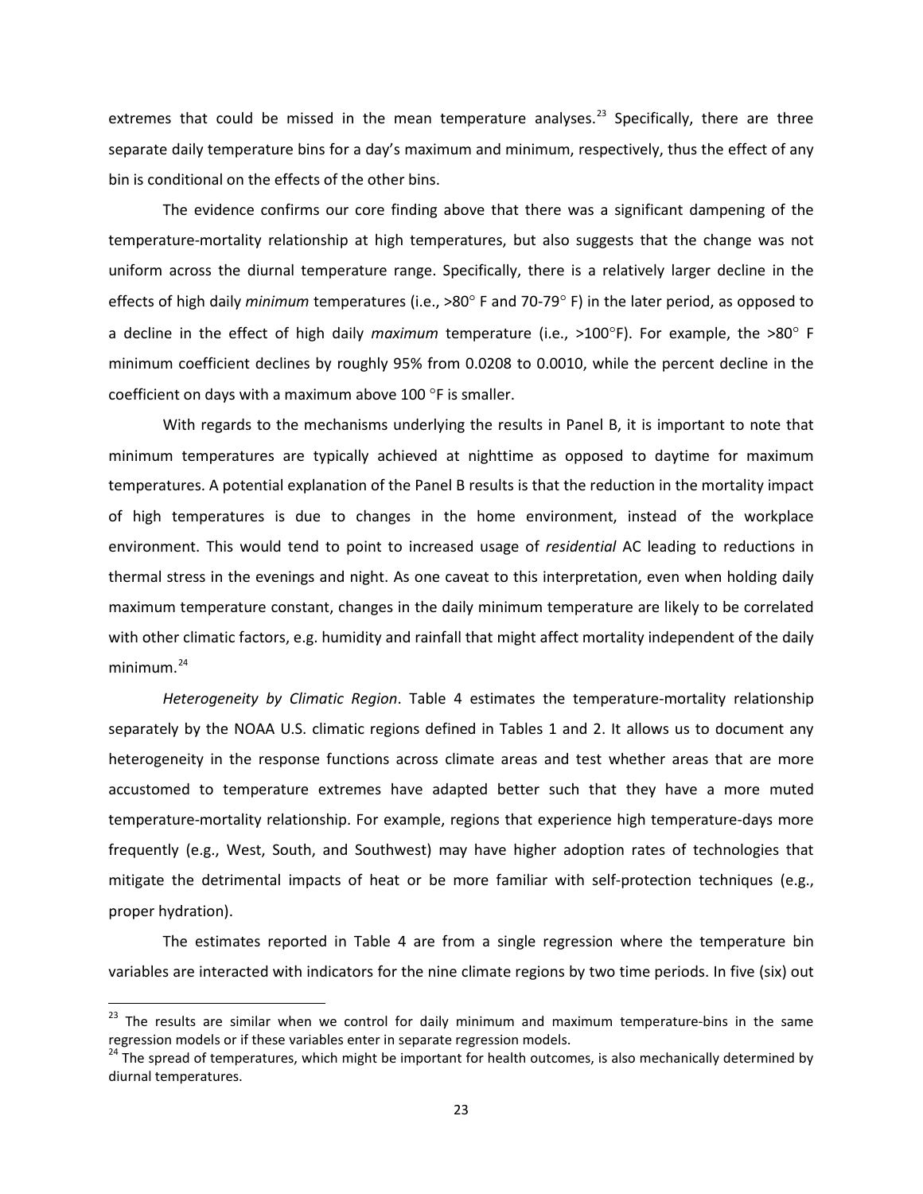extremes that could be missed in the mean temperature analyses.[23] Specifically, there are three separate daily temperature bins for a day's maximum and minimum, respectively, thus the effect of any bin is conditional on the effects of the other bins.

The evidence confirms our core finding above that there was a significant dampening of the temperature-mortality relationship at high temperatures, but also suggests that the change was not uniform across the diurnal temperature range. Specifically, there is a relatively larger decline in the effects of high daily *minimum* temperatures (i.e., >80° F and 70-79° F) in the later period, as opposed to a decline in the effect of high daily *maximum* temperature (i.e., >100°F). For example, the >80° F minimum coefficient declines by roughly 95% from 0.0208 to 0.0010, while the percent decline in the coefficient on days with a maximum above 100 °F is smaller.

With regards to the mechanisms underlying the results in Panel B, it is important to note that minimum temperatures are typically achieved at nighttime as opposed to daytime for maximum temperatures. A potential explanation of the Panel B results is that the reduction in the mortality impact of high temperatures is due to changes in the home environment, instead of the workplace environment. This would tend to point to increased usage of *residential* AC leading to reductions in thermal stress in the evenings and night. As one caveat to this interpretation, even when holding daily maximum temperature constant, changes in the daily minimum temperature are likely to be correlated with other climatic factors, e.g. humidity and rainfall that might affect mortality independent of the daily minimum.[24]

*Heterogeneity by Climatic Region*. Table 4 estimates the temperature-mortality relationship separately by the NOAA U.S. climatic regions defined in Tables 1 and 2. It allows us to document any heterogeneity in the response functions across climate areas and test whether areas that are more accustomed to temperature extremes have adapted better such that they have a more muted temperature-mortality relationship. For example, regions that experience high temperature-days more frequently (e.g., West, South, and Southwest) may have higher adoption rates of technologies that mitigate the detrimental impacts of heat or be more familiar with self-protection techniques (e.g., proper hydration).

The estimates reported in Table 4 are from a single regression where the temperature bin variables are interacted with indicators for the nine climate regions by two time periods. In five (six) out

[23] The results are similar when we control for daily minimum and maximum temperature-bins in the same regression models or if these variables enter in separate regression models.

[24] The spread of temperatures, which might be important for health outcomes, is also mechanically determined by diurnal temperatures.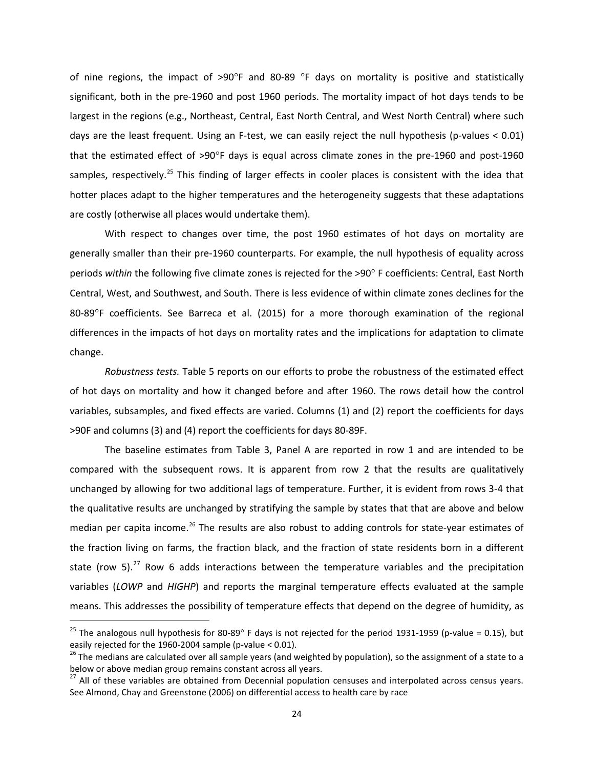of nine regions, the impact of >90°F and 80-89 °F days on mortality is positive and statistically significant, both in the pre-1960 and post 1960 periods. The mortality impact of hot days tends to be largest in the regions (e.g., Northeast, Central, East North Central, and West North Central) where such days are the least frequent. Using an F-test, we can easily reject the null hypothesis (p-values < 0.01) that the estimated effect of >90°F days is equal across climate zones in the pre-1960 and post-1960 samples, respectively.[25] This finding of larger effects in cooler places is consistent with the idea that hotter places adapt to the higher temperatures and the heterogeneity suggests that these adaptations are costly (otherwise all places would undertake them).

With respect to changes over time, the post 1960 estimates of hot days on mortality are generally smaller than their pre-1960 counterparts. For example, the null hypothesis of equality across periods *within* the following five climate zones is rejected for the >90° F coefficients: Central, East North Central, West, and Southwest, and South. There is less evidence of within climate zones declines for the 80-89°F coefficients. See Barreca et al. (2015) for a more thorough examination of the regional differences in the impacts of hot days on mortality rates and the implications for adaptation to climate change.

*Robustness tests.* Table 5 reports on our efforts to probe the robustness of the estimated effect of hot days on mortality and how it changed before and after 1960. The rows detail how the control variables, subsamples, and fixed effects are varied. Columns (1) and (2) report the coefficients for days >90F and columns (3) and (4) report the coefficients for days 80-89F.

The baseline estimates from Table 3, Panel A are reported in row 1 and are intended to be compared with the subsequent rows. It is apparent from row 2 that the results are qualitatively unchanged by allowing for two additional lags of temperature. Further, it is evident from rows 3-4 that the qualitative results are unchanged by stratifying the sample by states that that are above and below median per capita income.[26] The results are also robust to adding controls for state-year estimates of the fraction living on farms, the fraction black, and the fraction of state residents born in a different state (row 5).[27] Row 6 adds interactions between the temperature variables and the precipitation variables (*LOWP* and *HIGHP*) and reports the marginal temperature effects evaluated at the sample means. This addresses the possibility of temperature effects that depend on the degree of humidity, as

[25] The analogous null hypothesis for 80-89° F days is not rejected for the period 1931-1959 (p-value = 0.15), but easily rejected for the 1960-2004 sample (p-value < 0.01).

[26] The medians are calculated over all sample years (and weighted by population), so the assignment of a state to a below or above median group remains constant across all years.

[27] All of these variables are obtained from Decennial population censuses and interpolated across census years. See Almond, Chay and Greenstone (2006) on differential access to health care by race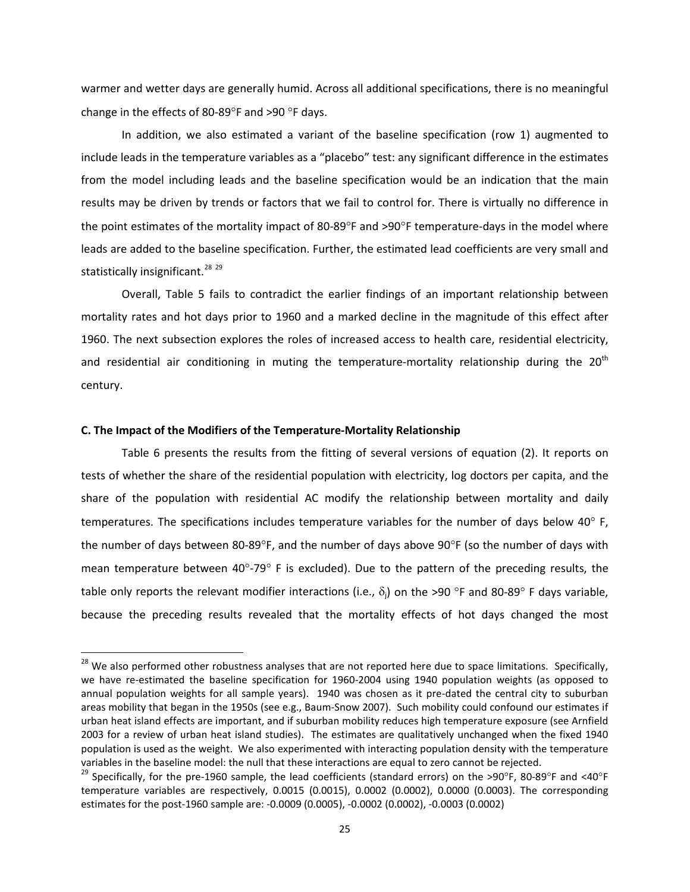warmer and wetter days are generally humid. Across all additional specifications, there is no meaningful change in the effects of 80-89°F and >90 °F days.

In addition, we also estimated a variant of the baseline specification (row 1) augmented to include leads in the temperature variables as a "placebo" test: any significant difference in the estimates from the model including leads and the baseline specification would be an indication that the main results may be driven by trends or factors that we fail to control for. There is virtually no difference in the point estimates of the mortality impact of 80-89°F and >90°F temperature-days in the model where leads are added to the baseline specification. Further, the estimated lead coefficients are very small and statistically insignificant.[28] [29]

Overall, Table 5 fails to contradict the earlier findings of an important relationship between mortality rates and hot days prior to 1960 and a marked decline in the magnitude of this effect after 1960. The next subsection explores the roles of increased access to health care, residential electricity, and residential air conditioning in muting the temperature-mortality relationship during the 20[th] century.

#### C. The Impact of the Modifiers of the Temperature-Mortality Relationship

Table 6 presents the results from the fitting of several versions of equation (2). It reports on tests of whether the share of the residential population with electricity, log doctors per capita, and the share of the population with residential AC modify the relationship between mortality and daily temperatures. The specifications includes temperature variables for the number of days below 40° F, the number of days between 80-89°F, and the number of days above 90°F (so the number of days with mean temperature between 40°-79° F is excluded). Due to the pattern of the preceding results, the table only reports the relevant modifier interactions (i.e., $\delta_j$) on the >90 °F and 80-89° F days variable, because the preceding results revealed that the mortality effects of hot days changed the most

---

[28] We also performed other robustness analyses that are not reported here due to space limitations. Specifically, we have re-estimated the baseline specification for 1960-2004 using 1940 population weights (as opposed to annual population weights for all sample years). 1940 was chosen as it pre-dated the central city to suburban areas mobility that began in the 1950s (see e.g., Baum-Snow 2007). Such mobility could confound our estimates if urban heat island effects are important, and if suburban mobility reduces high temperature exposure (see Arnfield 2003 for a review of urban heat island studies). The estimates are qualitatively unchanged when the fixed 1940 population is used as the weight. We also experimented with interacting population density with the temperature variables in the baseline model: the null that these interactions are equal to zero cannot be rejected.

[29] Specifically, for the pre-1960 sample, the lead coefficients (standard errors) on the >90°F, 80-89°F and <40°F temperature variables are respectively, 0.0015 (0.0015), 0.0002 (0.0002), 0.0000 (0.0003). The corresponding estimates for the post-1960 sample are: -0.0009 (0.0005), -0.0002 (0.0002), -0.0003 (0.0002)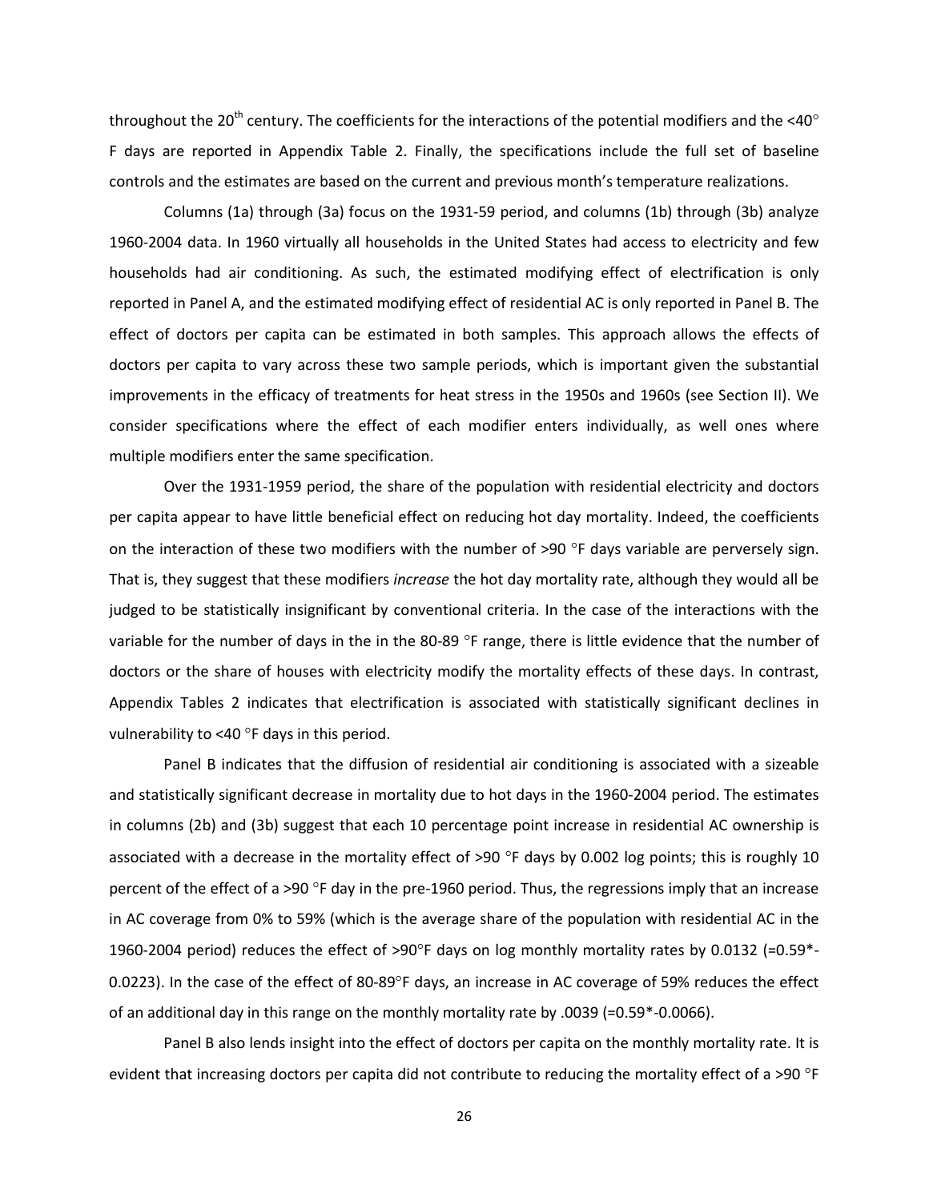throughout the 20th century. The coefficients for the interactions of the potential modifiers and the <40° F days are reported in Appendix Table 2. Finally, the specifications include the full set of baseline controls and the estimates are based on the current and previous month's temperature realizations.

Columns (1a) through (3a) focus on the 1931-59 period, and columns (1b) through (3b) analyze 1960-2004 data. In 1960 virtually all households in the United States had access to electricity and few households had air conditioning. As such, the estimated modifying effect of electrification is only reported in Panel A, and the estimated modifying effect of residential AC is only reported in Panel B. The effect of doctors per capita can be estimated in both samples. This approach allows the effects of doctors per capita to vary across these two sample periods, which is important given the substantial improvements in the efficacy of treatments for heat stress in the 1950s and 1960s (see Section II). We consider specifications where the effect of each modifier enters individually, as well ones where multiple modifiers enter the same specification.

Over the 1931-1959 period, the share of the population with residential electricity and doctors per capita appear to have little beneficial effect on reducing hot day mortality. Indeed, the coefficients on the interaction of these two modifiers with the number of >90 °F days variable are perversely sign. That is, they suggest that these modifiers *increase* the hot day mortality rate, although they would all be judged to be statistically insignificant by conventional criteria. In the case of the interactions with the variable for the number of days in the in the 80-89 °F range, there is little evidence that the number of doctors or the share of houses with electricity modify the mortality effects of these days. In contrast, Appendix Tables 2 indicates that electrification is associated with statistically significant declines in vulnerability to <40 °F days in this period.

Panel B indicates that the diffusion of residential air conditioning is associated with a sizeable and statistically significant decrease in mortality due to hot days in the 1960-2004 period. The estimates in columns (2b) and (3b) suggest that each 10 percentage point increase in residential AC ownership is associated with a decrease in the mortality effect of >90 °F days by 0.002 log points; this is roughly 10 percent of the effect of a >90 °F day in the pre-1960 period. Thus, the regressions imply that an increase in AC coverage from 0% to 59% (which is the average share of the population with residential AC in the 1960-2004 period) reduces the effect of >90°F days on log monthly mortality rates by 0.0132 (=0.59*-0.0223). In the case of the effect of 80-89°F days, an increase in AC coverage of 59% reduces the effect of an additional day in this range on the monthly mortality rate by .0039 (=0.59*-0.0066).

Panel B also lends insight into the effect of doctors per capita on the monthly mortality rate. It is evident that increasing doctors per capita did not contribute to reducing the mortality effect of a >90 °F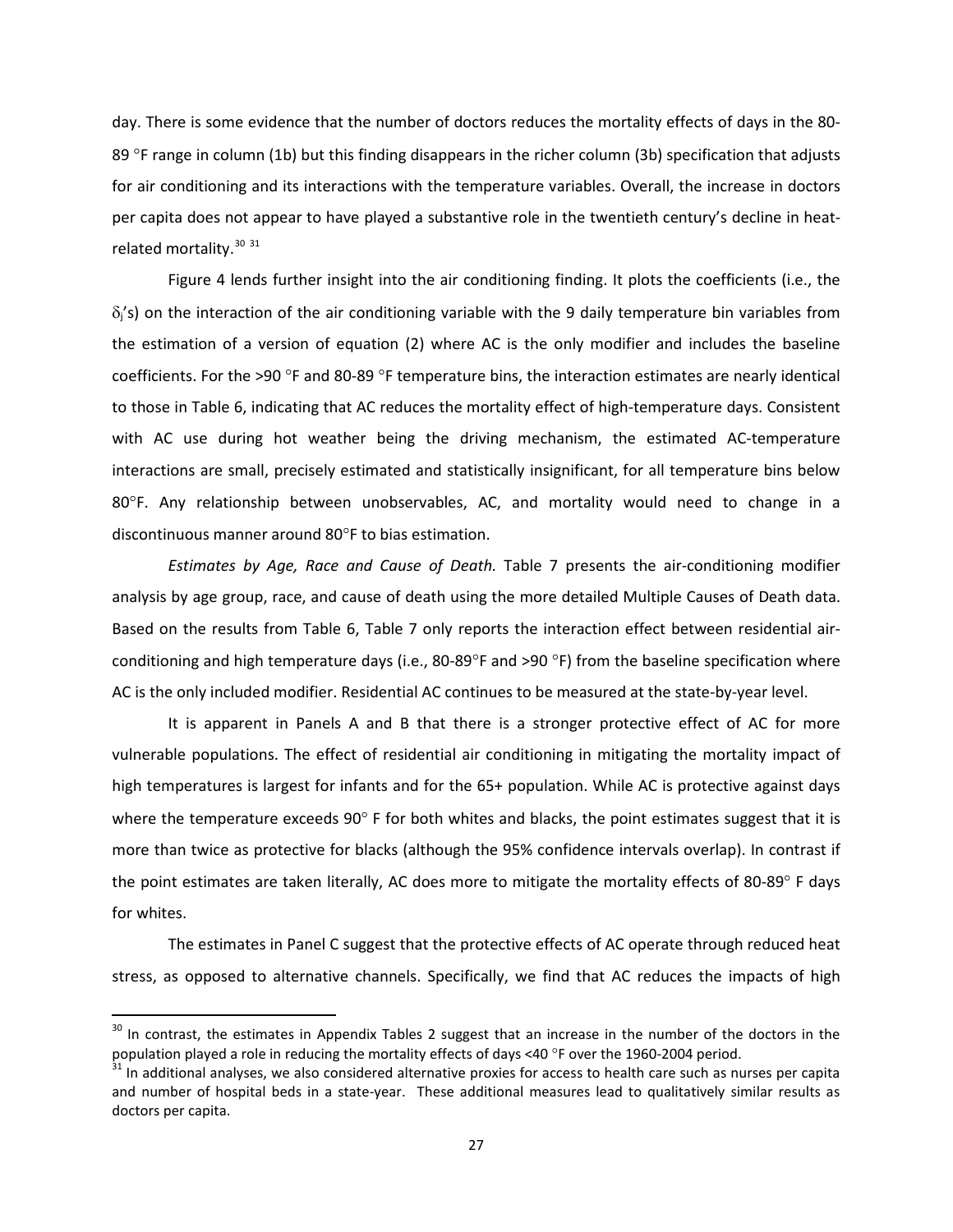day. There is some evidence that the number of doctors reduces the mortality effects of days in the 80-89 °F range in column (1b) but this finding disappears in the richer column (3b) specification that adjusts for air conditioning and its interactions with the temperature variables. Overall, the increase in doctors per capita does not appear to have played a substantive role in the twentieth century's decline in heat-related mortality.[30] [31]

Figure 4 lends further insight into the air conditioning finding. It plots the coefficients (i.e., the $\delta_j$'s) on the interaction of the air conditioning variable with the 9 daily temperature bin variables from the estimation of a version of equation (2) where AC is the only modifier and includes the baseline coefficients. For the >90 °F and 80-89 °F temperature bins, the interaction estimates are nearly identical to those in Table 6, indicating that AC reduces the mortality effect of high-temperature days. Consistent with AC use during hot weather being the driving mechanism, the estimated AC-temperature interactions are small, precisely estimated and statistically insignificant, for all temperature bins below 80°F. Any relationship between unobservables, AC, and mortality would need to change in a discontinuous manner around 80°F to bias estimation.

*Estimates by Age, Race and Cause of Death.* Table 7 presents the air-conditioning modifier analysis by age group, race, and cause of death using the more detailed Multiple Causes of Death data. Based on the results from Table 6, Table 7 only reports the interaction effect between residential air-conditioning and high temperature days (i.e., 80-89°F and >90 °F) from the baseline specification where AC is the only included modifier. Residential AC continues to be measured at the state-by-year level.

It is apparent in Panels A and B that there is a stronger protective effect of AC for more vulnerable populations. The effect of residential air conditioning in mitigating the mortality impact of high temperatures is largest for infants and for the 65+ population. While AC is protective against days where the temperature exceeds 90° F for both whites and blacks, the point estimates suggest that it is more than twice as protective for blacks (although the 95% confidence intervals overlap). In contrast if the point estimates are taken literally, AC does more to mitigate the mortality effects of 80-89° F days for whites.

The estimates in Panel C suggest that the protective effects of AC operate through reduced heat stress, as opposed to alternative channels. Specifically, we find that AC reduces the impacts of high

---

[30] In contrast, the estimates in Appendix Tables 2 suggest that an increase in the number of the doctors in the population played a role in reducing the mortality effects of days <40 °F over the 1960-2004 period.

[31] In additional analyses, we also considered alternative proxies for access to health care such as nurses per capita and number of hospital beds in a state-year. These additional measures lead to qualitatively similar results as doctors per capita.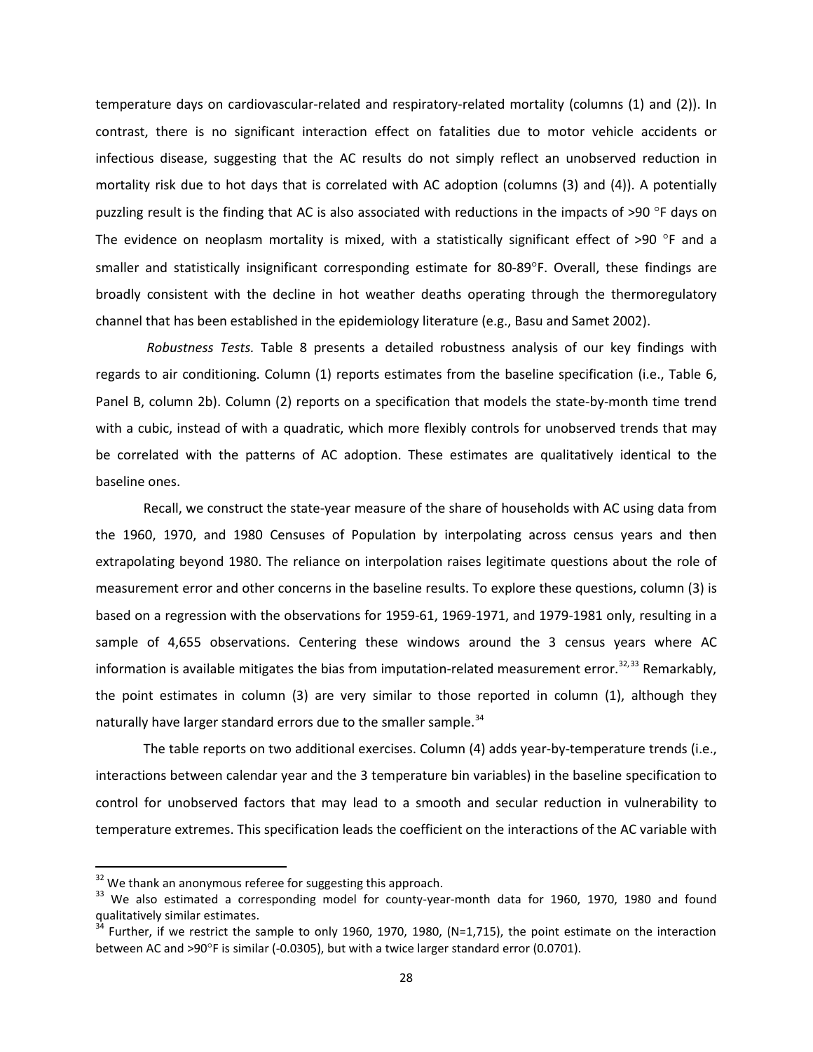temperature days on cardiovascular-related and respiratory-related mortality (columns (1) and (2)). In contrast, there is no significant interaction effect on fatalities due to motor vehicle accidents or infectious disease, suggesting that the AC results do not simply reflect an unobserved reduction in mortality risk due to hot days that is correlated with AC adoption (columns (3) and (4)). A potentially puzzling result is the finding that AC is also associated with reductions in the impacts of >90 °F days on The evidence on neoplasm mortality is mixed, with a statistically significant effect of >90 °F and a smaller and statistically insignificant corresponding estimate for 80-89°F. Overall, these findings are broadly consistent with the decline in hot weather deaths operating through the thermoregulatory channel that has been established in the epidemiology literature (e.g., Basu and Samet 2002).

*Robustness Tests.* Table 8 presents a detailed robustness analysis of our key findings with regards to air conditioning. Column (1) reports estimates from the baseline specification (i.e., Table 6, Panel B, column 2b). Column (2) reports on a specification that models the state-by-month time trend with a cubic, instead of with a quadratic, which more flexibly controls for unobserved trends that may be correlated with the patterns of AC adoption. These estimates are qualitatively identical to the baseline ones.

Recall, we construct the state-year measure of the share of households with AC using data from the 1960, 1970, and 1980 Censuses of Population by interpolating across census years and then extrapolating beyond 1980. The reliance on interpolation raises legitimate questions about the role of measurement error and other concerns in the baseline results. To explore these questions, column (3) is based on a regression with the observations for 1959-61, 1969-1971, and 1979-1981 only, resulting in a sample of 4,655 observations. Centering these windows around the 3 census years where AC information is available mitigates the bias from imputation-related measurement error.[32,33] Remarkably, the point estimates in column (3) are very similar to those reported in column (1), although they naturally have larger standard errors due to the smaller sample.[34]

The table reports on two additional exercises. Column (4) adds year-by-temperature trends (i.e., interactions between calendar year and the 3 temperature bin variables) in the baseline specification to control for unobserved factors that may lead to a smooth and secular reduction in vulnerability to temperature extremes. This specification leads the coefficient on the interactions of the AC variable with

[32] We thank an anonymous referee for suggesting this approach.

[33] We also estimated a corresponding model for county-year-month data for 1960, 1970, 1980 and found qualitatively similar estimates.

[34] Further, if we restrict the sample to only 1960, 1970, 1980, (N=1,715), the point estimate on the interaction between AC and >90°F is similar (-0.0305), but with a twice larger standard error (0.0701).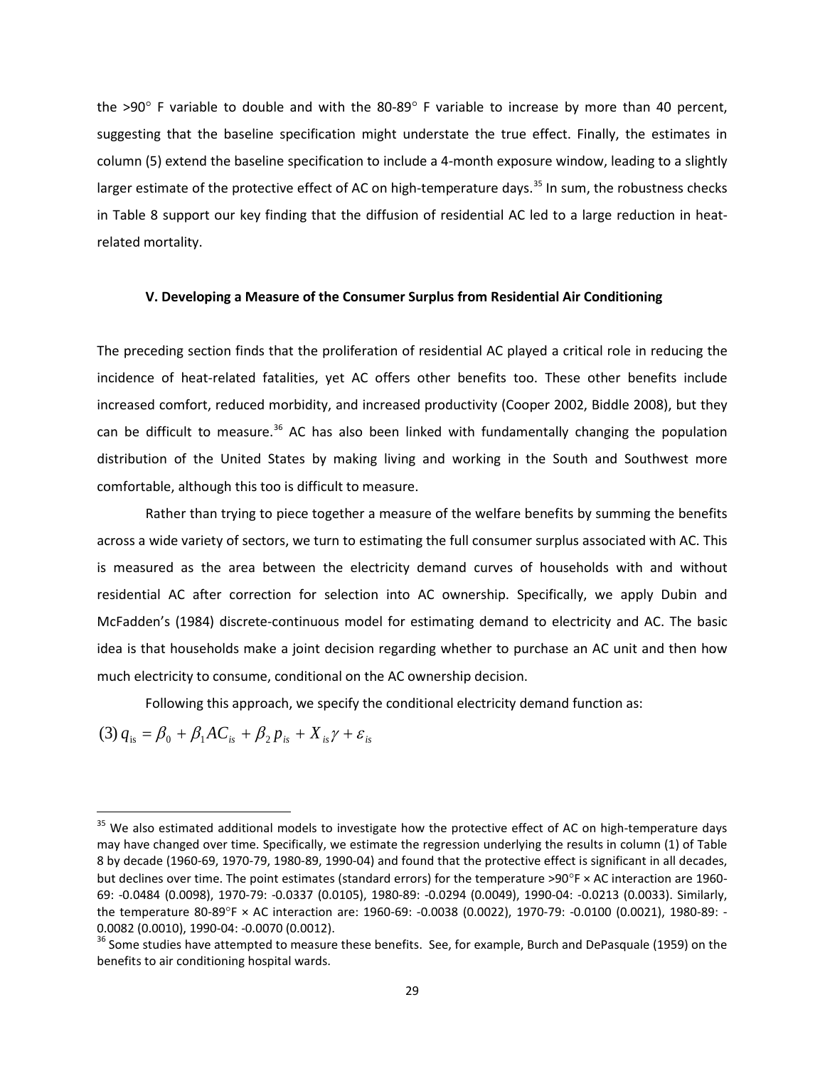the >90° F variable to double and with the 80-89° F variable to increase by more than 40 percent, suggesting that the baseline specification might understate the true effect. Finally, the estimates in column (5) extend the baseline specification to include a 4-month exposure window, leading to a slightly larger estimate of the protective effect of AC on high-temperature days.[35] In sum, the robustness checks in Table 8 support our key finding that the diffusion of residential AC led to a large reduction in heat-related mortality.

### V. Developing a Measure of the Consumer Surplus from Residential Air Conditioning

The preceding section finds that the proliferation of residential AC played a critical role in reducing the incidence of heat-related fatalities, yet AC offers other benefits too. These other benefits include increased comfort, reduced morbidity, and increased productivity (Cooper 2002, Biddle 2008), but they can be difficult to measure.[36] AC has also been linked with fundamentally changing the population distribution of the United States by making living and working in the South and Southwest more comfortable, although this too is difficult to measure.

Rather than trying to piece together a measure of the welfare benefits by summing the benefits across a wide variety of sectors, we turn to estimating the full consumer surplus associated with AC. This is measured as the area between the electricity demand curves of households with and without residential AC after correction for selection into AC ownership. Specifically, we apply Dubin and McFadden's (1984) discrete-continuous model for estimating demand to electricity and AC. The basic idea is that households make a joint decision regarding whether to purchase an AC unit and then how much electricity to consume, conditional on the AC ownership decision.

Following this approach, we specify the conditional electricity demand function as:

$$(3)\ q_{is} = \beta_0 + \beta_1 AC_{is} + \beta_2 p_{is} + X_{is}\gamma + \varepsilon_{is}$$

---

[35] We also estimated additional models to investigate how the protective effect of AC on high-temperature days may have changed over time. Specifically, we estimate the regression underlying the results in column (1) of Table 8 by decade (1960-69, 1970-79, 1980-89, 1990-04) and found that the protective effect is significant in all decades, but declines over time. The point estimates (standard errors) for the temperature >90°F × AC interaction are 1960-69: -0.0484 (0.0098), 1970-79: -0.0337 (0.0105), 1980-89: -0.0294 (0.0049), 1990-04: -0.0213 (0.0033). Similarly, the temperature 80-89°F × AC interaction are: 1960-69: -0.0038 (0.0022), 1970-79: -0.0100 (0.0021), 1980-89: -0.0082 (0.0010), 1990-04: -0.0070 (0.0012).

[36] Some studies have attempted to measure these benefits. See, for example, Burch and DePasquale (1959) on the benefits to air conditioning hospital wards.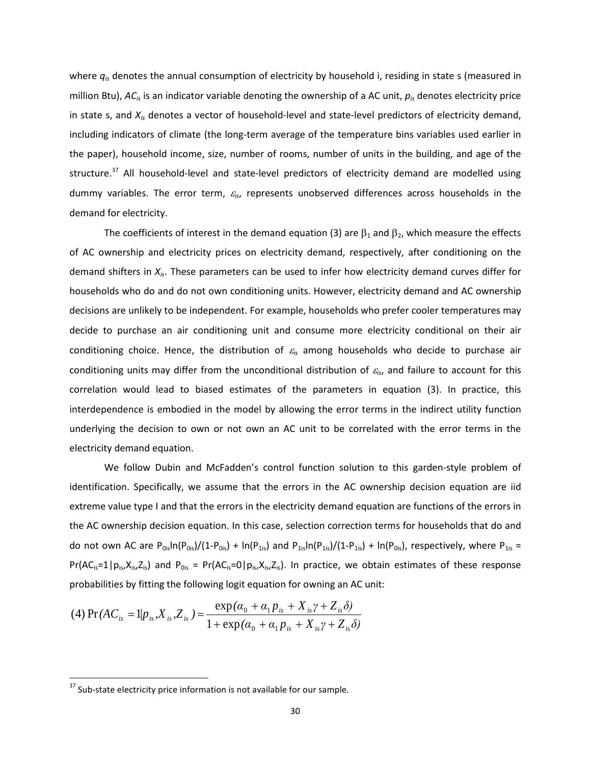where $q_{is}$ denotes the annual consumption of electricity by household i, residing in state s (measured in million Btu), $AC_{is}$ is an indicator variable denoting the ownership of a AC unit, $p_{is}$ denotes electricity price in state s, and $X_{is}$ denotes a vector of household-level and state-level predictors of electricity demand, including indicators of climate (the long-term average of the temperature bins variables used earlier in the paper), household income, size, number of rooms, number of units in the building, and age of the structure.[37] All household-level and state-level predictors of electricity demand are modelled using dummy variables. The error term, $\varepsilon_{is}$, represents unobserved differences across households in the demand for electricity.

The coefficients of interest in the demand equation (3) are $\beta_1$ and $\beta_2$, which measure the effects of AC ownership and electricity prices on electricity demand, respectively, after conditioning on the demand shifters in $X_{is}$. These parameters can be used to infer how electricity demand curves differ for households who do and do not own conditioning units. However, electricity demand and AC ownership decisions are unlikely to be independent. For example, households who prefer cooler temperatures may decide to purchase an air conditioning unit and consume more electricity conditional on their air conditioning choice. Hence, the distribution of $\varepsilon_{is}$ among households who decide to purchase air conditioning units may differ from the unconditional distribution of $\varepsilon_{is}$, and failure to account for this correlation would lead to biased estimates of the parameters in equation (3). In practice, this interdependence is embodied in the model by allowing the error terms in the indirect utility function underlying the decision to own or not own an AC unit to be correlated with the error terms in the electricity demand equation.

We follow Dubin and McFadden's control function solution to this garden-style problem of identification. Specifically, we assume that the errors in the AC ownership decision equation are iid extreme value type I and that the errors in the electricity demand equation are functions of the errors in the AC ownership decision equation. In this case, selection correction terms for households that do and do not own AC are $P_{0is}\ln(P_{0is})/(1-P_{0is}) + \ln(P_{1is})$ and $P_{1is}\ln(P_{1is})/(1-P_{1is}) + \ln(P_{0is})$, respectively, where $P_{1is} = \Pr(AC_{is}=1|p_{is},X_{is},Z_{is})$ and $P_{0is} = \Pr(AC_{is}=0|p_{is},X_{is},Z_{is})$. In practice, we obtain estimates of these response probabilities by fitting the following logit equation for owning an AC unit:

$$(4)\ \Pr(AC_{is}=1|p_{is},X_{is},Z_{is}) = \frac{\exp(\alpha_0 + \alpha_1 p_{is} + X_{is}\gamma + Z_{is}\delta)}{1+\exp(\alpha_0 + \alpha_1 p_{is} + X_{is}\gamma + Z_{is}\delta)}$$

[37] Sub-state electricity price information is not available for our sample.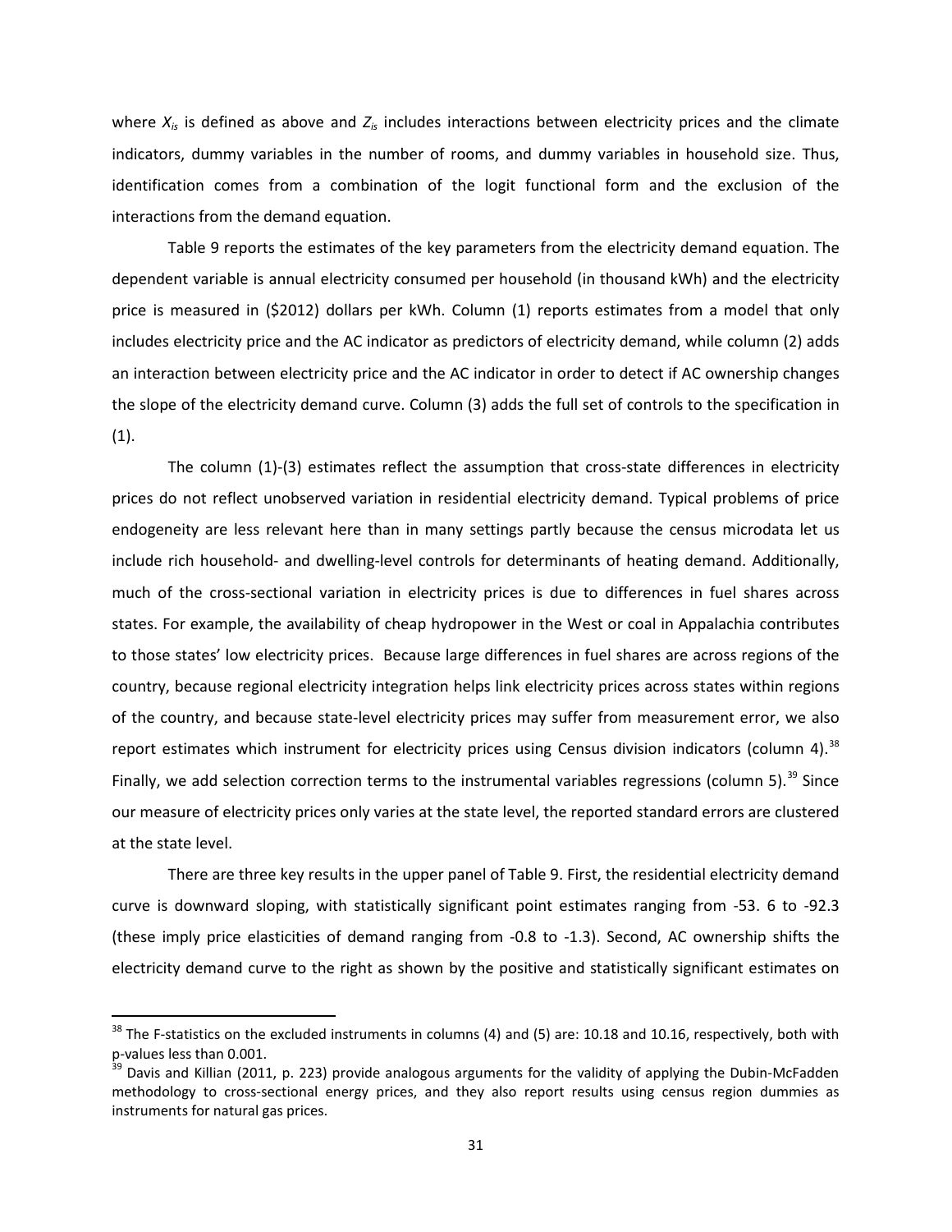where $X_{is}$ is defined as above and $Z_{is}$ includes interactions between electricity prices and the climate indicators, dummy variables in the number of rooms, and dummy variables in household size. Thus, identification comes from a combination of the logit functional form and the exclusion of the interactions from the demand equation.

Table 9 reports the estimates of the key parameters from the electricity demand equation. The dependent variable is annual electricity consumed per household (in thousand kWh) and the electricity price is measured in ($2012) dollars per kWh. Column (1) reports estimates from a model that only includes electricity price and the AC indicator as predictors of electricity demand, while column (2) adds an interaction between electricity price and the AC indicator in order to detect if AC ownership changes the slope of the electricity demand curve. Column (3) adds the full set of controls to the specification in (1).

The column (1)-(3) estimates reflect the assumption that cross-state differences in electricity prices do not reflect unobserved variation in residential electricity demand. Typical problems of price endogeneity are less relevant here than in many settings partly because the census microdata let us include rich household- and dwelling-level controls for determinants of heating demand. Additionally, much of the cross-sectional variation in electricity prices is due to differences in fuel shares across states. For example, the availability of cheap hydropower in the West or coal in Appalachia contributes to those states' low electricity prices. Because large differences in fuel shares are across regions of the country, because regional electricity integration helps link electricity prices across states within regions of the country, and because state-level electricity prices may suffer from measurement error, we also report estimates which instrument for electricity prices using Census division indicators (column 4).[38] Finally, we add selection correction terms to the instrumental variables regressions (column 5).[39] Since our measure of electricity prices only varies at the state level, the reported standard errors are clustered at the state level.

There are three key results in the upper panel of Table 9. First, the residential electricity demand curve is downward sloping, with statistically significant point estimates ranging from -53. 6 to -92.3 (these imply price elasticities of demand ranging from -0.8 to -1.3). Second, AC ownership shifts the electricity demand curve to the right as shown by the positive and statistically significant estimates on

[38] The F-statistics on the excluded instruments in columns (4) and (5) are: 10.18 and 10.16, respectively, both with p-values less than 0.001.

[39] Davis and Killian (2011, p. 223) provide analogous arguments for the validity of applying the Dubin-McFadden methodology to cross-sectional energy prices, and they also report results using census region dummies as instruments for natural gas prices.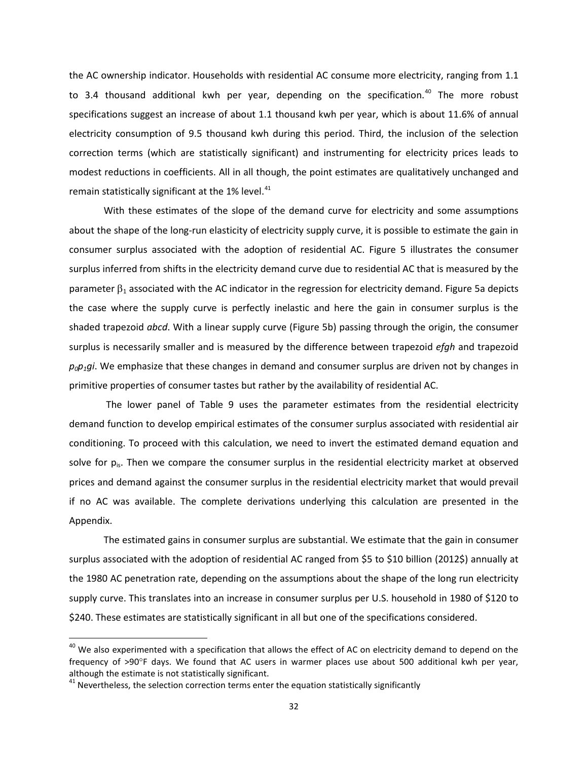the AC ownership indicator. Households with residential AC consume more electricity, ranging from 1.1 to 3.4 thousand additional kwh per year, depending on the specification.[40] The more robust specifications suggest an increase of about 1.1 thousand kwh per year, which is about 11.6% of annual electricity consumption of 9.5 thousand kwh during this period. Third, the inclusion of the selection correction terms (which are statistically significant) and instrumenting for electricity prices leads to modest reductions in coefficients. All in all though, the point estimates are qualitatively unchanged and remain statistically significant at the 1% level.[41]

With these estimates of the slope of the demand curve for electricity and some assumptions about the shape of the long-run elasticity of electricity supply curve, it is possible to estimate the gain in consumer surplus associated with the adoption of residential AC. Figure 5 illustrates the consumer surplus inferred from shifts in the electricity demand curve due to residential AC that is measured by the parameter $\beta_1$ associated with the AC indicator in the regression for electricity demand. Figure 5a depicts the case where the supply curve is perfectly inelastic and here the gain in consumer surplus is the shaded trapezoid *abcd*. With a linear supply curve (Figure 5b) passing through the origin, the consumer surplus is necessarily smaller and is measured by the difference between trapezoid *efgh* and trapezoid $p_0p_1gi$. We emphasize that these changes in demand and consumer surplus are driven not by changes in primitive properties of consumer tastes but rather by the availability of residential AC.

The lower panel of Table 9 uses the parameter estimates from the residential electricity demand function to develop empirical estimates of the consumer surplus associated with residential air conditioning. To proceed with this calculation, we need to invert the estimated demand equation and solve for $p_{is}$. Then we compare the consumer surplus in the residential electricity market at observed prices and demand against the consumer surplus in the residential electricity market that would prevail if no AC was available. The complete derivations underlying this calculation are presented in the Appendix.

The estimated gains in consumer surplus are substantial. We estimate that the gain in consumer surplus associated with the adoption of residential AC ranged from \$5 to \$10 billion (2012\$) annually at the 1980 AC penetration rate, depending on the assumptions about the shape of the long run electricity supply curve. This translates into an increase in consumer surplus per U.S. household in 1980 of \$120 to \$240. These estimates are statistically significant in all but one of the specifications considered.

---

[40] We also experimented with a specification that allows the effect of AC on electricity demand to depend on the frequency of >90°F days. We found that AC users in warmer places use about 500 additional kwh per year, although the estimate is not statistically significant.

[41] Nevertheless, the selection correction terms enter the equation statistically significantly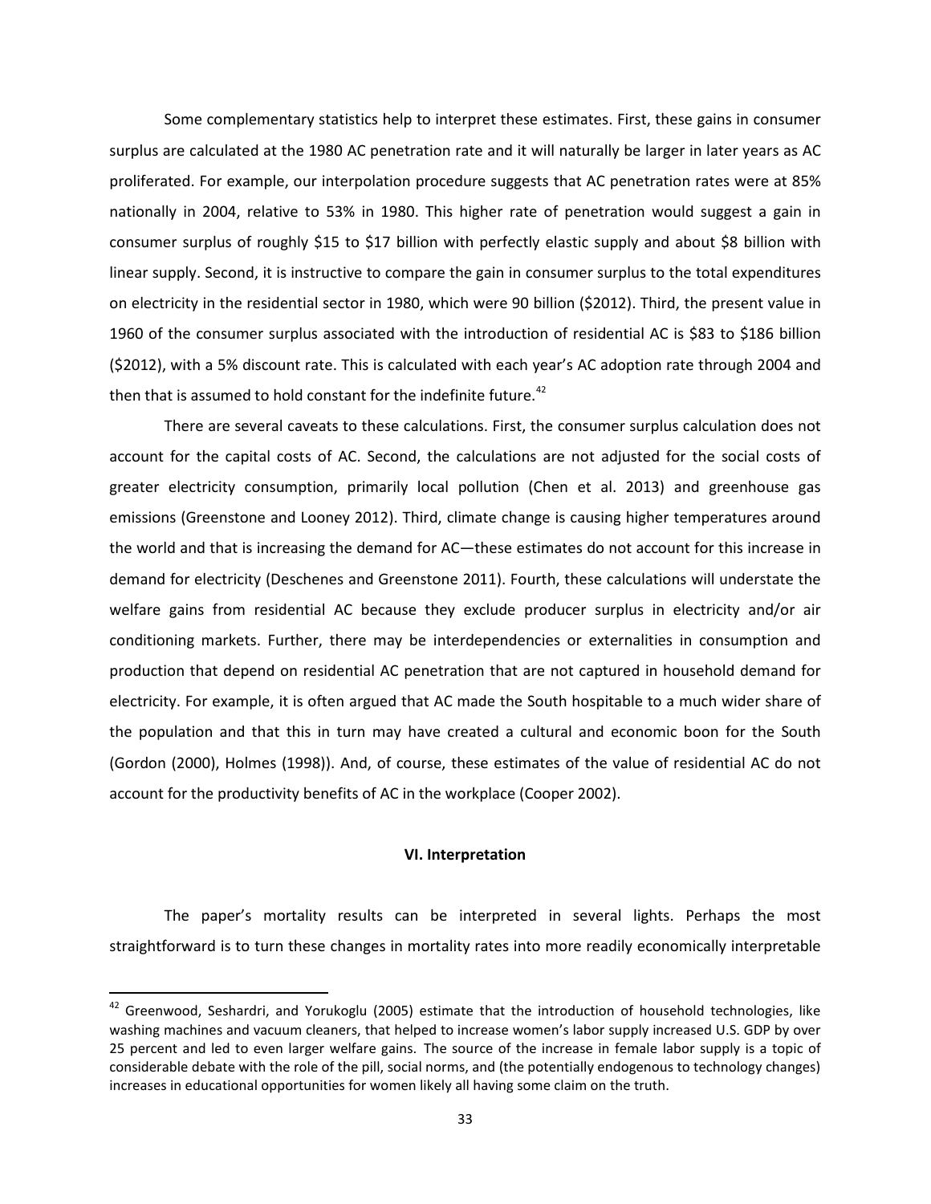Some complementary statistics help to interpret these estimates. First, these gains in consumer surplus are calculated at the 1980 AC penetration rate and it will naturally be larger in later years as AC proliferated. For example, our interpolation procedure suggests that AC penetration rates were at 85% nationally in 2004, relative to 53% in 1980. This higher rate of penetration would suggest a gain in consumer surplus of roughly $15 to $17 billion with perfectly elastic supply and about $8 billion with linear supply. Second, it is instructive to compare the gain in consumer surplus to the total expenditures on electricity in the residential sector in 1980, which were 90 billion ($2012). Third, the present value in 1960 of the consumer surplus associated with the introduction of residential AC is $83 to $186 billion ($2012), with a 5% discount rate. This is calculated with each year's AC adoption rate through 2004 and then that is assumed to hold constant for the indefinite future.[42]

There are several caveats to these calculations. First, the consumer surplus calculation does not account for the capital costs of AC. Second, the calculations are not adjusted for the social costs of greater electricity consumption, primarily local pollution (Chen et al. 2013) and greenhouse gas emissions (Greenstone and Looney 2012). Third, climate change is causing higher temperatures around the world and that is increasing the demand for AC—these estimates do not account for this increase in demand for electricity (Deschenes and Greenstone 2011). Fourth, these calculations will understate the welfare gains from residential AC because they exclude producer surplus in electricity and/or air conditioning markets. Further, there may be interdependencies or externalities in consumption and production that depend on residential AC penetration that are not captured in household demand for electricity. For example, it is often argued that AC made the South hospitable to a much wider share of the population and that this in turn may have created a cultural and economic boon for the South (Gordon (2000), Holmes (1998)). And, of course, these estimates of the value of residential AC do not account for the productivity benefits of AC in the workplace (Cooper 2002).

## VI. Interpretation

The paper's mortality results can be interpreted in several lights. Perhaps the most straightforward is to turn these changes in mortality rates into more readily economically interpretable

[42] Greenwood, Seshardri, and Yorukoglu (2005) estimate that the introduction of household technologies, like washing machines and vacuum cleaners, that helped to increase women's labor supply increased U.S. GDP by over 25 percent and led to even larger welfare gains. The source of the increase in female labor supply is a topic of considerable debate with the role of the pill, social norms, and (the potentially endogenous to technology changes) increases in educational opportunities for women likely all having some claim on the truth.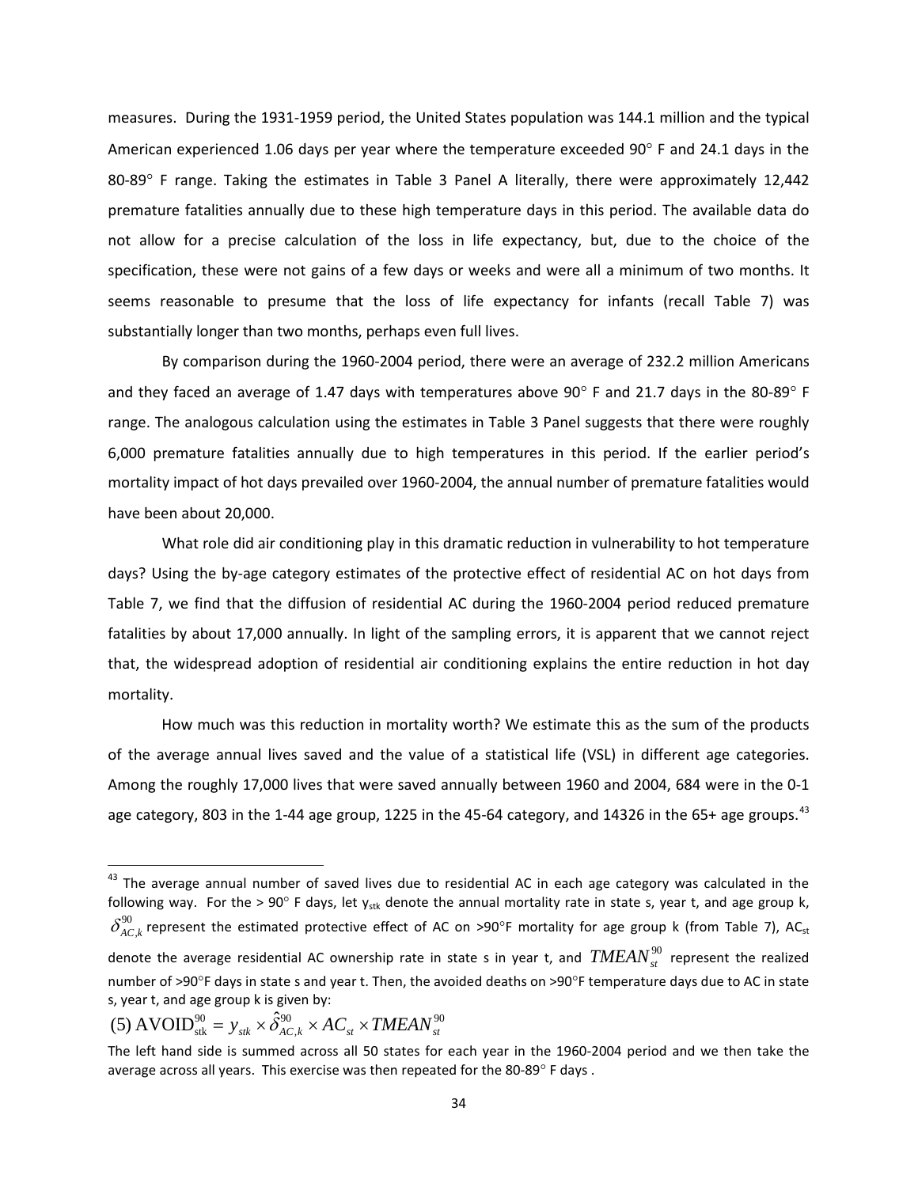measures. During the 1931-1959 period, the United States population was 144.1 million and the typical American experienced 1.06 days per year where the temperature exceeded 90° F and 24.1 days in the 80-89° F range. Taking the estimates in Table 3 Panel A literally, there were approximately 12,442 premature fatalities annually due to these high temperature days in this period. The available data do not allow for a precise calculation of the loss in life expectancy, but, due to the choice of the specification, these were not gains of a few days or weeks and were all a minimum of two months. It seems reasonable to presume that the loss of life expectancy for infants (recall Table 7) was substantially longer than two months, perhaps even full lives.

By comparison during the 1960-2004 period, there were an average of 232.2 million Americans and they faced an average of 1.47 days with temperatures above 90° F and 21.7 days in the 80-89° F range. The analogous calculation using the estimates in Table 3 Panel suggests that there were roughly 6,000 premature fatalities annually due to high temperatures in this period. If the earlier period's mortality impact of hot days prevailed over 1960-2004, the annual number of premature fatalities would have been about 20,000.

What role did air conditioning play in this dramatic reduction in vulnerability to hot temperature days? Using the by-age category estimates of the protective effect of residential AC on hot days from Table 7, we find that the diffusion of residential AC during the 1960-2004 period reduced premature fatalities by about 17,000 annually. In light of the sampling errors, it is apparent that we cannot reject that, the widespread adoption of residential air conditioning explains the entire reduction in hot day mortality.

How much was this reduction in mortality worth? We estimate this as the sum of the products of the average annual lives saved and the value of a statistical life (VSL) in different age categories. Among the roughly 17,000 lives that were saved annually between 1960 and 2004, 684 were in the 0-1 age category, 803 in the 1-44 age group, 1225 in the 45-64 category, and 14326 in the 65+ age groups.[43]

---

[43] The average annual number of saved lives due to residential AC in each age category was calculated in the following way. For the > 90° F days, let $y_{stk}$ denote the annual mortality rate in state s, year t, and age group k, $\delta^{90}_{AC,k}$ represent the estimated protective effect of AC on >90°F mortality for age group k (from Table 7), $AC_{st}$ denote the average residential AC ownership rate in state s in year t, and $TMEAN^{90}_{st}$ represent the realized number of >90°F days in state s and year t. Then, the avoided deaths on >90°F temperature days due to AC in state s, year t, and age group k is given by:

$$\text{(5) AVOID}^{90}_{\text{stk}} = y_{stk} \times \hat{\delta}^{90}_{AC,k} \times AC_{st} \times TMEAN^{90}_{st}$$

The left hand side is summed across all 50 states for each year in the 1960-2004 period and we then take the average across all years. This exercise was then repeated for the 80-89° F days .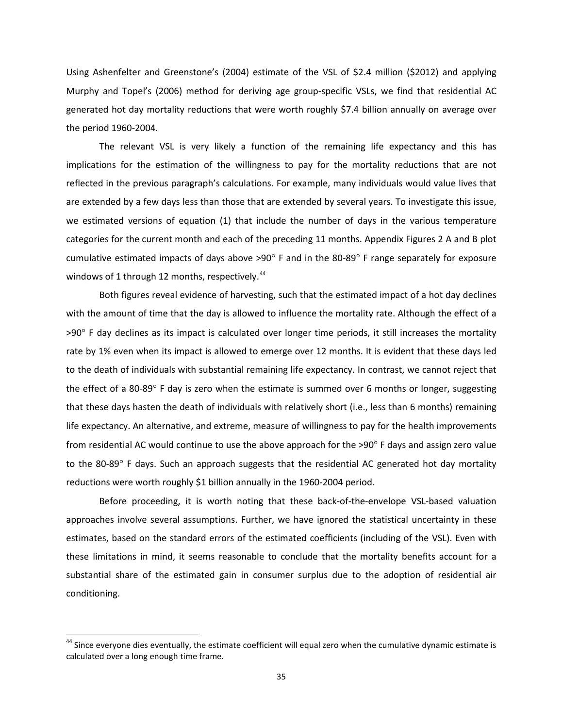Using Ashenfelter and Greenstone's (2004) estimate of the VSL of \$2.4 million (\$2012) and applying Murphy and Topel's (2006) method for deriving age group-specific VSLs, we find that residential AC generated hot day mortality reductions that were worth roughly \$7.4 billion annually on average over the period 1960-2004.

The relevant VSL is very likely a function of the remaining life expectancy and this has implications for the estimation of the willingness to pay for the mortality reductions that are not reflected in the previous paragraph's calculations. For example, many individuals would value lives that are extended by a few days less than those that are extended by several years. To investigate this issue, we estimated versions of equation (1) that include the number of days in the various temperature categories for the current month and each of the preceding 11 months. Appendix Figures 2 A and B plot cumulative estimated impacts of days above >90° F and in the 80-89° F range separately for exposure windows of 1 through 12 months, respectively.[44]

Both figures reveal evidence of harvesting, such that the estimated impact of a hot day declines with the amount of time that the day is allowed to influence the mortality rate. Although the effect of a >90° F day declines as its impact is calculated over longer time periods, it still increases the mortality rate by 1% even when its impact is allowed to emerge over 12 months. It is evident that these days led to the death of individuals with substantial remaining life expectancy. In contrast, we cannot reject that the effect of a 80-89° F day is zero when the estimate is summed over 6 months or longer, suggesting that these days hasten the death of individuals with relatively short (i.e., less than 6 months) remaining life expectancy. An alternative, and extreme, measure of willingness to pay for the health improvements from residential AC would continue to use the above approach for the >90° F days and assign zero value to the 80-89° F days. Such an approach suggests that the residential AC generated hot day mortality reductions were worth roughly \$1 billion annually in the 1960-2004 period.

Before proceeding, it is worth noting that these back-of-the-envelope VSL-based valuation approaches involve several assumptions. Further, we have ignored the statistical uncertainty in these estimates, based on the standard errors of the estimated coefficients (including of the VSL). Even with these limitations in mind, it seems reasonable to conclude that the mortality benefits account for a substantial share of the estimated gain in consumer surplus due to the adoption of residential air conditioning.

---

[44] Since everyone dies eventually, the estimate coefficient will equal zero when the cumulative dynamic estimate is calculated over a long enough time frame.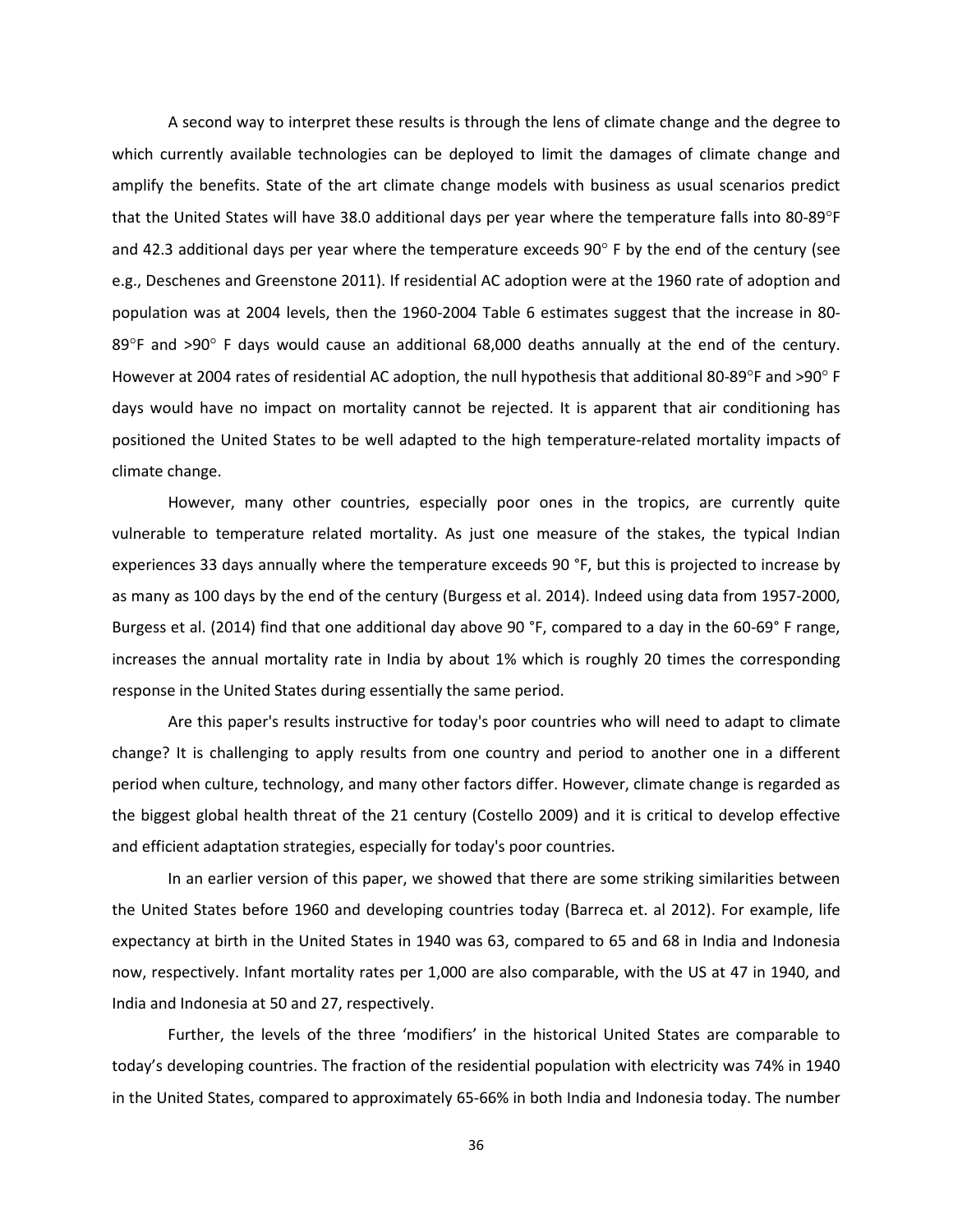A second way to interpret these results is through the lens of climate change and the degree to which currently available technologies can be deployed to limit the damages of climate change and amplify the benefits. State of the art climate change models with business as usual scenarios predict that the United States will have 38.0 additional days per year where the temperature falls into 80-89°F and 42.3 additional days per year where the temperature exceeds 90° F by the end of the century (see e.g., Deschenes and Greenstone 2011). If residential AC adoption were at the 1960 rate of adoption and population was at 2004 levels, then the 1960-2004 Table 6 estimates suggest that the increase in 80-89°F and >90° F days would cause an additional 68,000 deaths annually at the end of the century. However at 2004 rates of residential AC adoption, the null hypothesis that additional 80-89°F and >90° F days would have no impact on mortality cannot be rejected. It is apparent that air conditioning has positioned the United States to be well adapted to the high temperature-related mortality impacts of climate change.

However, many other countries, especially poor ones in the tropics, are currently quite vulnerable to temperature related mortality. As just one measure of the stakes, the typical Indian experiences 33 days annually where the temperature exceeds 90 °F, but this is projected to increase by as many as 100 days by the end of the century (Burgess et al. 2014). Indeed using data from 1957-2000, Burgess et al. (2014) find that one additional day above 90 °F, compared to a day in the 60-69° F range, increases the annual mortality rate in India by about 1% which is roughly 20 times the corresponding response in the United States during essentially the same period.

Are this paper's results instructive for today's poor countries who will need to adapt to climate change? It is challenging to apply results from one country and period to another one in a different period when culture, technology, and many other factors differ. However, climate change is regarded as the biggest global health threat of the 21 century (Costello 2009) and it is critical to develop effective and efficient adaptation strategies, especially for today's poor countries.

In an earlier version of this paper, we showed that there are some striking similarities between the United States before 1960 and developing countries today (Barreca et. al 2012). For example, life expectancy at birth in the United States in 1940 was 63, compared to 65 and 68 in India and Indonesia now, respectively. Infant mortality rates per 1,000 are also comparable, with the US at 47 in 1940, and India and Indonesia at 50 and 27, respectively.

Further, the levels of the three 'modifiers' in the historical United States are comparable to today's developing countries. The fraction of the residential population with electricity was 74% in 1940 in the United States, compared to approximately 65-66% in both India and Indonesia today. The number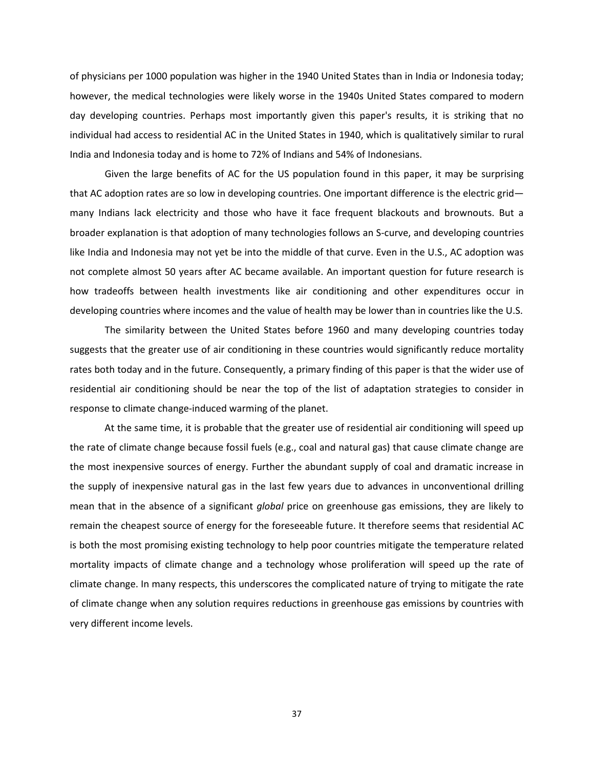of physicians per 1000 population was higher in the 1940 United States than in India or Indonesia today; however, the medical technologies were likely worse in the 1940s United States compared to modern day developing countries. Perhaps most importantly given this paper's results, it is striking that no individual had access to residential AC in the United States in 1940, which is qualitatively similar to rural India and Indonesia today and is home to 72% of Indians and 54% of Indonesians.

Given the large benefits of AC for the US population found in this paper, it may be surprising that AC adoption rates are so low in developing countries. One important difference is the electric grid—many Indians lack electricity and those who have it face frequent blackouts and brownouts. But a broader explanation is that adoption of many technologies follows an S-curve, and developing countries like India and Indonesia may not yet be into the middle of that curve. Even in the U.S., AC adoption was not complete almost 50 years after AC became available. An important question for future research is how tradeoffs between health investments like air conditioning and other expenditures occur in developing countries where incomes and the value of health may be lower than in countries like the U.S.

The similarity between the United States before 1960 and many developing countries today suggests that the greater use of air conditioning in these countries would significantly reduce mortality rates both today and in the future. Consequently, a primary finding of this paper is that the wider use of residential air conditioning should be near the top of the list of adaptation strategies to consider in response to climate change-induced warming of the planet.

At the same time, it is probable that the greater use of residential air conditioning will speed up the rate of climate change because fossil fuels (e.g., coal and natural gas) that cause climate change are the most inexpensive sources of energy. Further the abundant supply of coal and dramatic increase in the supply of inexpensive natural gas in the last few years due to advances in unconventional drilling mean that in the absence of a significant *global* price on greenhouse gas emissions, they are likely to remain the cheapest source of energy for the foreseeable future. It therefore seems that residential AC is both the most promising existing technology to help poor countries mitigate the temperature related mortality impacts of climate change and a technology whose proliferation will speed up the rate of climate change. In many respects, this underscores the complicated nature of trying to mitigate the rate of climate change when any solution requires reductions in greenhouse gas emissions by countries with very different income levels.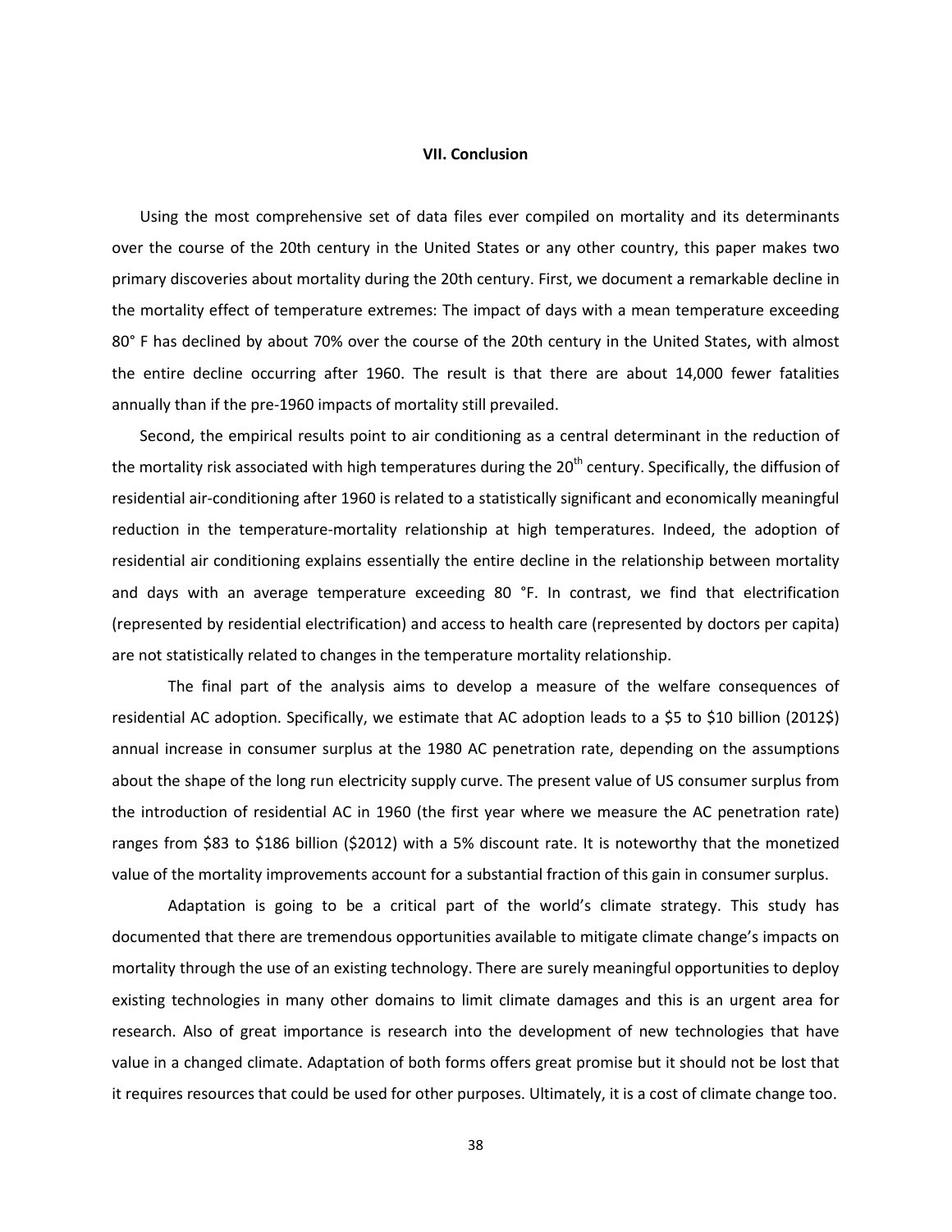## VII. Conclusion

Using the most comprehensive set of data files ever compiled on mortality and its determinants over the course of the 20th century in the United States or any other country, this paper makes two primary discoveries about mortality during the 20th century. First, we document a remarkable decline in the mortality effect of temperature extremes: The impact of days with a mean temperature exceeding 80° F has declined by about 70% over the course of the 20th century in the United States, with almost the entire decline occurring after 1960. The result is that there are about 14,000 fewer fatalities annually than if the pre-1960 impacts of mortality still prevailed.

Second, the empirical results point to air conditioning as a central determinant in the reduction of the mortality risk associated with high temperatures during the 20th century. Specifically, the diffusion of residential air-conditioning after 1960 is related to a statistically significant and economically meaningful reduction in the temperature-mortality relationship at high temperatures. Indeed, the adoption of residential air conditioning explains essentially the entire decline in the relationship between mortality and days with an average temperature exceeding 80 °F. In contrast, we find that electrification (represented by residential electrification) and access to health care (represented by doctors per capita) are not statistically related to changes in the temperature mortality relationship.

The final part of the analysis aims to develop a measure of the welfare consequences of residential AC adoption. Specifically, we estimate that AC adoption leads to a $5 to $10 billion (2012$) annual increase in consumer surplus at the 1980 AC penetration rate, depending on the assumptions about the shape of the long run electricity supply curve. The present value of US consumer surplus from the introduction of residential AC in 1960 (the first year where we measure the AC penetration rate) ranges from $83 to $186 billion ($2012) with a 5% discount rate. It is noteworthy that the monetized value of the mortality improvements account for a substantial fraction of this gain in consumer surplus.

Adaptation is going to be a critical part of the world's climate strategy. This study has documented that there are tremendous opportunities available to mitigate climate change's impacts on mortality through the use of an existing technology. There are surely meaningful opportunities to deploy existing technologies in many other domains to limit climate damages and this is an urgent area for research. Also of great importance is research into the development of new technologies that have value in a changed climate. Adaptation of both forms offers great promise but it should not be lost that it requires resources that could be used for other purposes. Ultimately, it is a cost of climate change too.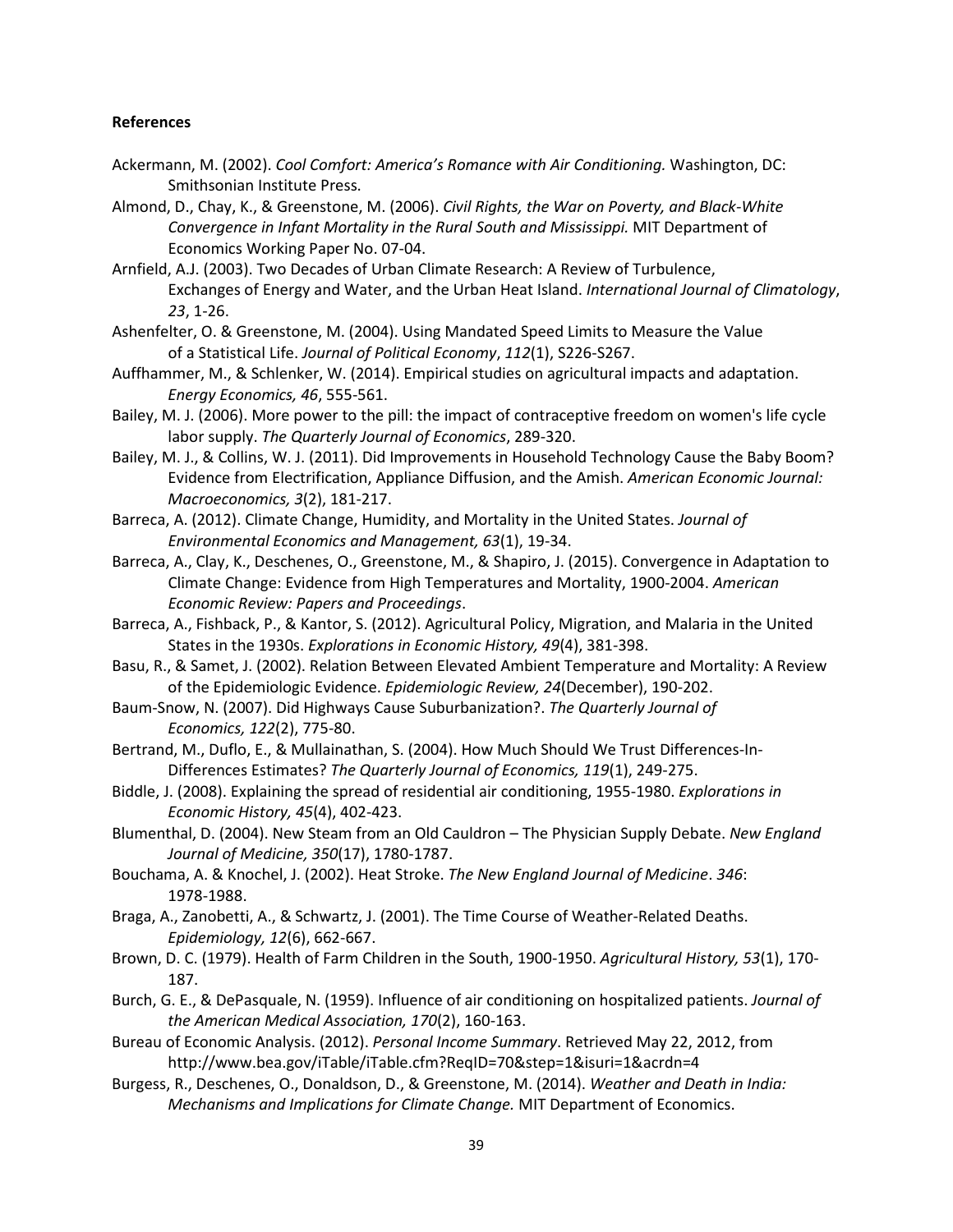**References**

Ackermann, M. (2002). *Cool Comfort: America's Romance with Air Conditioning.* Washington, DC: Smithsonian Institute Press.

Almond, D., Chay, K., & Greenstone, M. (2006). *Civil Rights, the War on Poverty, and Black-White Convergence in Infant Mortality in the Rural South and Mississippi.* MIT Department of Economics Working Paper No. 07-04.

Arnfield, A.J. (2003). Two Decades of Urban Climate Research: A Review of Turbulence, Exchanges of Energy and Water, and the Urban Heat Island. *International Journal of Climatology*, *23*, 1-26.

Ashenfelter, O. & Greenstone, M. (2004). Using Mandated Speed Limits to Measure the Value of a Statistical Life. *Journal of Political Economy*, *112*(1), S226-S267.

Auffhammer, M., & Schlenker, W. (2014). Empirical studies on agricultural impacts and adaptation. *Energy Economics, 46*, 555-561.

Bailey, M. J. (2006). More power to the pill: the impact of contraceptive freedom on women's life cycle labor supply. *The Quarterly Journal of Economics*, 289-320.

Bailey, M. J., & Collins, W. J. (2011). Did Improvements in Household Technology Cause the Baby Boom? Evidence from Electrification, Appliance Diffusion, and the Amish. *American Economic Journal: Macroeconomics, 3*(2), 181-217.

Barreca, A. (2012). Climate Change, Humidity, and Mortality in the United States. *Journal of Environmental Economics and Management, 63*(1), 19-34.

Barreca, A., Clay, K., Deschenes, O., Greenstone, M., & Shapiro, J. (2015). Convergence in Adaptation to Climate Change: Evidence from High Temperatures and Mortality, 1900-2004. *American Economic Review: Papers and Proceedings*.

Barreca, A., Fishback, P., & Kantor, S. (2012). Agricultural Policy, Migration, and Malaria in the United States in the 1930s. *Explorations in Economic History, 49*(4), 381-398.

Basu, R., & Samet, J. (2002). Relation Between Elevated Ambient Temperature and Mortality: A Review of the Epidemiologic Evidence. *Epidemiologic Review, 24*(December), 190-202.

Baum-Snow, N. (2007). Did Highways Cause Suburbanization?. *The Quarterly Journal of Economics, 122*(2), 775-80.

Bertrand, M., Duflo, E., & Mullainathan, S. (2004). How Much Should We Trust Differences-In-Differences Estimates? *The Quarterly Journal of Economics, 119*(1), 249-275.

Biddle, J. (2008). Explaining the spread of residential air conditioning, 1955-1980. *Explorations in Economic History, 45*(4), 402-423.

Blumenthal, D. (2004). New Steam from an Old Cauldron – The Physician Supply Debate. *New England Journal of Medicine, 350*(17), 1780-1787.

Bouchama, A. & Knochel, J. (2002). Heat Stroke. *The New England Journal of Medicine*. *346*: 1978-1988.

Braga, A., Zanobetti, A., & Schwartz, J. (2001). The Time Course of Weather-Related Deaths. *Epidemiology, 12*(6), 662-667.

Brown, D. C. (1979). Health of Farm Children in the South, 1900-1950. *Agricultural History, 53*(1), 170-187.

Burch, G. E., & DePasquale, N. (1959). Influence of air conditioning on hospitalized patients. *Journal of the American Medical Association, 170*(2), 160-163.

Bureau of Economic Analysis. (2012). *Personal Income Summary*. Retrieved May 22, 2012, from http://www.bea.gov/iTable/iTable.cfm?ReqID=70&step=1&isuri=1&acrdn=4

Burgess, R., Deschenes, O., Donaldson, D., & Greenstone, M. (2014). *Weather and Death in India: Mechanisms and Implications for Climate Change.* MIT Department of Economics.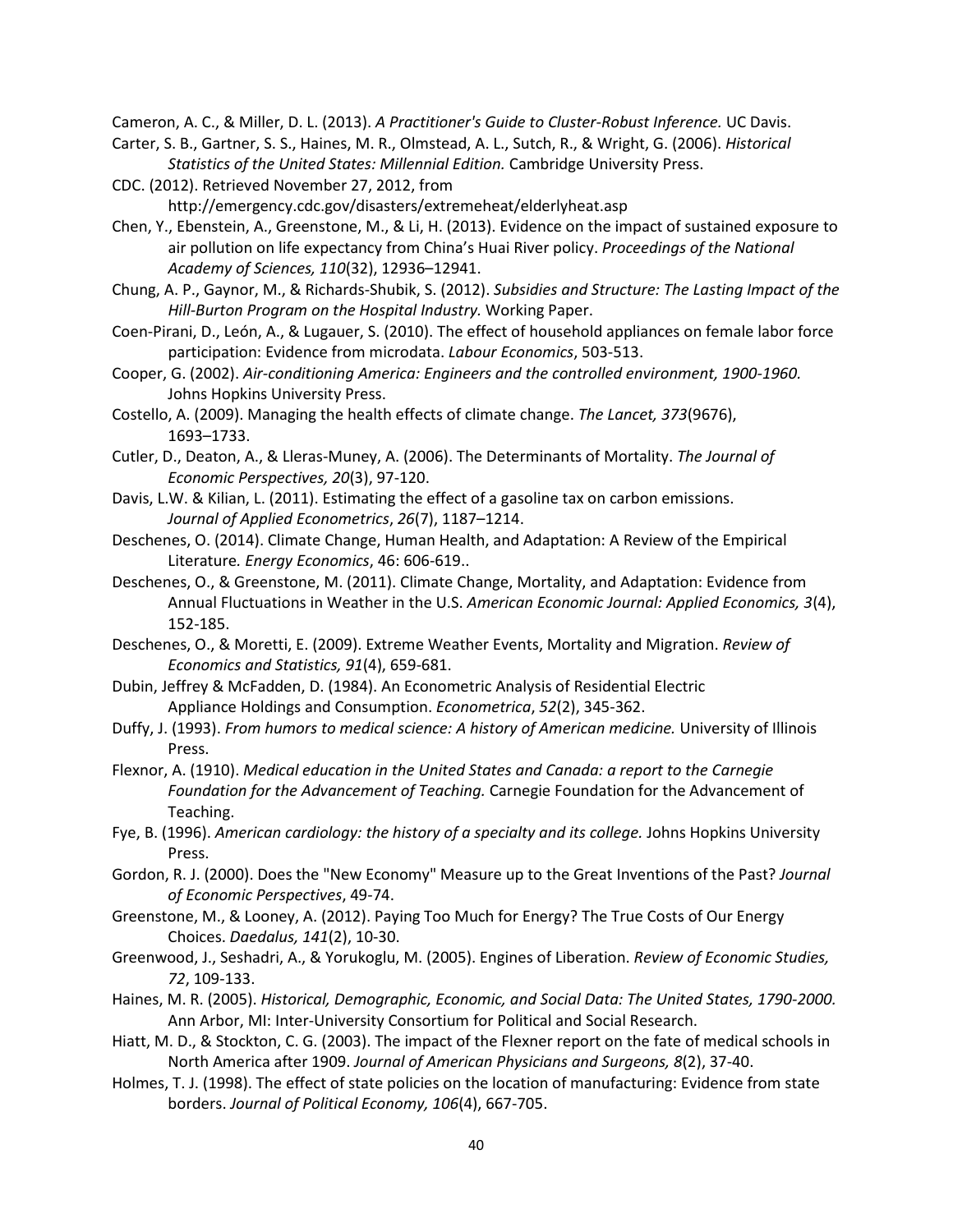Cameron, A. C., & Miller, D. L. (2013). *A Practitioner's Guide to Cluster-Robust Inference.* UC Davis.

Carter, S. B., Gartner, S. S., Haines, M. R., Olmstead, A. L., Sutch, R., & Wright, G. (2006). *Historical Statistics of the United States: Millennial Edition.* Cambridge University Press.

CDC. (2012). Retrieved November 27, 2012, from http://emergency.cdc.gov/disasters/extremeheat/elderlyheat.asp

Chen, Y., Ebenstein, A., Greenstone, M., & Li, H. (2013). Evidence on the impact of sustained exposure to air pollution on life expectancy from China's Huai River policy. *Proceedings of the National Academy of Sciences, 110*(32), 12936–12941.

Chung, A. P., Gaynor, M., & Richards-Shubik, S. (2012). *Subsidies and Structure: The Lasting Impact of the Hill-Burton Program on the Hospital Industry.* Working Paper.

Coen-Pirani, D., León, A., & Lugauer, S. (2010). The effect of household appliances on female labor force participation: Evidence from microdata. *Labour Economics*, 503-513.

Cooper, G. (2002). *Air-conditioning America: Engineers and the controlled environment, 1900-1960.* Johns Hopkins University Press.

Costello, A. (2009). Managing the health effects of climate change. *The Lancet, 373*(9676), 1693–1733.

Cutler, D., Deaton, A., & Lleras-Muney, A. (2006). The Determinants of Mortality. *The Journal of Economic Perspectives, 20*(3), 97-120.

Davis, L.W. & Kilian, L. (2011). Estimating the effect of a gasoline tax on carbon emissions. *Journal of Applied Econometrics*, *26*(7), 1187–1214.

Deschenes, O. (2014). Climate Change, Human Health, and Adaptation: A Review of the Empirical Literature*. Energy Economics*, 46: 606-619..

Deschenes, O., & Greenstone, M. (2011). Climate Change, Mortality, and Adaptation: Evidence from Annual Fluctuations in Weather in the U.S. *American Economic Journal: Applied Economics, 3*(4), 152-185.

Deschenes, O., & Moretti, E. (2009). Extreme Weather Events, Mortality and Migration. *Review of Economics and Statistics, 91*(4), 659-681.

Dubin, Jeffrey & McFadden, D. (1984). An Econometric Analysis of Residential Electric Appliance Holdings and Consumption. *Econometrica*, *52*(2), 345-362.

Duffy, J. (1993). *From humors to medical science: A history of American medicine.* University of Illinois Press.

Flexnor, A. (1910). *Medical education in the United States and Canada: a report to the Carnegie Foundation for the Advancement of Teaching.* Carnegie Foundation for the Advancement of Teaching.

Fye, B. (1996). *American cardiology: the history of a specialty and its college.* Johns Hopkins University Press.

Gordon, R. J. (2000). Does the "New Economy" Measure up to the Great Inventions of the Past? *Journal of Economic Perspectives*, 49-74.

Greenstone, M., & Looney, A. (2012). Paying Too Much for Energy? The True Costs of Our Energy Choices. *Daedalus, 141*(2), 10-30.

Greenwood, J., Seshadri, A., & Yorukoglu, M. (2005). Engines of Liberation. *Review of Economic Studies, 72*, 109-133.

Haines, M. R. (2005). *Historical, Demographic, Economic, and Social Data: The United States, 1790-2000.* Ann Arbor, MI: Inter-University Consortium for Political and Social Research.

Hiatt, M. D., & Stockton, C. G. (2003). The impact of the Flexner report on the fate of medical schools in North America after 1909. *Journal of American Physicians and Surgeons, 8*(2), 37-40.

Holmes, T. J. (1998). The effect of state policies on the location of manufacturing: Evidence from state borders. *Journal of Political Economy, 106*(4), 667-705.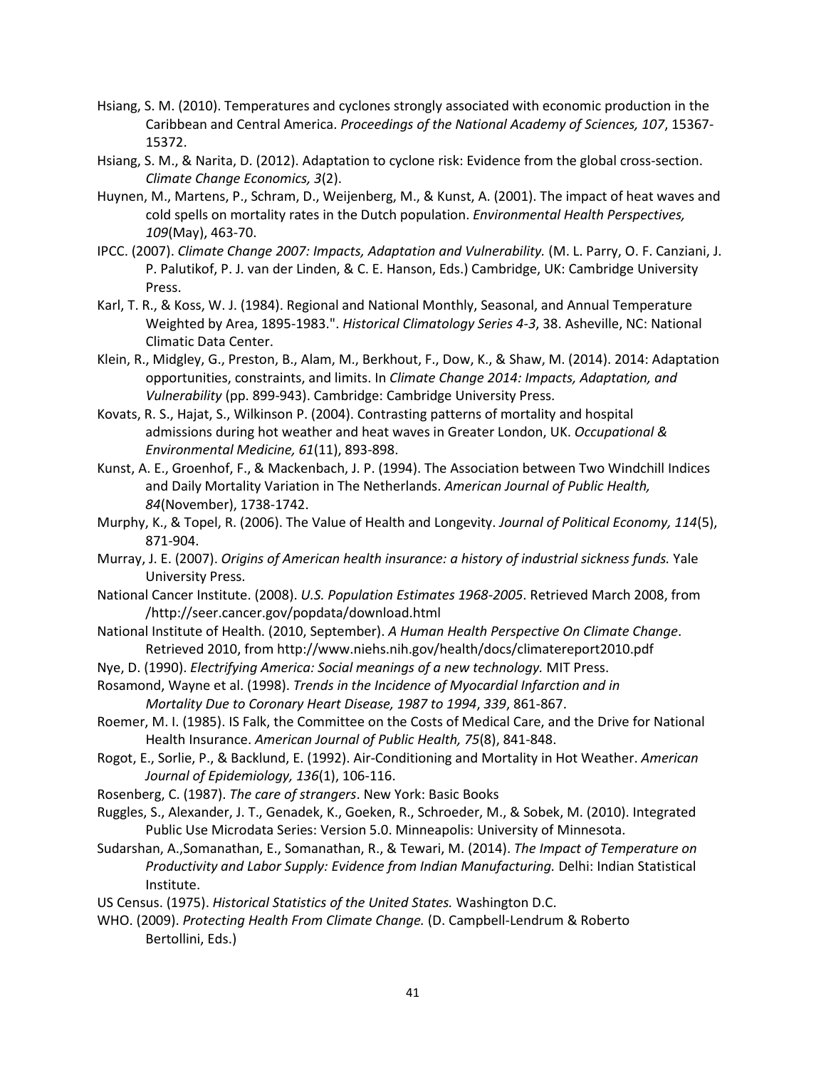Hsiang, S. M. (2010). Temperatures and cyclones strongly associated with economic production in the Caribbean and Central America. *Proceedings of the National Academy of Sciences, 107*, 15367-15372.

Hsiang, S. M., & Narita, D. (2012). Adaptation to cyclone risk: Evidence from the global cross-section. *Climate Change Economics, 3*(2).

Huynen, M., Martens, P., Schram, D., Weijenberg, M., & Kunst, A. (2001). The impact of heat waves and cold spells on mortality rates in the Dutch population. *Environmental Health Perspectives, 109*(May), 463-70.

IPCC. (2007). *Climate Change 2007: Impacts, Adaptation and Vulnerability.* (M. L. Parry, O. F. Canziani, J. P. Palutikof, P. J. van der Linden, & C. E. Hanson, Eds.) Cambridge, UK: Cambridge University Press.

Karl, T. R., & Koss, W. J. (1984). Regional and National Monthly, Seasonal, and Annual Temperature Weighted by Area, 1895-1983.". *Historical Climatology Series 4-3*, 38. Asheville, NC: National Climatic Data Center.

Klein, R., Midgley, G., Preston, B., Alam, M., Berkhout, F., Dow, K., & Shaw, M. (2014). 2014: Adaptation opportunities, constraints, and limits. In *Climate Change 2014: Impacts, Adaptation, and Vulnerability* (pp. 899-943). Cambridge: Cambridge University Press.

Kovats, R. S., Hajat, S., Wilkinson P. (2004). Contrasting patterns of mortality and hospital admissions during hot weather and heat waves in Greater London, UK. *Occupational & Environmental Medicine, 61*(11), 893-898.

Kunst, A. E., Groenhof, F., & Mackenbach, J. P. (1994). The Association between Two Windchill Indices and Daily Mortality Variation in The Netherlands. *American Journal of Public Health, 84*(November), 1738-1742.

Murphy, K., & Topel, R. (2006). The Value of Health and Longevity. *Journal of Political Economy, 114*(5), 871-904.

Murray, J. E. (2007). *Origins of American health insurance: a history of industrial sickness funds.* Yale University Press.

National Cancer Institute. (2008). *U.S. Population Estimates 1968-2005*. Retrieved March 2008, from /http://seer.cancer.gov/popdata/download.html

National Institute of Health. (2010, September). *A Human Health Perspective On Climate Change*. Retrieved 2010, from http://www.niehs.nih.gov/health/docs/climatereport2010.pdf

Nye, D. (1990). *Electrifying America: Social meanings of a new technology.* MIT Press.

Rosamond, Wayne et al. (1998). *Trends in the Incidence of Myocardial Infarction and in Mortality Due to Coronary Heart Disease, 1987 to 1994*, *339*, 861-867.

Roemer, M. I. (1985). IS Falk, the Committee on the Costs of Medical Care, and the Drive for National Health Insurance. *American Journal of Public Health, 75*(8), 841-848.

Rogot, E., Sorlie, P., & Backlund, E. (1992). Air-Conditioning and Mortality in Hot Weather. *American Journal of Epidemiology, 136*(1), 106-116.

Rosenberg, C. (1987). *The care of strangers*. New York: Basic Books

Ruggles, S., Alexander, J. T., Genadek, K., Goeken, R., Schroeder, M., & Sobek, M. (2010). Integrated Public Use Microdata Series: Version 5.0. Minneapolis: University of Minnesota.

Sudarshan, A.,Somanathan, E., Somanathan, R., & Tewari, M. (2014). *The Impact of Temperature on Productivity and Labor Supply: Evidence from Indian Manufacturing.* Delhi: Indian Statistical Institute.

US Census. (1975). *Historical Statistics of the United States.* Washington D.C.

WHO. (2009). *Protecting Health From Climate Change.* (D. Campbell-Lendrum & Roberto Bertollini, Eds.)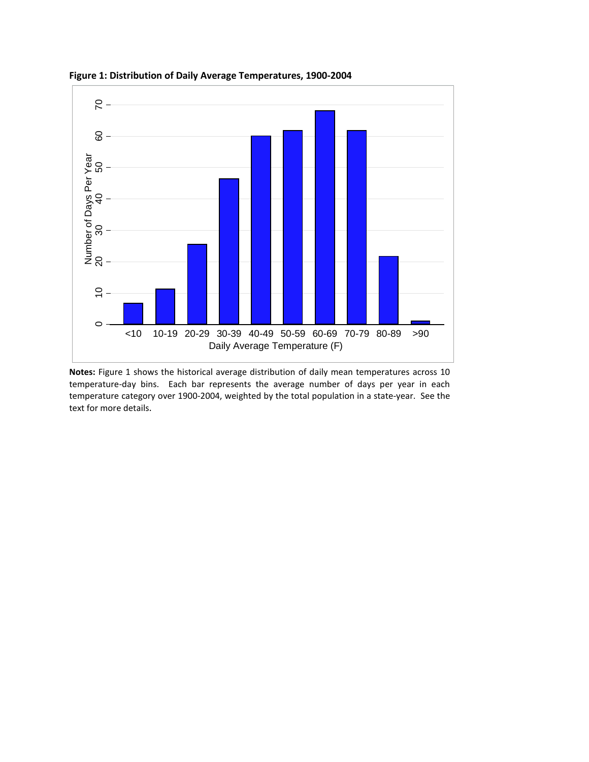**Figure 1: Distribution of Daily Average Temperatures, 1900-2004**

**Notes:** Figure 1 shows the historical average distribution of daily mean temperatures across 10 temperature-day bins. Each bar represents the average number of days per year in each temperature category over 1900-2004, weighted by the total population in a state-year. See the text for more details.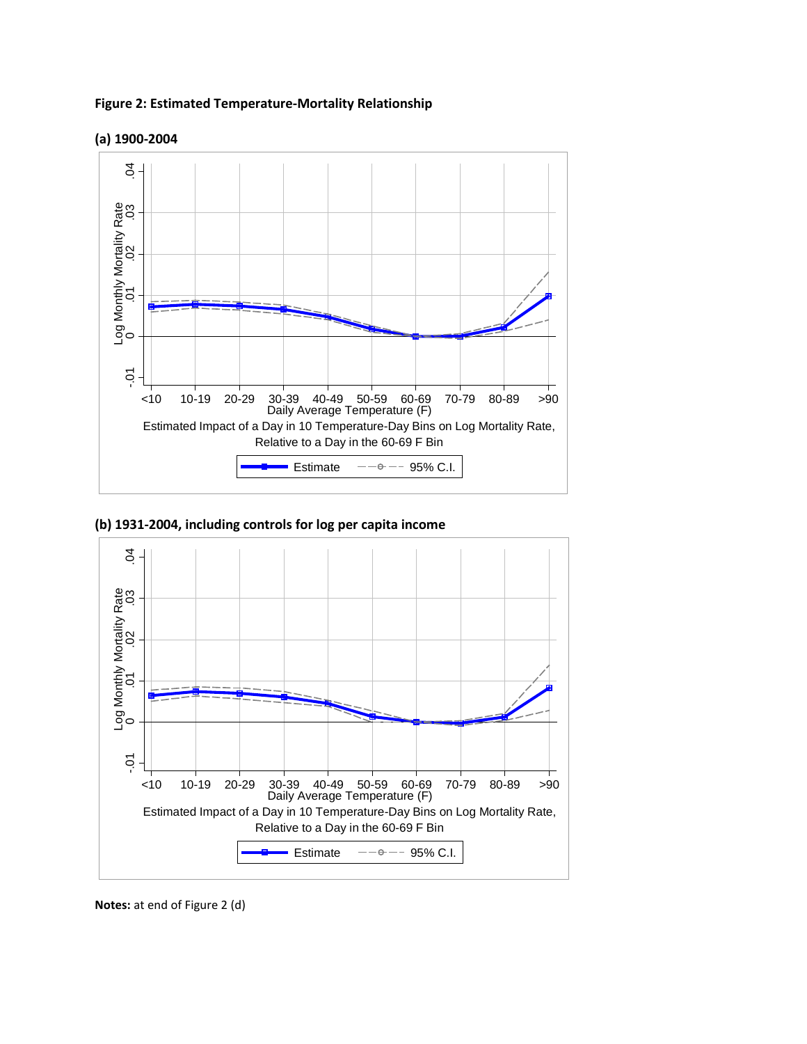**Figure 2: Estimated Temperature-Mortality Relationship**

**(a) 1900-2004**

**(b) 1931-2004, including controls for log per capita income**

**Notes:** at end of Figure 2 (d)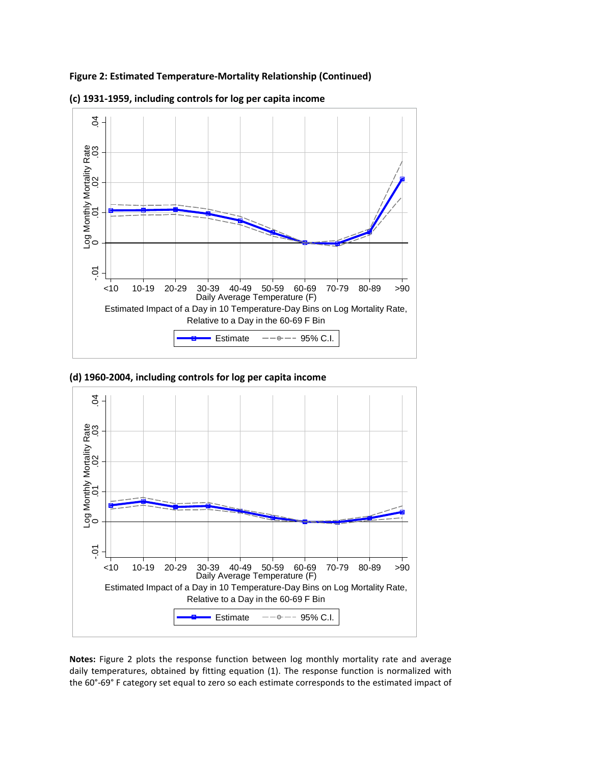**Figure 2: Estimated Temperature-Mortality Relationship (Continued)**

**(c) 1931-1959, including controls for log per capita income**

Log Monthly Mortality Rate

Daily Average Temperature (F)

Estimated Impact of a Day in 10 Temperature-Day Bins on Log Mortality Rate, Relative to a Day in the 60-69 F Bin

Estimate — 95% C.I.

**(d) 1960-2004, including controls for log per capita income**

Log Monthly Mortality Rate

Daily Average Temperature (F)

Estimated Impact of a Day in 10 Temperature-Day Bins on Log Mortality Rate, Relative to a Day in the 60-69 F Bin

Estimate — 95% C.I.

**Notes:** Figure 2 plots the response function between log monthly mortality rate and average daily temperatures, obtained by fitting equation (1). The response function is normalized with the 60°-69° F category set equal to zero so each estimate corresponds to the estimated impact of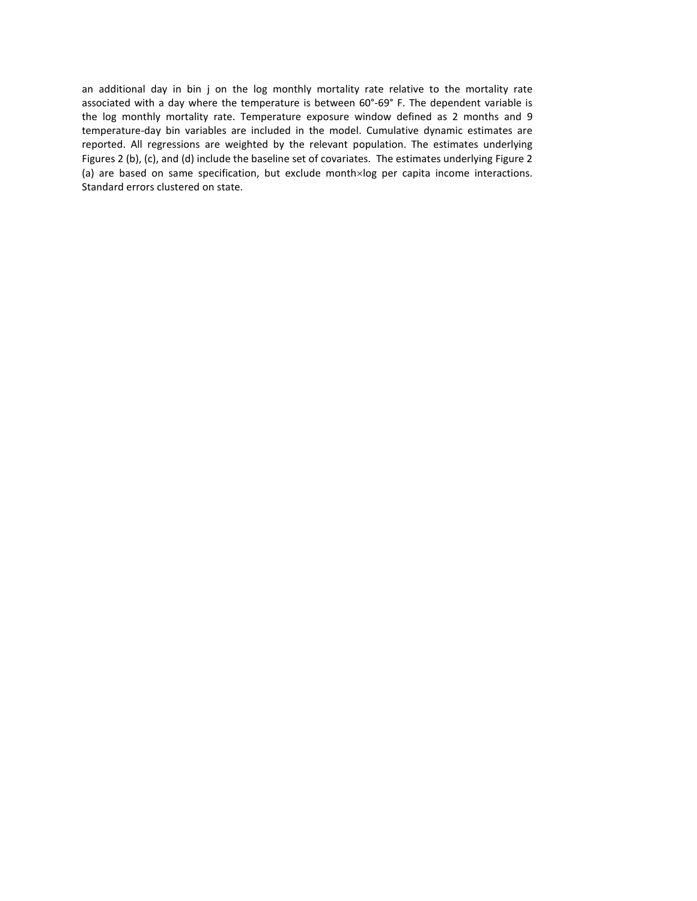an additional day in bin j on the log monthly mortality rate relative to the mortality rate associated with a day where the temperature is between 60°-69° F. The dependent variable is the log monthly mortality rate. Temperature exposure window defined as 2 months and 9 temperature-day bin variables are included in the model. Cumulative dynamic estimates are reported. All regressions are weighted by the relevant population. The estimates underlying Figures 2 (b), (c), and (d) include the baseline set of covariates. The estimates underlying Figure 2 (a) are based on same specification, but exclude month×log per capita income interactions. Standard errors clustered on state.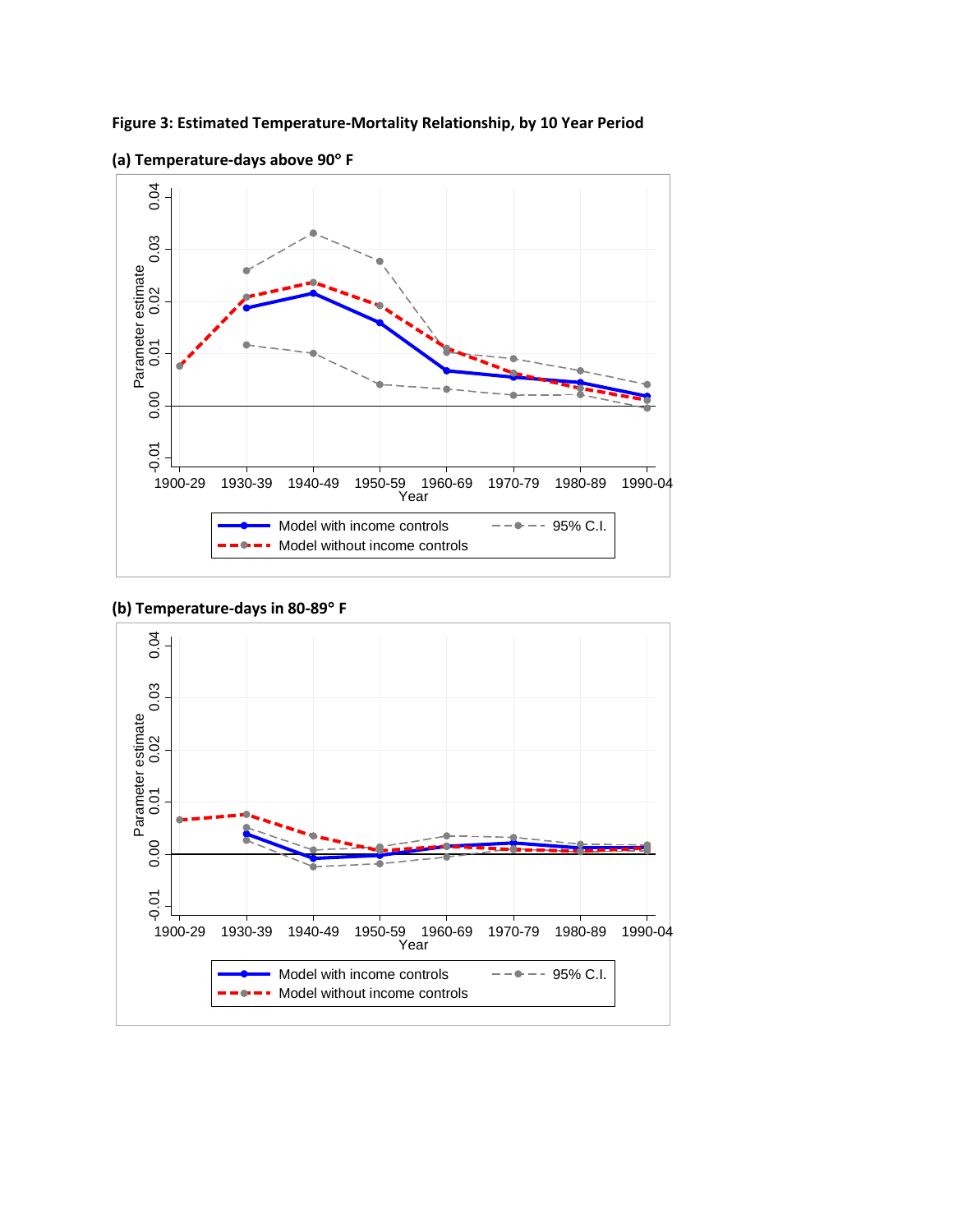**Figure 3: Estimated Temperature-Mortality Relationship, by 10 Year Period**

**(a) Temperature-days above 90° F**

**(b) Temperature-days in 80-89° F**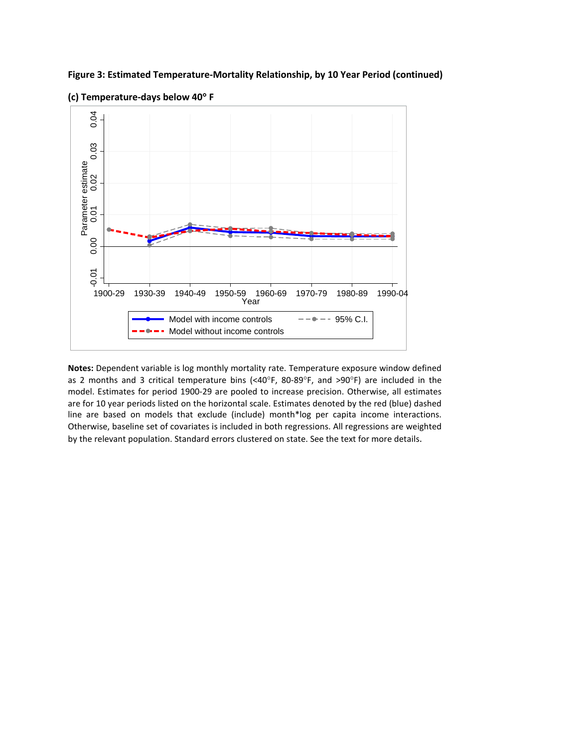**Figure 3: Estimated Temperature-Mortality Relationship, by 10 Year Period (continued)**

**(c) Temperature-days below 40° F**

**Notes:** Dependent variable is log monthly mortality rate. Temperature exposure window defined as 2 months and 3 critical temperature bins (<40°F, 80-89°F, and >90°F) are included in the model. Estimates for period 1900-29 are pooled to increase precision. Otherwise, all estimates are for 10 year periods listed on the horizontal scale. Estimates denoted by the red (blue) dashed line are based on models that exclude (include) month*log per capita income interactions. Otherwise, baseline set of covariates is included in both regressions. All regressions are weighted by the relevant population. Standard errors clustered on state. See the text for more details.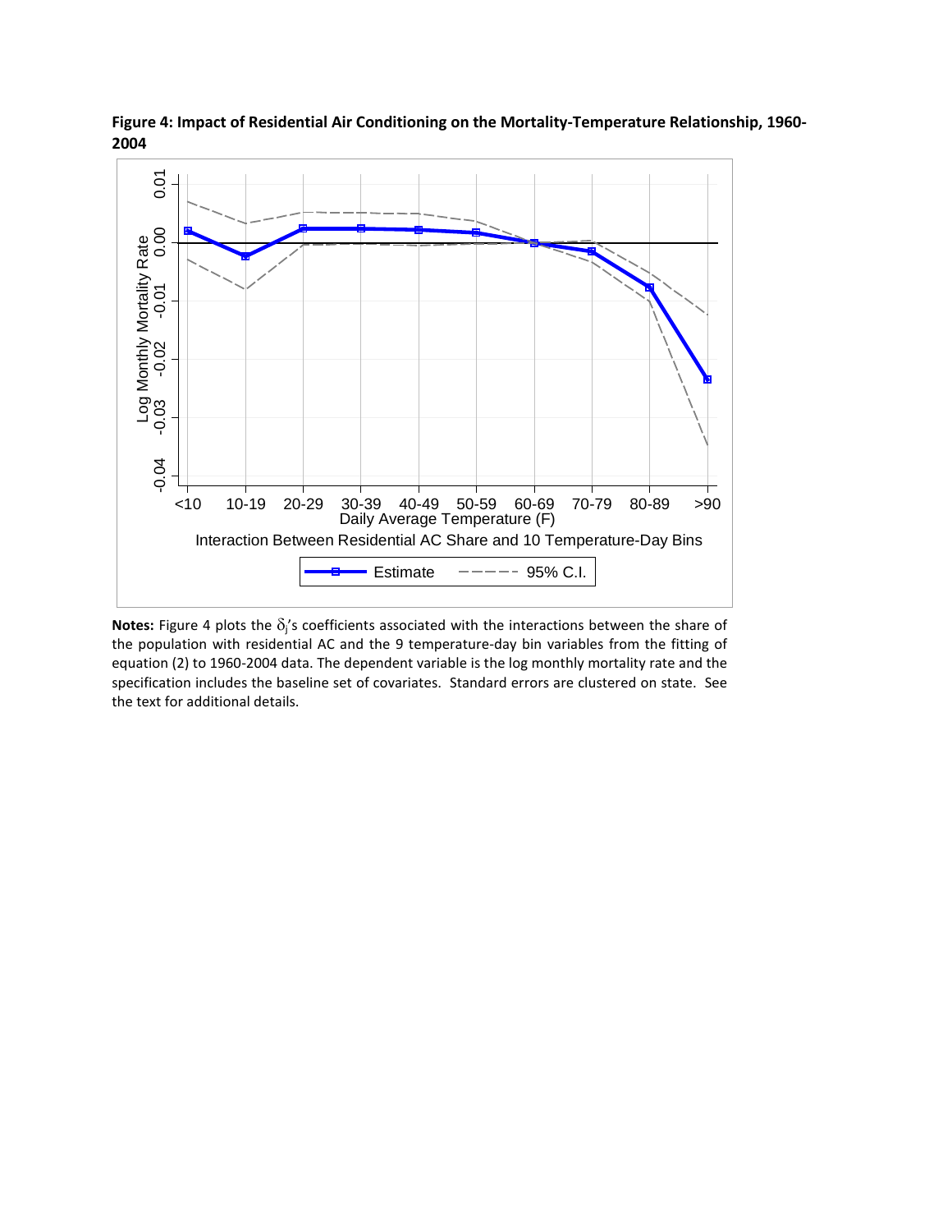**Figure 4: Impact of Residential Air Conditioning on the Mortality-Temperature Relationship, 1960-2004**

**Notes:** Figure 4 plots the $\delta_j$'s coefficients associated with the interactions between the share of the population with residential AC and the 9 temperature-day bin variables from the fitting of equation (2) to 1960-2004 data. The dependent variable is the log monthly mortality rate and the specification includes the baseline set of covariates. Standard errors are clustered on state. See the text for additional details.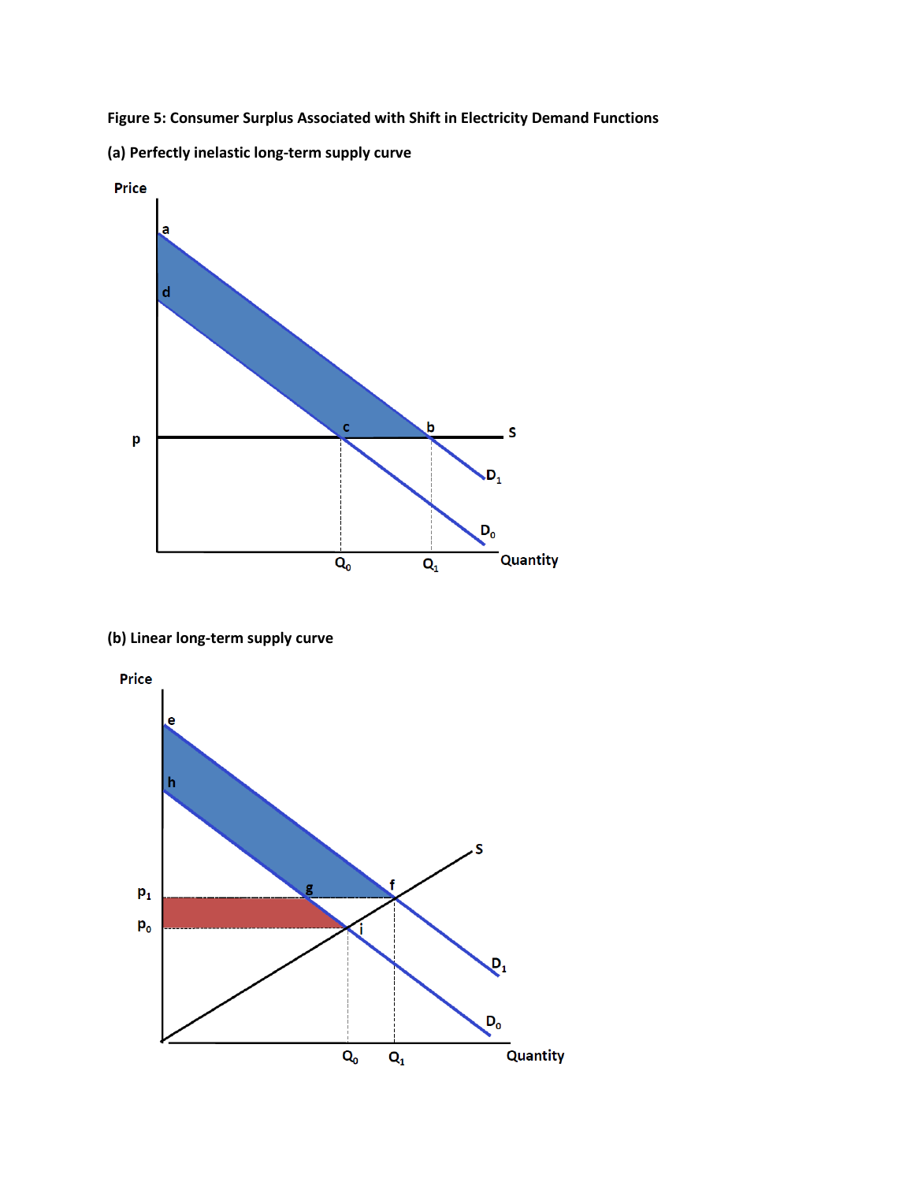**Figure 5: Consumer Surplus Associated with Shift in Electricity Demand Functions**

**(a) Perfectly inelastic long-term supply curve**

**(b) Linear long-term supply curve**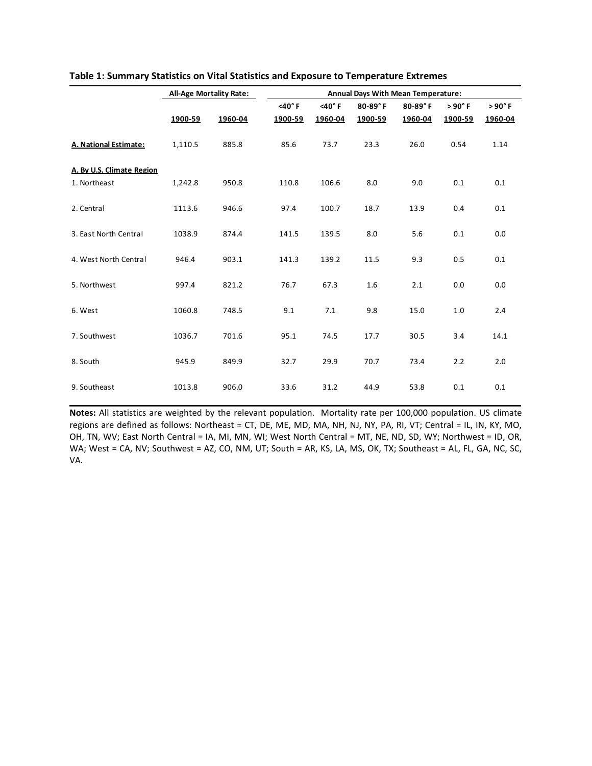**Table 1: Summary Statistics on Vital Statistics and Exposure to Temperature Extremes**

| | All-Age Mortality Rate: | | Annual Days With Mean Temperature: | | | | | |
|---|---|---|---|---|---|---|---|---|
| | | | <40° F | <40° F | 80-89° F | 80-89° F | > 90° F | > 90° F |
| | 1900-59 | 1960-04 | 1900-59 | 1960-04 | 1900-59 | 1960-04 | 1900-59 | 1960-04 |
| **A. National Estimate:** | 1,110.5 | 885.8 | 85.6 | 73.7 | 23.3 | 26.0 | 0.54 | 1.14 |
| **A. By U.S. Climate Region** | | | | | | | | |
| 1. Northeast | 1,242.8 | 950.8 | 110.8 | 106.6 | 8.0 | 9.0 | 0.1 | 0.1 |
| 2. Central | 1113.6 | 946.6 | 97.4 | 100.7 | 18.7 | 13.9 | 0.4 | 0.1 |
| 3. East North Central | 1038.9 | 874.4 | 141.5 | 139.5 | 8.0 | 5.6 | 0.1 | 0.0 |
| 4. West North Central | 946.4 | 903.1 | 141.3 | 139.2 | 11.5 | 9.3 | 0.5 | 0.1 |
| 5. Northwest | 997.4 | 821.2 | 76.7 | 67.3 | 1.6 | 2.1 | 0.0 | 0.0 |
| 6. West | 1060.8 | 748.5 | 9.1 | 7.1 | 9.8 | 15.0 | 1.0 | 2.4 |
| 7. Southwest | 1036.7 | 701.6 | 95.1 | 74.5 | 17.7 | 30.5 | 3.4 | 14.1 |
| 8. South | 945.9 | 849.9 | 32.7 | 29.9 | 70.7 | 73.4 | 2.2 | 2.0 |
| 9. Southeast | 1013.8 | 906.0 | 33.6 | 31.2 | 44.9 | 53.8 | 0.1 | 0.1 |

**Notes:** All statistics are weighted by the relevant population. Mortality rate per 100,000 population. US climate regions are defined as follows: Northeast = CT, DE, ME, MD, MA, NH, NJ, NY, PA, RI, VT; Central = IL, IN, KY, MO, OH, TN, WV; East North Central = IA, MI, MN, WI; West North Central = MT, NE, ND, SD, WY; Northwest = ID, OR, WA; West = CA, NV; Southwest = AZ, CO, NM, UT; South = AR, KS, LA, MS, OK, TX; Southeast = AL, FL, GA, NC, SC, VA.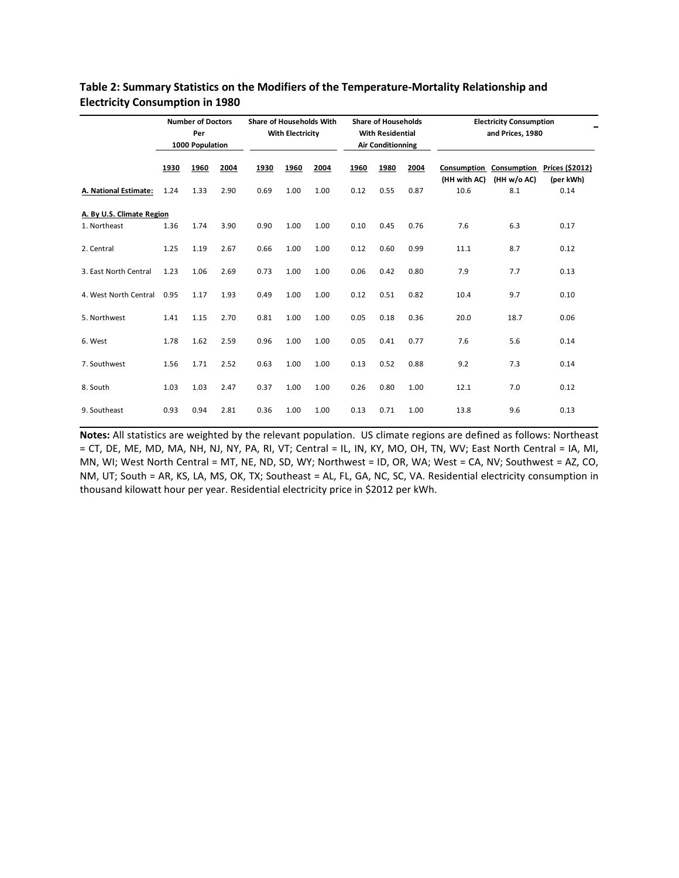**Table 2: Summary Statistics on the Modifiers of the Temperature-Mortality Relationship and Electricity Consumption in 1980**

| | Number of Doctors Per 1000 Population | | | Share of Households With With Electricity | | | Share of Households With Residential Air Conditionning | | | Electricity Consumption and Prices, 1980 | | |
|---|---|---|---|---|---|---|---|---|---|---|---|---|
| | 1930 | 1960 | 2004 | 1930 | 1960 | 2004 | 1960 | 1980 | 2004 | Consumption (HH with AC) | Consumption (HH w/o AC) | Prices ($2012) (per kWh) |
| **A. National Estimate:** | 1.24 | 1.33 | 2.90 | 0.69 | 1.00 | 1.00 | 0.12 | 0.55 | 0.87 | 10.6 | 8.1 | 0.14 |
| **A. By U.S. Climate Region** | | | | | | | | | | | | |
| 1. Northeast | 1.36 | 1.74 | 3.90 | 0.90 | 1.00 | 1.00 | 0.10 | 0.45 | 0.76 | 7.6 | 6.3 | 0.17 |
| 2. Central | 1.25 | 1.19 | 2.67 | 0.66 | 1.00 | 1.00 | 0.12 | 0.60 | 0.99 | 11.1 | 8.7 | 0.12 |
| 3. East North Central | 1.23 | 1.06 | 2.69 | 0.73 | 1.00 | 1.00 | 0.06 | 0.42 | 0.80 | 7.9 | 7.7 | 0.13 |
| 4. West North Central | 0.95 | 1.17 | 1.93 | 0.49 | 1.00 | 1.00 | 0.12 | 0.51 | 0.82 | 10.4 | 9.7 | 0.10 |
| 5. Northwest | 1.41 | 1.15 | 2.70 | 0.81 | 1.00 | 1.00 | 0.05 | 0.18 | 0.36 | 20.0 | 18.7 | 0.06 |
| 6. West | 1.78 | 1.62 | 2.59 | 0.96 | 1.00 | 1.00 | 0.05 | 0.41 | 0.77 | 7.6 | 5.6 | 0.14 |
| 7. Southwest | 1.56 | 1.71 | 2.52 | 0.63 | 1.00 | 1.00 | 0.13 | 0.52 | 0.88 | 9.2 | 7.3 | 0.14 |
| 8. South | 1.03 | 1.03 | 2.47 | 0.37 | 1.00 | 1.00 | 0.26 | 0.80 | 1.00 | 12.1 | 7.0 | 0.12 |
| 9. Southeast | 0.93 | 0.94 | 2.81 | 0.36 | 1.00 | 1.00 | 0.13 | 0.71 | 1.00 | 13.8 | 9.6 | 0.13 |

**Notes:** All statistics are weighted by the relevant population. US climate regions are defined as follows: Northeast = CT, DE, ME, MD, MA, NH, NJ, NY, PA, RI, VT; Central = IL, IN, KY, MO, OH, TN, WV; East North Central = IA, MI, MN, WI; West North Central = MT, NE, ND, SD, WY; Northwest = ID, OR, WA; West = CA, NV; Southwest = AZ, CO, NM, UT; South = AR, KS, LA, MS, OK, TX; Southeast = AL, FL, GA, NC, SC, VA. Residential electricity consumption in thousand kilowatt hour per year. Residential electricity price in $2012 per kWh.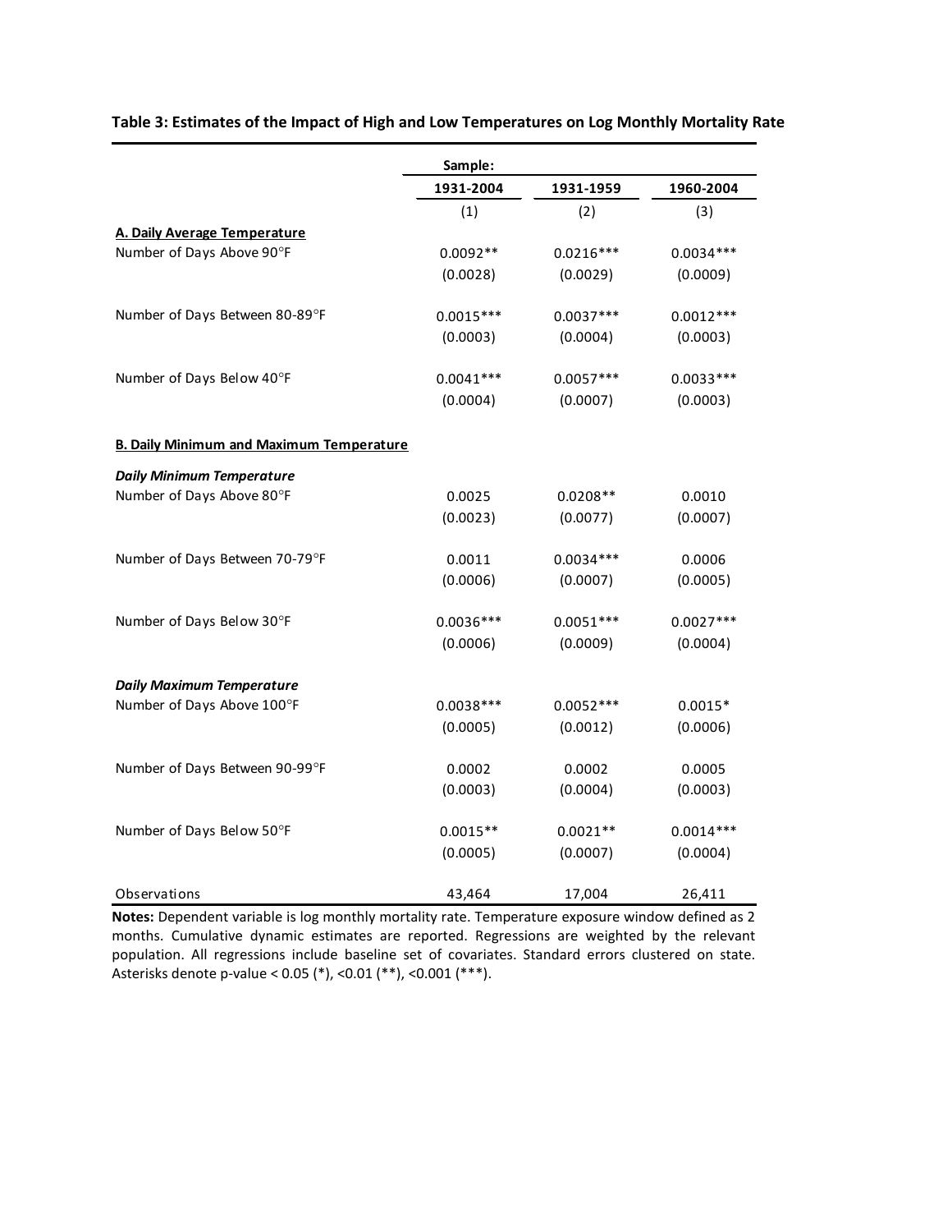**Table 3: Estimates of the Impact of High and Low Temperatures on Log Monthly Mortality Rate**

| | Sample: | | |
|---|---|---|---|
| | 1931-2004 | 1931-1959 | 1960-2004 |
| | (1) | (2) | (3) |
| **A. Daily Average Temperature** | | | |
| Number of Days Above 90°F | 0.0092** | 0.0216*** | 0.0034*** |
| | (0.0028) | (0.0029) | (0.0009) |
| Number of Days Between 80-89°F | 0.0015*** | 0.0037*** | 0.0012*** |
| | (0.0003) | (0.0004) | (0.0003) |
| Number of Days Below 40°F | 0.0041*** | 0.0057*** | 0.0033*** |
| | (0.0004) | (0.0007) | (0.0003) |
| **B. Daily Minimum and Maximum Temperature** | | | |
| ***Daily Minimum Temperature*** | | | |
| Number of Days Above 80°F | 0.0025 | 0.0208** | 0.0010 |
| | (0.0023) | (0.0077) | (0.0007) |
| Number of Days Between 70-79°F | 0.0011 | 0.0034*** | 0.0006 |
| | (0.0006) | (0.0007) | (0.0005) |
| Number of Days Below 30°F | 0.0036*** | 0.0051*** | 0.0027*** |
| | (0.0006) | (0.0009) | (0.0004) |
| ***Daily Maximum Temperature*** | | | |
| Number of Days Above 100°F | 0.0038*** | 0.0052*** | 0.0015* |
| | (0.0005) | (0.0012) | (0.0006) |
| Number of Days Between 90-99°F | 0.0002 | 0.0002 | 0.0005 |
| | (0.0003) | (0.0004) | (0.0003) |
| Number of Days Below 50°F | 0.0015** | 0.0021** | 0.0014*** |
| | (0.0005) | (0.0007) | (0.0004) |
| Observations | 43,464 | 17,004 | 26,411 |

**Notes:** Dependent variable is log monthly mortality rate. Temperature exposure window defined as 2 months. Cumulative dynamic estimates are reported. Regressions are weighted by the relevant population. All regressions include baseline set of covariates. Standard errors clustered on state. Asterisks denote p-value < 0.05 (*), <0.01 (**), <0.001 (***).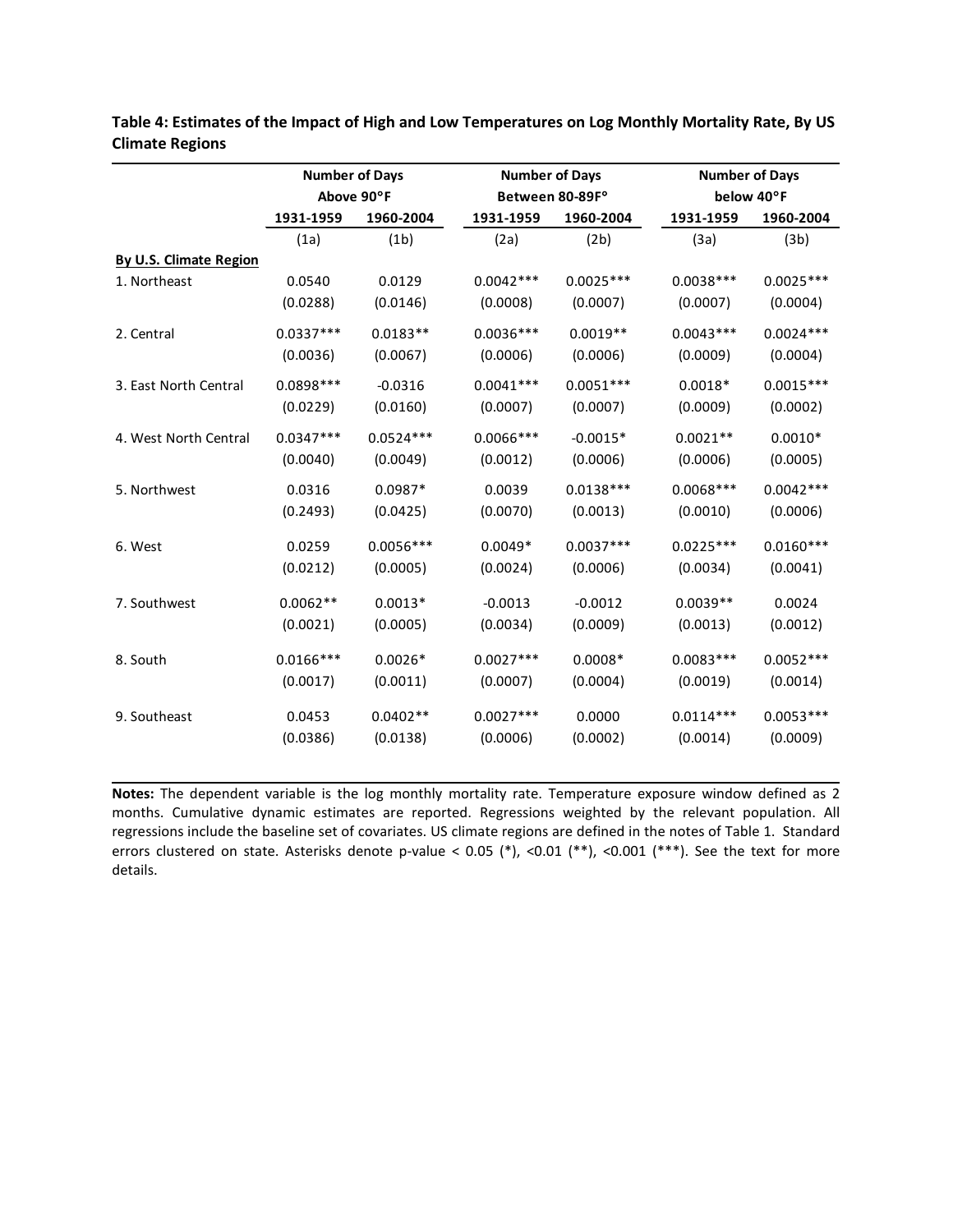**Table 4: Estimates of the Impact of High and Low Temperatures on Log Monthly Mortality Rate, By US Climate Regions**

| | Number of Days Above 90°F | | Number of Days Between 80-89F° | | Number of Days below 40°F | |
|---|---|---|---|---|---|---|
| | 1931-1959 | 1960-2004 | 1931-1959 | 1960-2004 | 1931-1959 | 1960-2004 |
| | (1a) | (1b) | (2a) | (2b) | (3a) | (3b) |
| **By U.S. Climate Region** | | | | | | |
| 1. Northeast | 0.0540 | 0.0129 | 0.0042*** | 0.0025*** | 0.0038*** | 0.0025*** |
| | (0.0288) | (0.0146) | (0.0008) | (0.0007) | (0.0007) | (0.0004) |
| 2. Central | 0.0337*** | 0.0183** | 0.0036*** | 0.0019** | 0.0043*** | 0.0024*** |
| | (0.0036) | (0.0067) | (0.0006) | (0.0006) | (0.0009) | (0.0004) |
| 3. East North Central | 0.0898*** | -0.0316 | 0.0041*** | 0.0051*** | 0.0018* | 0.0015*** |
| | (0.0229) | (0.0160) | (0.0007) | (0.0007) | (0.0009) | (0.0002) |
| 4. West North Central | 0.0347*** | 0.0524*** | 0.0066*** | -0.0015* | 0.0021** | 0.0010* |
| | (0.0040) | (0.0049) | (0.0012) | (0.0006) | (0.0006) | (0.0005) |
| 5. Northwest | 0.0316 | 0.0987* | 0.0039 | 0.0138*** | 0.0068*** | 0.0042*** |
| | (0.2493) | (0.0425) | (0.0070) | (0.0013) | (0.0010) | (0.0006) |
| 6. West | 0.0259 | 0.0056*** | 0.0049* | 0.0037*** | 0.0225*** | 0.0160*** |
| | (0.0212) | (0.0005) | (0.0024) | (0.0006) | (0.0034) | (0.0041) |
| 7. Southwest | 0.0062** | 0.0013* | -0.0013 | -0.0012 | 0.0039** | 0.0024 |
| | (0.0021) | (0.0005) | (0.0034) | (0.0009) | (0.0013) | (0.0012) |
| 8. South | 0.0166*** | 0.0026* | 0.0027*** | 0.0008* | 0.0083*** | 0.0052*** |
| | (0.0017) | (0.0011) | (0.0007) | (0.0004) | (0.0019) | (0.0014) |
| 9. Southeast | 0.0453 | 0.0402** | 0.0027*** | 0.0000 | 0.0114*** | 0.0053*** |
| | (0.0386) | (0.0138) | (0.0006) | (0.0002) | (0.0014) | (0.0009) |

**Notes:** The dependent variable is the log monthly mortality rate. Temperature exposure window defined as 2 months. Cumulative dynamic estimates are reported. Regressions weighted by the relevant population. All regressions include the baseline set of covariates. US climate regions are defined in the notes of Table 1. Standard errors clustered on state. Asterisks denote p-value < 0.05 (*), <0.01 (**), <0.001 (***). See the text for more details.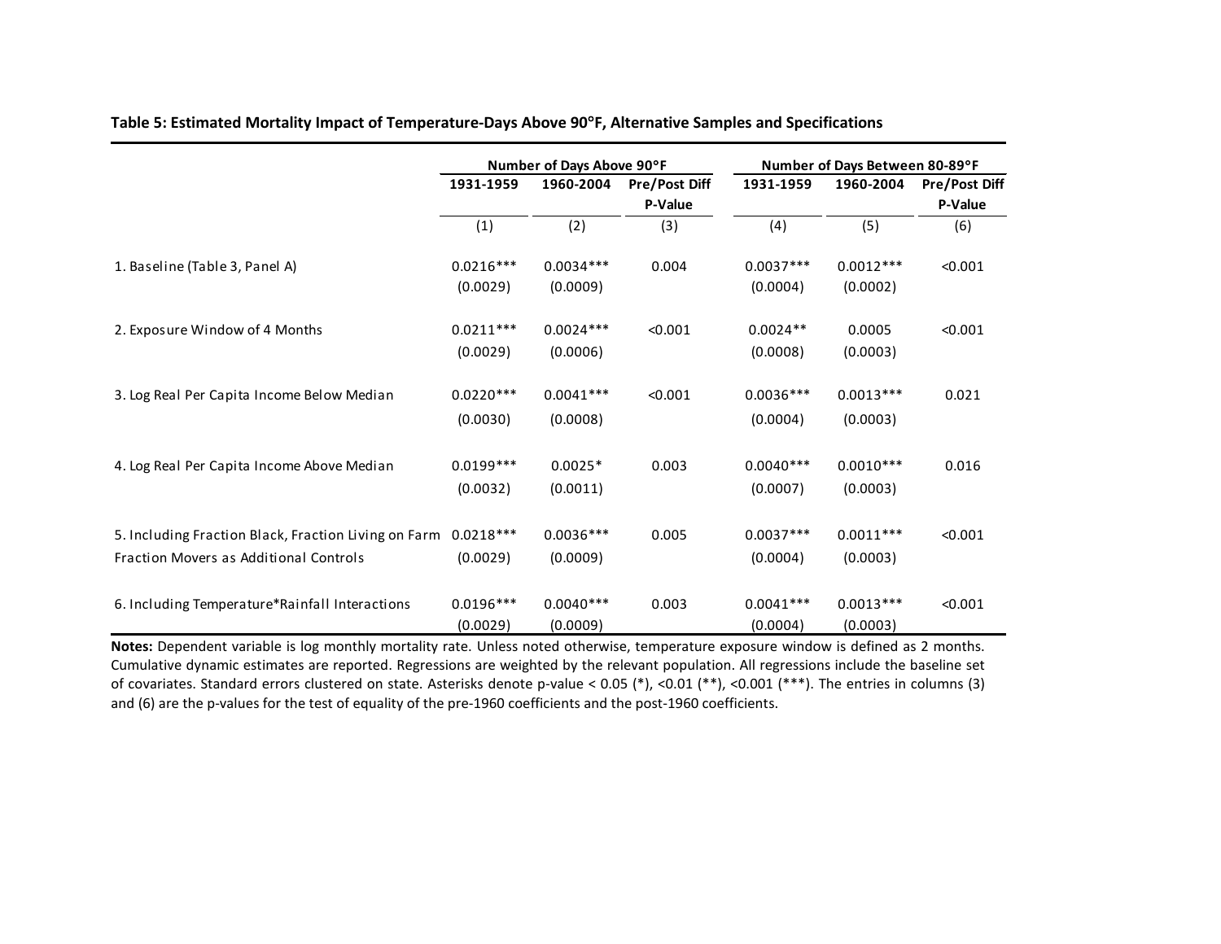**Table 5: Estimated Mortality Impact of Temperature-Days Above 90°F, Alternative Samples and Specifications**

| | Number of Days Above 90°F | | | Number of Days Between 80-89°F | | |
|---|---|---|---|---|---|---|
| | 1931-1959 | 1960-2004 | Pre/Post Diff P-Value | 1931-1959 | 1960-2004 | Pre/Post Diff P-Value |
| | (1) | (2) | (3) | (4) | (5) | (6) |
| 1. Baseline (Table 3, Panel A) | 0.0216*** | 0.0034*** | 0.004 | 0.0037*** | 0.0012*** | <0.001 |
| | (0.0029) | (0.0009) | | (0.0004) | (0.0002) | |
| 2. Exposure Window of 4 Months | 0.0211*** | 0.0024*** | <0.001 | 0.0024** | 0.0005 | <0.001 |
| | (0.0029) | (0.0006) | | (0.0008) | (0.0003) | |
| 3. Log Real Per Capita Income Below Median | 0.0220*** | 0.0041*** | <0.001 | 0.0036*** | 0.0013*** | 0.021 |
| | (0.0030) | (0.0008) | | (0.0004) | (0.0003) | |
| 4. Log Real Per Capita Income Above Median | 0.0199*** | 0.0025* | 0.003 | 0.0040*** | 0.0010*** | 0.016 |
| | (0.0032) | (0.0011) | | (0.0007) | (0.0003) | |
| 5. Including Fraction Black, Fraction Living on Farm Fraction Movers as Additional Controls | 0.0218*** | 0.0036*** | 0.005 | 0.0037*** | 0.0011*** | <0.001 |
| | (0.0029) | (0.0009) | | (0.0004) | (0.0003) | |
| 6. Including Temperature*Rainfall Interactions | 0.0196*** | 0.0040*** | 0.003 | 0.0041*** | 0.0013*** | <0.001 |
| | (0.0029) | (0.0009) | | (0.0004) | (0.0003) | |

**Notes:** Dependent variable is log monthly mortality rate. Unless noted otherwise, temperature exposure window is defined as 2 months. Cumulative dynamic estimates are reported. Regressions are weighted by the relevant population. All regressions include the baseline set of covariates. Standard errors clustered on state. Asterisks denote p-value < 0.05 (*), <0.01 (**), <0.001 (***). The entries in columns (3) and (6) are the p-values for the test of equality of the pre-1960 coefficients and the post-1960 coefficients.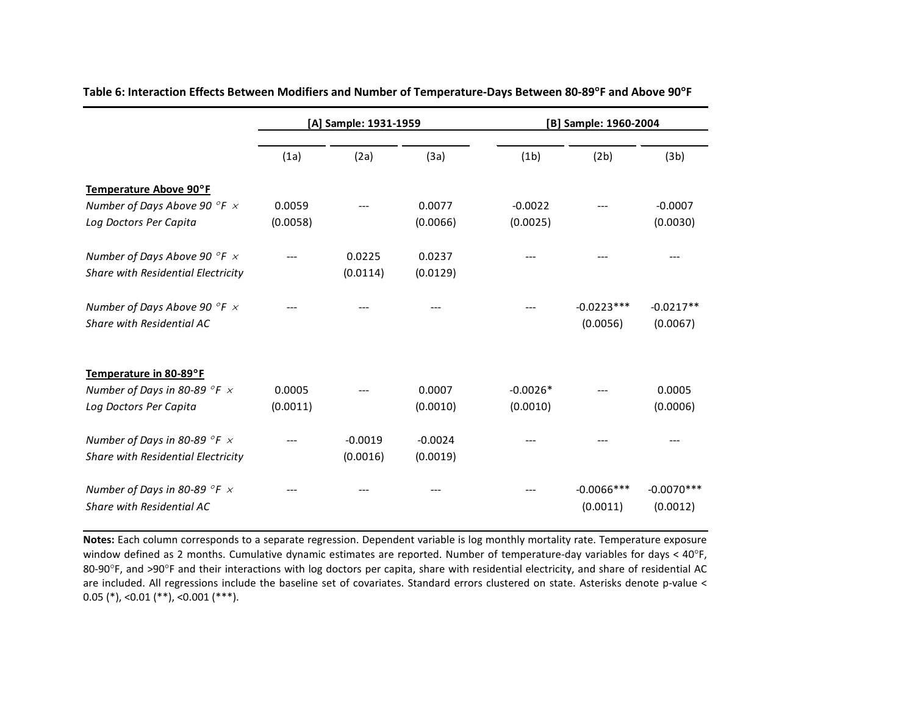**Table 6: Interaction Effects Between Modifiers and Number of Temperature-Days Between 80-89°F and Above 90°F**

| | [A] Sample: 1931-1959 | | | [B] Sample: 1960-2004 | | |
|---|---|---|---|---|---|---|
| | (1a) | (2a) | (3a) | (1b) | (2b) | (3b) |
| **Temperature Above 90°F** | | | | | | |
| *Number of Days Above 90 °F × Log Doctors Per Capita* | 0.0059 | --- | 0.0077 | -0.0022 | --- | -0.0007 |
| | (0.0058) | | (0.0066) | (0.0025) | | (0.0030) |
| *Number of Days Above 90 °F × Share with Residential Electricity* | --- | 0.0225 | 0.0237 | --- | --- | --- |
| | | (0.0114) | (0.0129) | | | |
| *Number of Days Above 90 °F × Share with Residential AC* | --- | --- | --- | --- | -0.0223*** | -0.0217** |
| | | | | | (0.0056) | (0.0067) |
| **Temperature in 80-89°F** | | | | | | |
| *Number of Days in 80-89 °F × Log Doctors Per Capita* | 0.0005 | --- | 0.0007 | -0.0026* | --- | 0.0005 |
| | (0.0011) | | (0.0010) | (0.0010) | | (0.0006) |
| *Number of Days in 80-89 °F × Share with Residential Electricity* | --- | -0.0019 | -0.0024 | --- | --- | --- |
| | | (0.0016) | (0.0019) | | | |
| *Number of Days in 80-89 °F × Share with Residential AC* | --- | --- | --- | --- | -0.0066*** | -0.0070*** |
| | | | | | (0.0011) | (0.0012) |

**Notes:** Each column corresponds to a separate regression. Dependent variable is log monthly mortality rate. Temperature exposure window defined as 2 months. Cumulative dynamic estimates are reported. Number of temperature-day variables for days < 40°F, 80-90°F, and >90°F and their interactions with log doctors per capita, share with residential electricity, and share of residential AC are included. All regressions include the baseline set of covariates. Standard errors clustered on state. Asterisks denote p-value < 0.05 (*), <0.01 (**), <0.001 (***).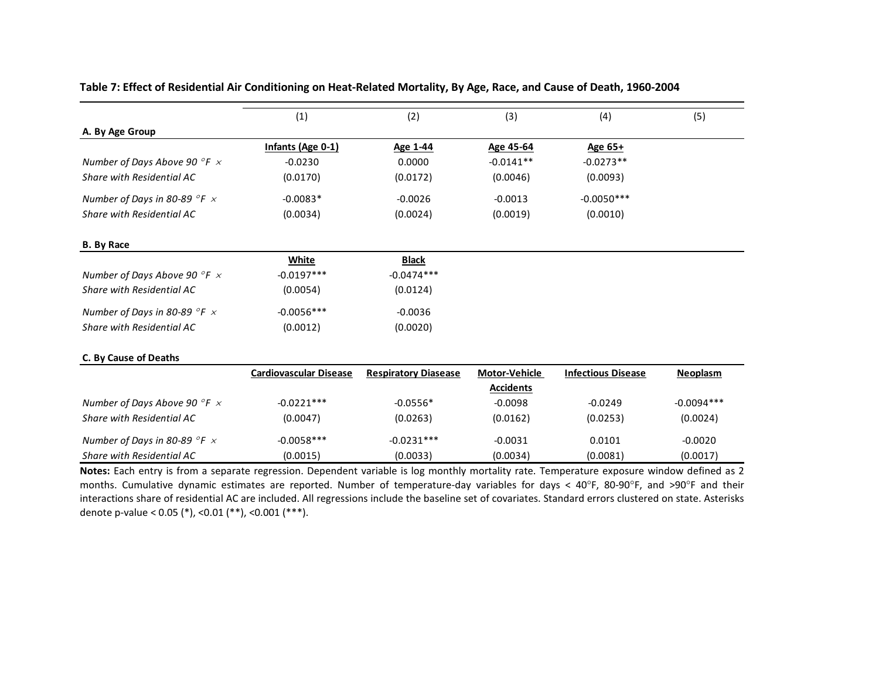**Table 7: Effect of Residential Air Conditioning on Heat-Related Mortality, By Age, Race, and Cause of Death, 1960-2004**

| | (1) | (2) | (3) | (4) | (5) |
|---|---|---|---|---|---|
| **A. By Age Group** | | | | | |
| | **Infants (Age 0-1)** | **Age 1-44** | **Age 45-64** | **Age 65+** | |
| *Number of Days Above 90 °F ×* | -0.0230 | 0.0000 | -0.0141** | -0.0273** | |
| *Share with Residential AC* | (0.0170) | (0.0172) | (0.0046) | (0.0093) | |
| *Number of Days in 80-89 °F ×* | -0.0083* | -0.0026 | -0.0013 | -0.0050*** | |
| *Share with Residential AC* | (0.0034) | (0.0024) | (0.0019) | (0.0010) | |
| **B. By Race** | | | | | |
| | **White** | **Black** | | | |
| *Number of Days Above 90 °F ×* | -0.0197*** | -0.0474*** | | | |
| *Share with Residential AC* | (0.0054) | (0.0124) | | | |
| *Number of Days in 80-89 °F ×* | -0.0056*** | -0.0036 | | | |
| *Share with Residential AC* | (0.0012) | (0.0020) | | | |
| **C. By Cause of Deaths** | | | | | |
| | **Cardiovascular Disease** | **Respiratory Diasease** | **Motor-Vehicle Accidents** | **Infectious Disease** | **Neoplasm** |
| *Number of Days Above 90 °F ×* | -0.0221*** | -0.0556* | -0.0098 | -0.0249 | -0.0094*** |
| *Share with Residential AC* | (0.0047) | (0.0263) | (0.0162) | (0.0253) | (0.0024) |
| *Number of Days in 80-89 °F ×* | -0.0058*** | -0.0231*** | -0.0031 | 0.0101 | -0.0020 |
| *Share with Residential AC* | (0.0015) | (0.0033) | (0.0034) | (0.0081) | (0.0017) |

**Notes:** Each entry is from a separate regression. Dependent variable is log monthly mortality rate. Temperature exposure window defined as 2 months. Cumulative dynamic estimates are reported. Number of temperature-day variables for days < 40°F, 80-90°F, and >90°F and their interactions share of residential AC are included. All regressions include the baseline set of covariates. Standard errors clustered on state. Asterisks denote p-value < 0.05 (*), <0.01 (**), <0.001 (***).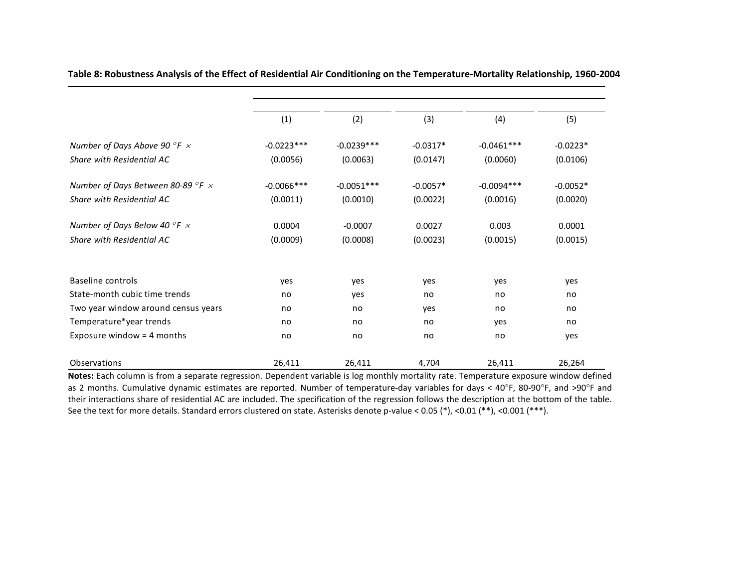**Table 8: Robustness Analysis of the Effect of Residential Air Conditioning on the Temperature-Mortality Relationship, 1960-2004**

| | (1) | (2) | (3) | (4) | (5) |
|---|---|---|---|---|---|
| *Number of Days Above 90 °F ×* | -0.0223*** | -0.0239*** | -0.0317* | -0.0461*** | -0.0223* |
| *Share with Residential AC* | (0.0056) | (0.0063) | (0.0147) | (0.0060) | (0.0106) |
| *Number of Days Between 80-89 °F ×* | -0.0066*** | -0.0051*** | -0.0057* | -0.0094*** | -0.0052* |
| *Share with Residential AC* | (0.0011) | (0.0010) | (0.0022) | (0.0016) | (0.0020) |
| *Number of Days Below 40 °F ×* | 0.0004 | -0.0007 | 0.0027 | 0.003 | 0.0001 |
| *Share with Residential AC* | (0.0009) | (0.0008) | (0.0023) | (0.0015) | (0.0015) |
| Baseline controls | yes | yes | yes | yes | yes |
| State-month cubic time trends | no | yes | no | no | no |
| Two year window around census years | no | no | yes | no | no |
| Temperature*year trends | no | no | no | yes | no |
| Exposure window = 4 months | no | no | no | no | yes |
| Observations | 26,411 | 26,411 | 4,704 | 26,411 | 26,264 |

**Notes:** Each column is from a separate regression. Dependent variable is log monthly mortality rate. Temperature exposure window defined as 2 months. Cumulative dynamic estimates are reported. Number of temperature-day variables for days < 40°F, 80-90°F, and >90°F and their interactions share of residential AC are included. The specification of the regression follows the description at the bottom of the table. See the text for more details. Standard errors clustered on state. Asterisks denote p-value < 0.05 (*), <0.01 (**), <0.001 (***).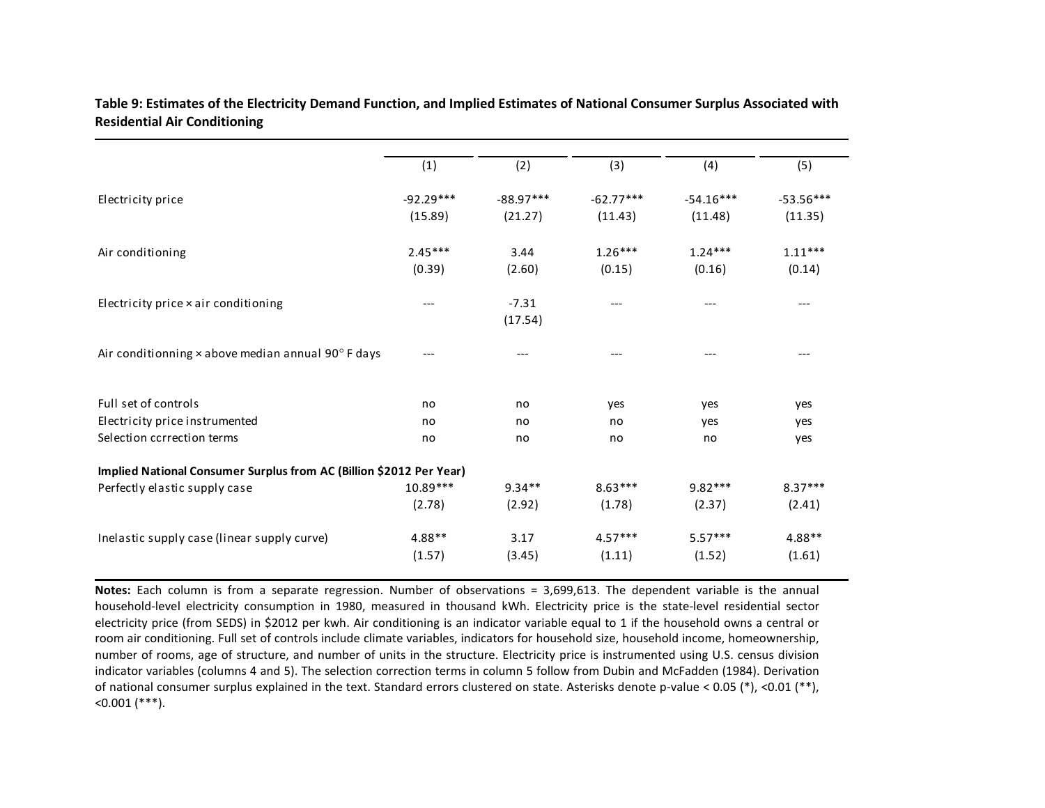**Table 9: Estimates of the Electricity Demand Function, and Implied Estimates of National Consumer Surplus Associated with Residential Air Conditioning**

| | (1) | (2) | (3) | (4) | (5) |
|---|---|---|---|---|---|
| Electricity price | -92.29*** | -88.97*** | -62.77*** | -54.16*** | -53.56*** |
| | (15.89) | (21.27) | (11.43) | (11.48) | (11.35) |
| Air conditioning | 2.45*** | 3.44 | 1.26*** | 1.24*** | 1.11*** |
| | (0.39) | (2.60) | (0.15) | (0.16) | (0.14) |
| Electricity price × air conditioning | --- | -7.31 | --- | --- | --- |
| | | (17.54) | | | |
| Air conditionning × above median annual 90° F days | --- | --- | --- | --- | --- |
| Full set of controls | no | no | yes | yes | yes |
| Electricity price instrumented | no | no | no | yes | yes |
| Selection ccrrection terms | no | no | no | no | yes |
| **Implied National Consumer Surplus from AC (Billion $2012 Per Year)** | | | | | |
| Perfectly elastic supply case | 10.89*** | 9.34** | 8.63*** | 9.82*** | 8.37*** |
| | (2.78) | (2.92) | (1.78) | (2.37) | (2.41) |
| Inelastic supply case (linear supply curve) | 4.88** | 3.17 | 4.57*** | 5.57*** | 4.88** |
| | (1.57) | (3.45) | (1.11) | (1.52) | (1.61) |

**Notes:** Each column is from a separate regression. Number of observations = 3,699,613. The dependent variable is the annual household-level electricity consumption in 1980, measured in thousand kWh. Electricity price is the state-level residential sector electricity price (from SEDS) in $2012 per kwh. Air conditioning is an indicator variable equal to 1 if the household owns a central or room air conditioning. Full set of controls include climate variables, indicators for household size, household income, homeownership, number of rooms, age of structure, and number of units in the structure. Electricity price is instrumented using U.S. census division indicator variables (columns 4 and 5). The selection correction terms in column 5 follow from Dubin and McFadden (1984). Derivation of national consumer surplus explained in the text. Standard errors clustered on state. Asterisks denote p-value < 0.05 (*), <0.01 (**), <0.001 (***).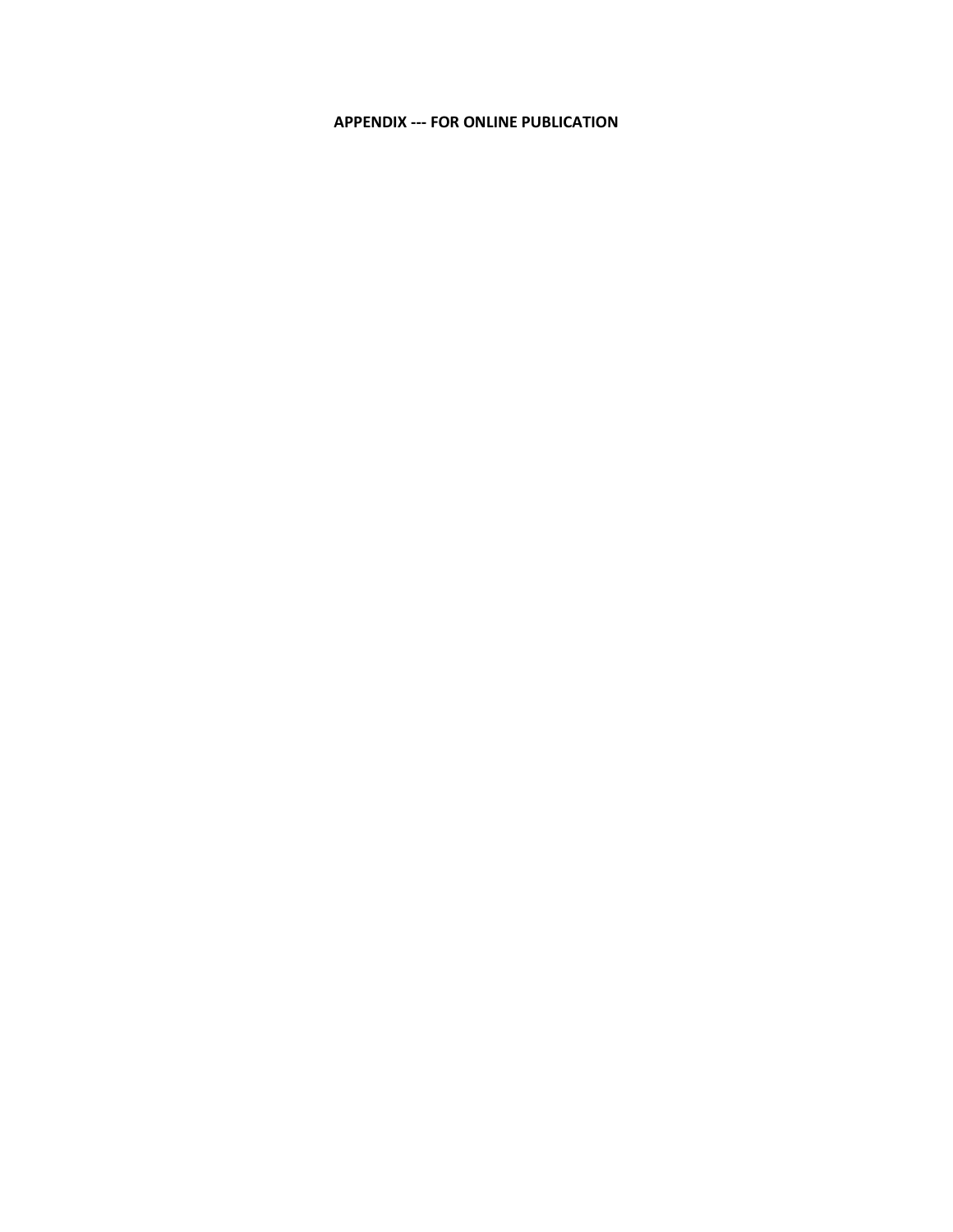**APPENDIX --- FOR ONLINE PUBLICATION**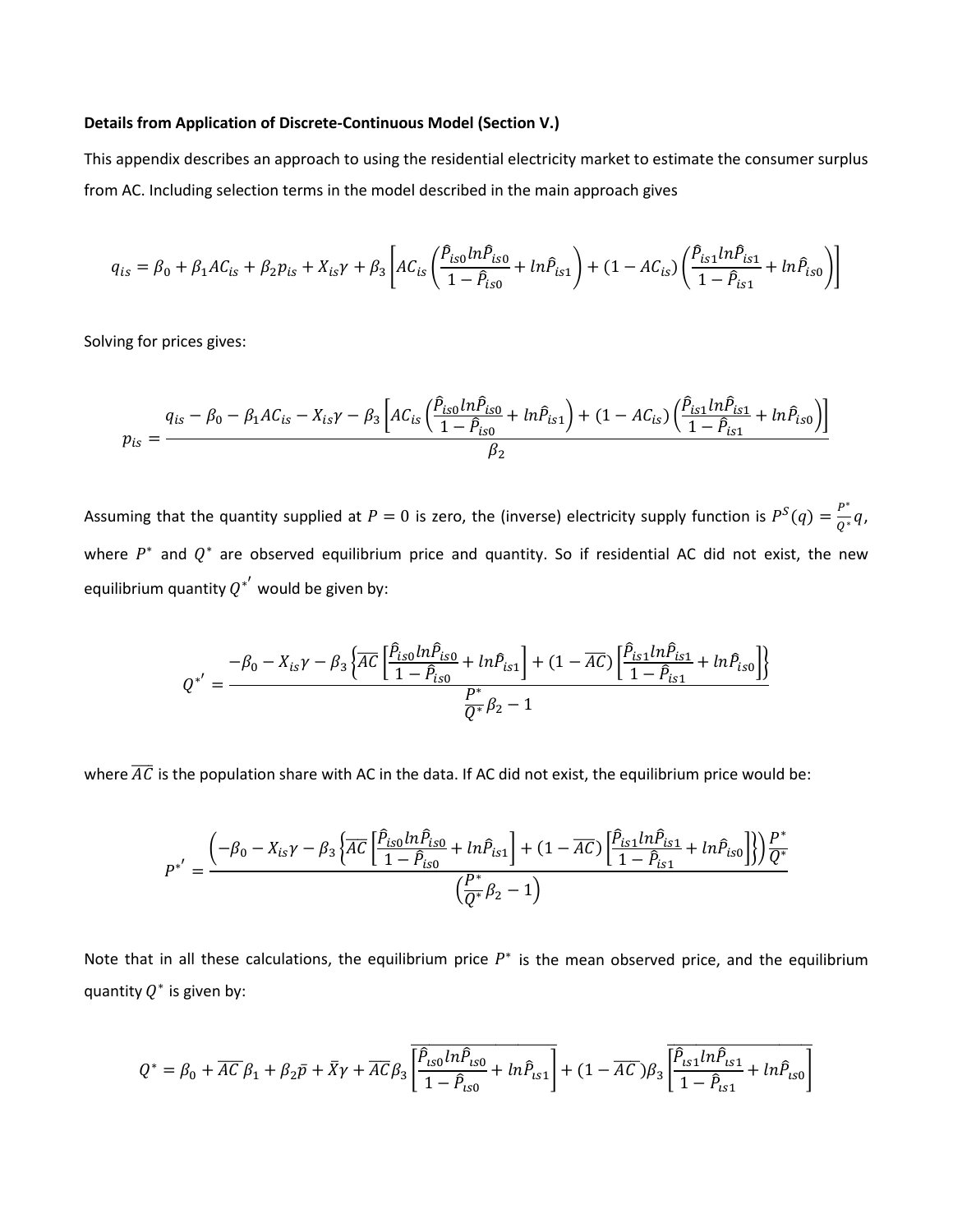**Details from Application of Discrete-Continuous Model (Section V.)**

This appendix describes an approach to using the residential electricity market to estimate the consumer surplus from AC. Including selection terms in the model described in the main approach gives

$$q_{is} = \beta_0 + \beta_1 AC_{is} + \beta_2 p_{is} + X_{is}\gamma + \beta_3 \left[ AC_{is} \left( \frac{\hat{P}_{is0} ln \hat{P}_{is0}}{1 - \hat{P}_{is0}} + ln \hat{P}_{is1} \right) + (1 - AC_{is}) \left( \frac{\hat{P}_{is1} ln \hat{P}_{is1}}{1 - \hat{P}_{is1}} + ln \hat{P}_{is0} \right) \right]$$

Solving for prices gives:

$$p_{is} = \frac{q_{is} - \beta_0 - \beta_1 AC_{is} - X_{is}\gamma - \beta_3 \left[ AC_{is} \left( \frac{\hat{P}_{is0} ln \hat{P}_{is0}}{1 - \hat{P}_{is0}} + ln \hat{P}_{is1} \right) + (1 - AC_{is}) \left( \frac{\hat{P}_{is1} ln \hat{P}_{is1}}{1 - \hat{P}_{is1}} + ln \hat{P}_{is0} \right) \right]}{\beta_2}$$

Assuming that the quantity supplied at $P = 0$ is zero, the (inverse) electricity supply function is $P^S(q) = \frac{P^*}{Q^*} q$, where $P^*$ and $Q^*$ are observed equilibrium price and quantity. So if residential AC did not exist, the new equilibrium quantity $Q^{*'}$ would be given by:

$$Q^{*'} = \frac{-\beta_0 - X_{is}\gamma - \beta_3 \left\{ \overline{AC} \left[ \frac{\hat{P}_{is0} ln \hat{P}_{is0}}{1 - \hat{P}_{is0}} + ln \hat{P}_{is1} \right] + (1 - \overline{AC}) \left[ \frac{\hat{P}_{is1} ln \hat{P}_{is1}}{1 - \hat{P}_{is1}} + ln \hat{P}_{is0} \right] \right\}}{\frac{P^*}{Q^*} \beta_2 - 1}$$

where $\overline{AC}$ is the population share with AC in the data. If AC did not exist, the equilibrium price would be:

$$P^{*'} = \frac{\left( -\beta_0 - X_{is}\gamma - \beta_3 \left\{ \overline{AC} \left[ \frac{\hat{P}_{is0} ln \hat{P}_{is0}}{1 - \hat{P}_{is0}} + ln \hat{P}_{is1} \right] + (1 - \overline{AC}) \left[ \frac{\hat{P}_{is1} ln \hat{P}_{is1}}{1 - \hat{P}_{is1}} + ln \hat{P}_{is0} \right] \right\} \right) \frac{P^*}{Q^*}}{\left( \frac{P^*}{Q^*} \beta_2 - 1 \right)}$$

Note that in all these calculations, the equilibrium price $P^*$ is the mean observed price, and the equilibrium quantity $Q^*$ is given by:

$$Q^* = \beta_0 + \overline{AC}\,\beta_1 + \beta_2 \bar{p} + \bar{X}\gamma + \overline{AC}\beta_3 \overline{\left[ \frac{\hat{P}_{is0} ln \hat{P}_{is0}}{1 - \hat{P}_{is0}} + ln \hat{P}_{is1} \right]} + (1 - \overline{AC})\beta_3 \overline{\left[ \frac{\hat{P}_{is1} ln \hat{P}_{is1}}{1 - \hat{P}_{is1}} + ln \hat{P}_{is0} \right]}$$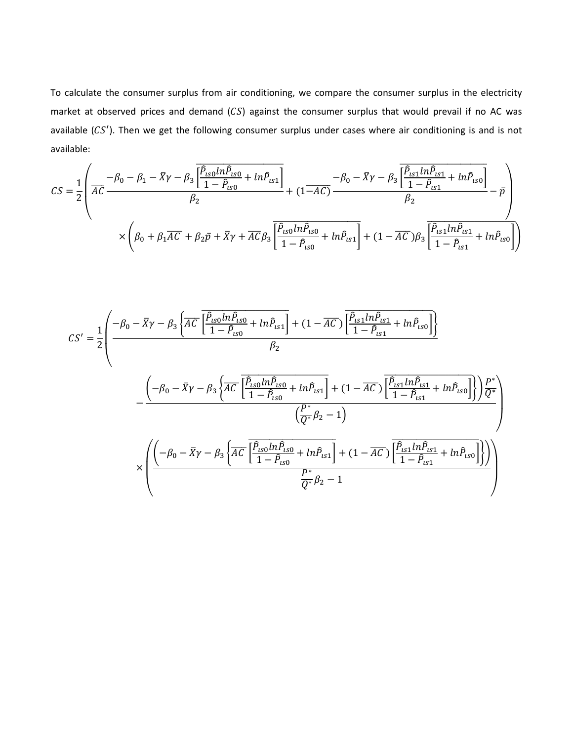To calculate the consumer surplus from air conditioning, we compare the consumer surplus in the electricity market at observed prices and demand ($CS$) against the consumer surplus that would prevail if no AC was available ($CS'$). Then we get the following consumer surplus under cases where air conditioning is and is not available:

$$
CS = \frac{1}{2}\left( \overline{AC}\,\frac{-\beta_0 - \beta_1 - \bar{X}\gamma - \beta_3 \overline{\left[\frac{\hat{P}_{\iota s0} ln\hat{P}_{\iota s0}}{1-\hat{P}_{\iota s0}} + ln\hat{P}_{\iota s1}\right]}}{\beta_2} + (1-\overline{AC})\,\frac{-\beta_0 - \bar{X}\gamma - \beta_3 \overline{\left[\frac{\hat{P}_{\iota s1} ln\hat{P}_{\iota s1}}{1-\hat{P}_{\iota s1}} + ln\hat{P}_{\iota s0}\right]}}{\beta_2} - \bar{p} \right)
\times \left( \beta_0 + \beta_1\overline{AC} + \beta_2\bar{p} + \bar{X}\gamma + \overline{AC}\beta_3 \overline{\left[\frac{\hat{P}_{\iota s0} ln\hat{P}_{\iota s0}}{1-\hat{P}_{\iota s0}} + ln\hat{P}_{\iota s1}\right]} + (1-\overline{AC})\beta_3 \overline{\left[\frac{\hat{P}_{\iota s1} ln\hat{P}_{\iota s1}}{1-\hat{P}_{\iota s1}} + ln\hat{P}_{\iota s0}\right]} \right)
$$

$$
CS' = \frac{1}{2}\left( \frac{-\beta_0 - \bar{X}\gamma - \beta_3\left\{\overline{AC}\,\overline{\left[\frac{\hat{P}_{\iota s0} ln\hat{P}_{\iota s0}}{1-\hat{P}_{\iota s0}} + ln\hat{P}_{\iota s1}\right]} + (1-\overline{AC})\,\overline{\left[\frac{\hat{P}_{\iota s1} ln\hat{P}_{\iota s1}}{1-\hat{P}_{\iota s1}} + ln\hat{P}_{\iota s0}\right]}\right\}}{\beta_2} \right.
- \frac{\left(-\beta_0 - \bar{X}\gamma - \beta_3\left\{\overline{AC}\,\overline{\left[\frac{\hat{P}_{\iota s0} ln\hat{P}_{\iota s0}}{1-\hat{P}_{\iota s0}} + ln\hat{P}_{\iota s1}\right]} + (1-\overline{AC})\,\overline{\left[\frac{\hat{P}_{\iota s1} ln\hat{P}_{\iota s1}}{1-\hat{P}_{\iota s1}} + ln\hat{P}_{\iota s0}\right]}\right\}\right)\frac{P^*}{Q^*}}{\left(\frac{P^*}{Q^*}\beta_2 - 1\right)}
\left. \times \left( \frac{\left(-\beta_0 - \bar{X}\gamma - \beta_3\left\{\overline{AC}\,\overline{\left[\frac{\hat{P}_{\iota s0} ln\hat{P}_{\iota s0}}{1-\hat{P}_{\iota s0}} + ln\hat{P}_{\iota s1}\right]} + (1-\overline{AC})\,\overline{\left[\frac{\hat{P}_{\iota s1} ln\hat{P}_{\iota s1}}{1-\hat{P}_{\iota s1}} + ln\hat{P}_{\iota s0}\right]}\right\}\right)}{\frac{P^*}{Q^*}\beta_2 - 1} \right) \right)
$$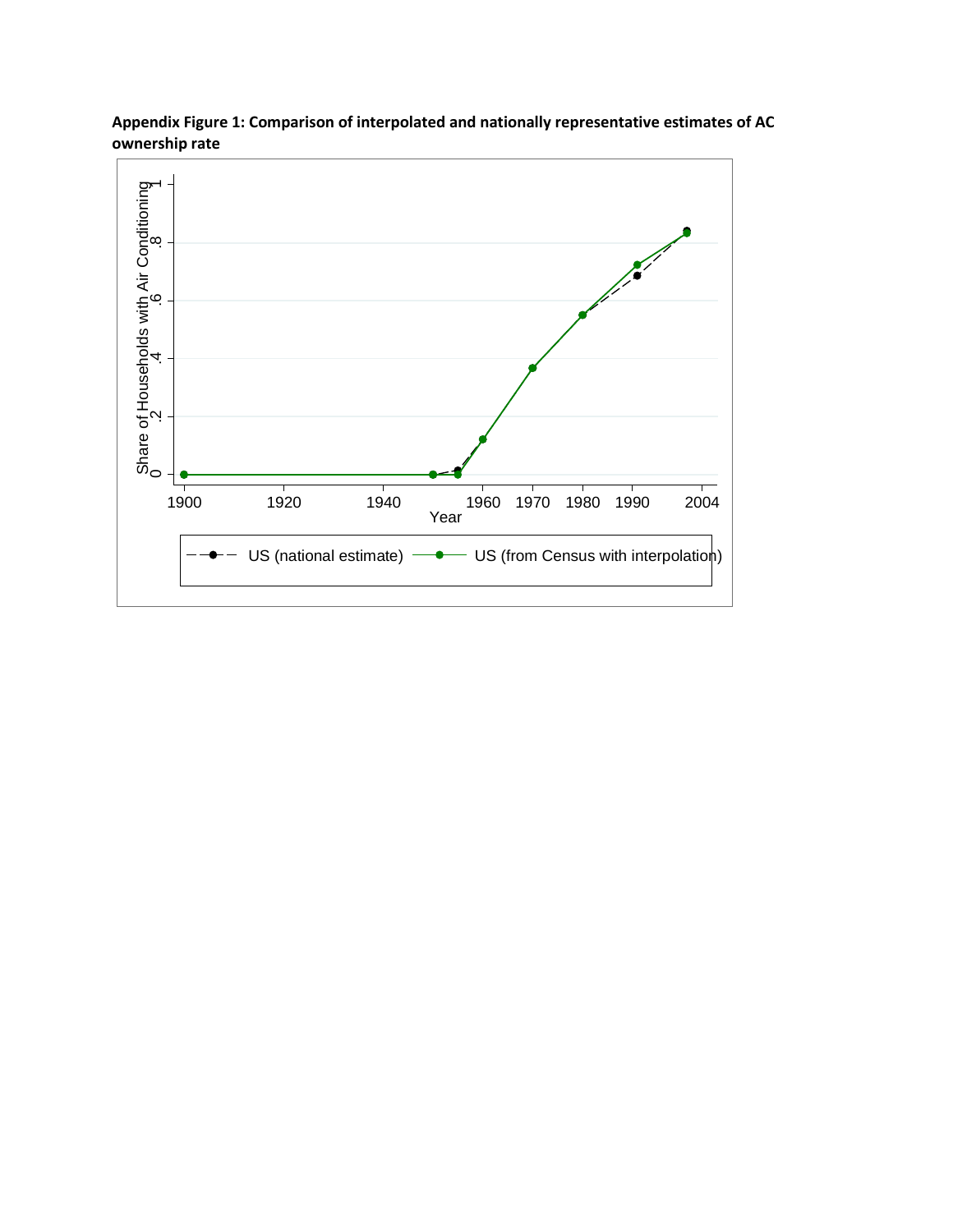**Appendix Figure 1: Comparison of interpolated and nationally representative estimates of AC ownership rate**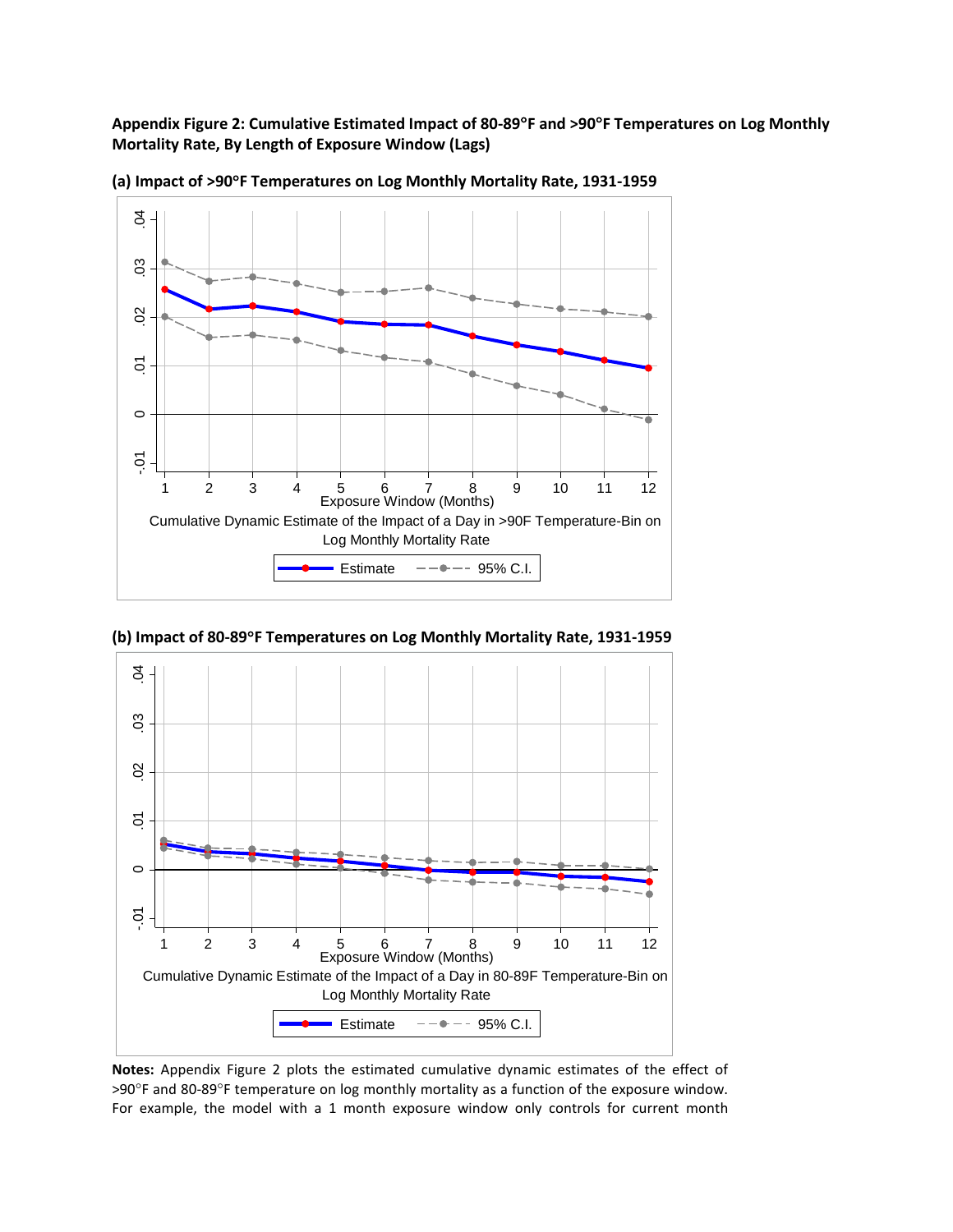**Appendix Figure 2: Cumulative Estimated Impact of 80-89°F and >90°F Temperatures on Log Monthly Mortality Rate, By Length of Exposure Window (Lags)**

**(a) Impact of >90°F Temperatures on Log Monthly Mortality Rate, 1931-1959**

Cumulative Dynamic Estimate of the Impact of a Day in >90F Temperature-Bin on Log Monthly Mortality Rate

**(b) Impact of 80-89°F Temperatures on Log Monthly Mortality Rate, 1931-1959**

Cumulative Dynamic Estimate of the Impact of a Day in 80-89F Temperature-Bin on Log Monthly Mortality Rate

**Notes:** Appendix Figure 2 plots the estimated cumulative dynamic estimates of the effect of >90°F and 80-89°F temperature on log monthly mortality as a function of the exposure window. For example, the model with a 1 month exposure window only controls for current month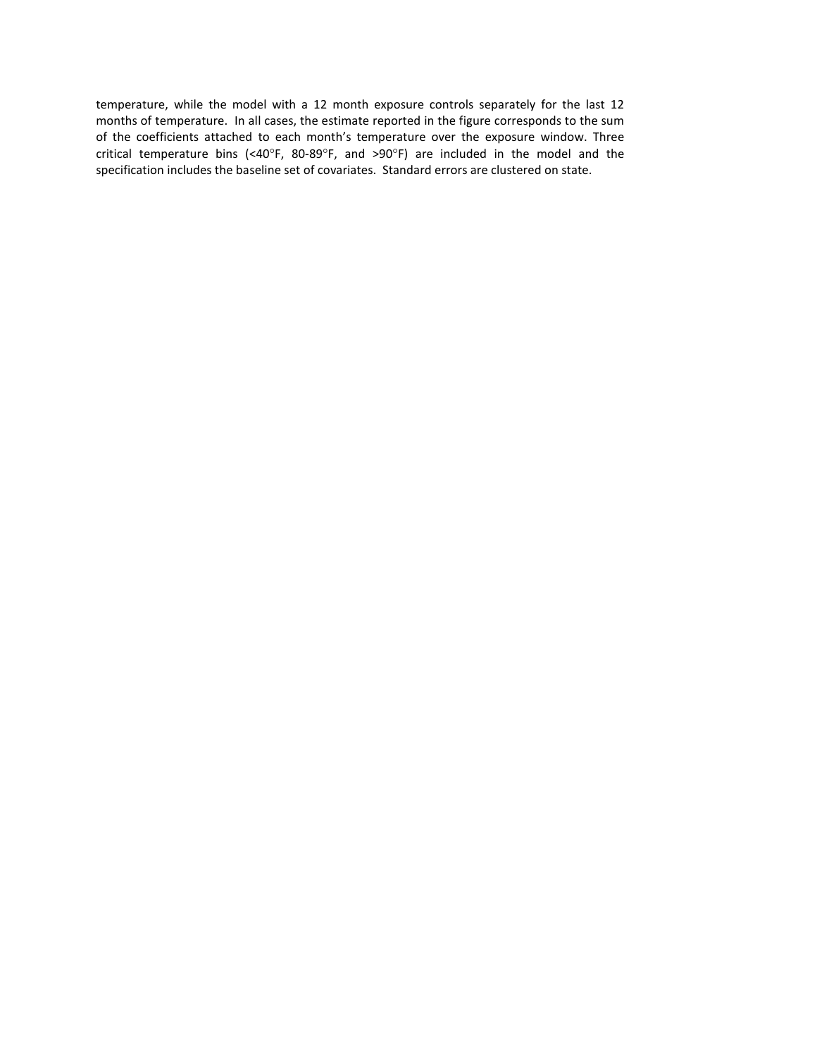temperature, while the model with a 12 month exposure controls separately for the last 12 months of temperature. In all cases, the estimate reported in the figure corresponds to the sum of the coefficients attached to each month's temperature over the exposure window. Three critical temperature bins (<40°F, 80-89°F, and >90°F) are included in the model and the specification includes the baseline set of covariates. Standard errors are clustered on state.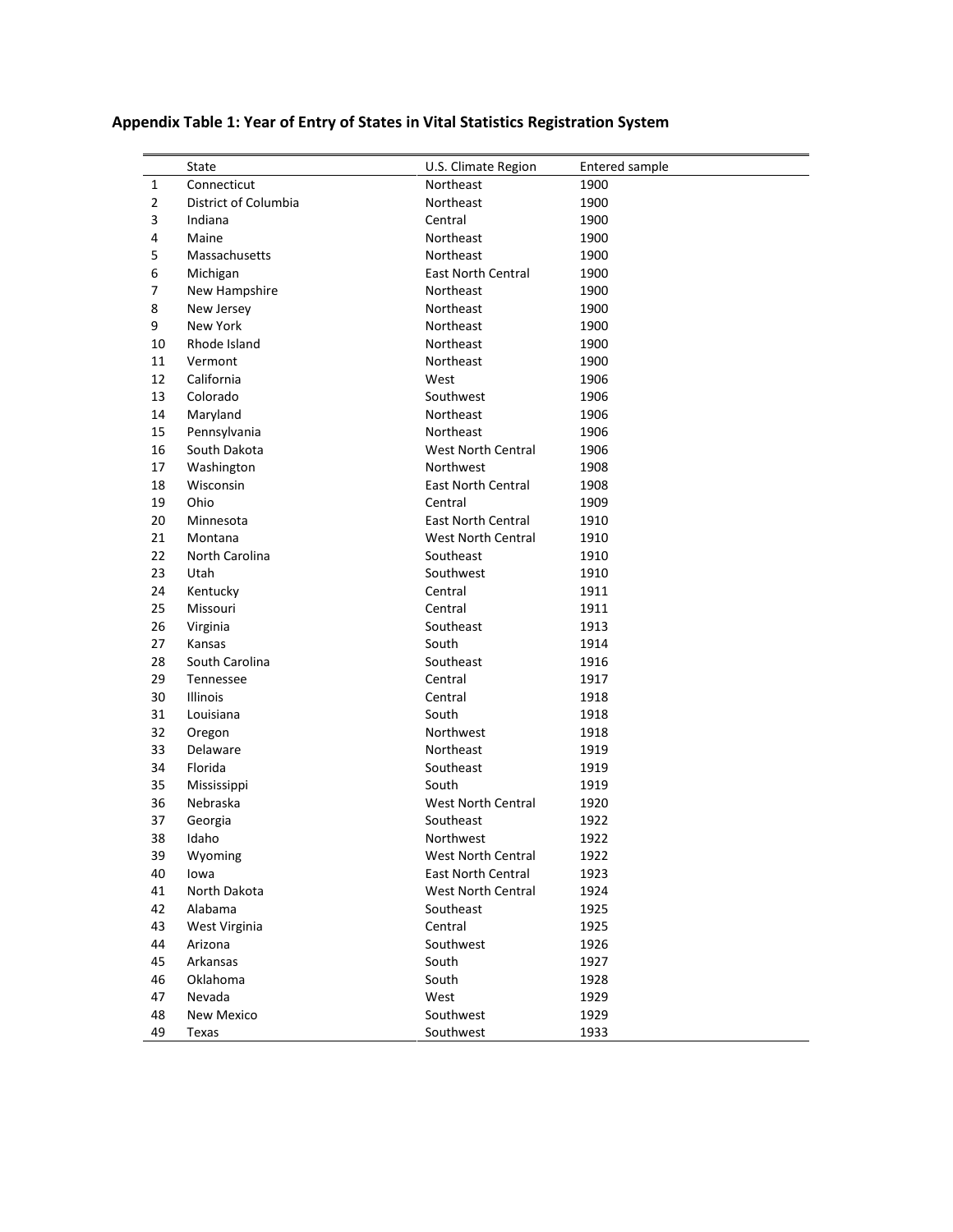**Appendix Table 1: Year of Entry of States in Vital Statistics Registration System**

| | State | U.S. Climate Region | Entered sample |
|---|---|---|---|
| 1 | Connecticut | Northeast | 1900 |
| 2 | District of Columbia | Northeast | 1900 |
| 3 | Indiana | Central | 1900 |
| 4 | Maine | Northeast | 1900 |
| 5 | Massachusetts | Northeast | 1900 |
| 6 | Michigan | East North Central | 1900 |
| 7 | New Hampshire | Northeast | 1900 |
| 8 | New Jersey | Northeast | 1900 |
| 9 | New York | Northeast | 1900 |
| 10 | Rhode Island | Northeast | 1900 |
| 11 | Vermont | Northeast | 1900 |
| 12 | California | West | 1906 |
| 13 | Colorado | Southwest | 1906 |
| 14 | Maryland | Northeast | 1906 |
| 15 | Pennsylvania | Northeast | 1906 |
| 16 | South Dakota | West North Central | 1906 |
| 17 | Washington | Northwest | 1908 |
| 18 | Wisconsin | East North Central | 1908 |
| 19 | Ohio | Central | 1909 |
| 20 | Minnesota | East North Central | 1910 |
| 21 | Montana | West North Central | 1910 |
| 22 | North Carolina | Southeast | 1910 |
| 23 | Utah | Southwest | 1910 |
| 24 | Kentucky | Central | 1911 |
| 25 | Missouri | Central | 1911 |
| 26 | Virginia | Southeast | 1913 |
| 27 | Kansas | South | 1914 |
| 28 | South Carolina | Southeast | 1916 |
| 29 | Tennessee | Central | 1917 |
| 30 | Illinois | Central | 1918 |
| 31 | Louisiana | South | 1918 |
| 32 | Oregon | Northwest | 1918 |
| 33 | Delaware | Northeast | 1919 |
| 34 | Florida | Southeast | 1919 |
| 35 | Mississippi | South | 1919 |
| 36 | Nebraska | West North Central | 1920 |
| 37 | Georgia | Southeast | 1922 |
| 38 | Idaho | Northwest | 1922 |
| 39 | Wyoming | West North Central | 1922 |
| 40 | Iowa | East North Central | 1923 |
| 41 | North Dakota | West North Central | 1924 |
| 42 | Alabama | Southeast | 1925 |
| 43 | West Virginia | Central | 1925 |
| 44 | Arizona | Southwest | 1926 |
| 45 | Arkansas | South | 1927 |
| 46 | Oklahoma | South | 1928 |
| 47 | Nevada | West | 1929 |
| 48 | New Mexico | Southwest | 1929 |
| 49 | Texas | Southwest | 1933 |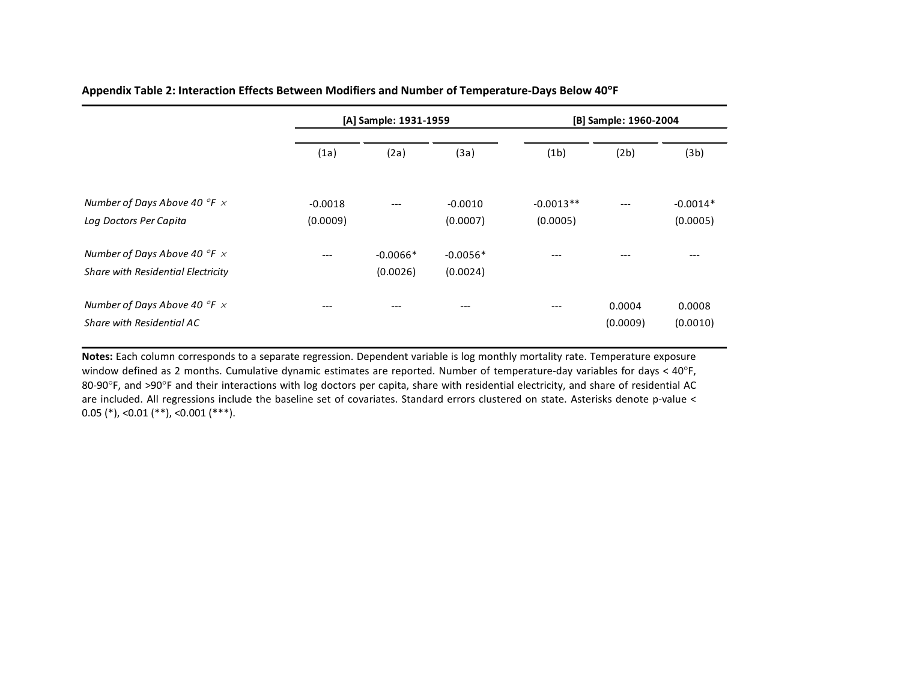**Appendix Table 2: Interaction Effects Between Modifiers and Number of Temperature-Days Below 40°F**

| | [A] Sample: 1931-1959 | | | [B] Sample: 1960-2004 | | |
|---|---|---|---|---|---|---|
| | (1a) | (2a) | (3a) | (1b) | (2b) | (3b) |
| *Number of Days Above 40 °F ×* | -0.0018 | --- | -0.0010 | -0.0013** | --- | -0.0014* |
| *Log Doctors Per Capita* | (0.0009) | | (0.0007) | (0.0005) | | (0.0005) |
| *Number of Days Above 40 °F ×* | --- | -0.0066* | -0.0056* | --- | --- | --- |
| *Share with Residential Electricity* | | (0.0026) | (0.0024) | | | |
| *Number of Days Above 40 °F ×* | --- | --- | --- | --- | 0.0004 | 0.0008 |
| *Share with Residential AC* | | | | | (0.0009) | (0.0010) |

**Notes:** Each column corresponds to a separate regression. Dependent variable is log monthly mortality rate. Temperature exposure window defined as 2 months. Cumulative dynamic estimates are reported. Number of temperature-day variables for days < 40°F, 80-90°F, and >90°F and their interactions with log doctors per capita, share with residential electricity, and share of residential AC are included. All regressions include the baseline set of covariates. Standard errors clustered on state. Asterisks denote p-value < 0.05 (*), <0.01 (**), <0.001 (***).